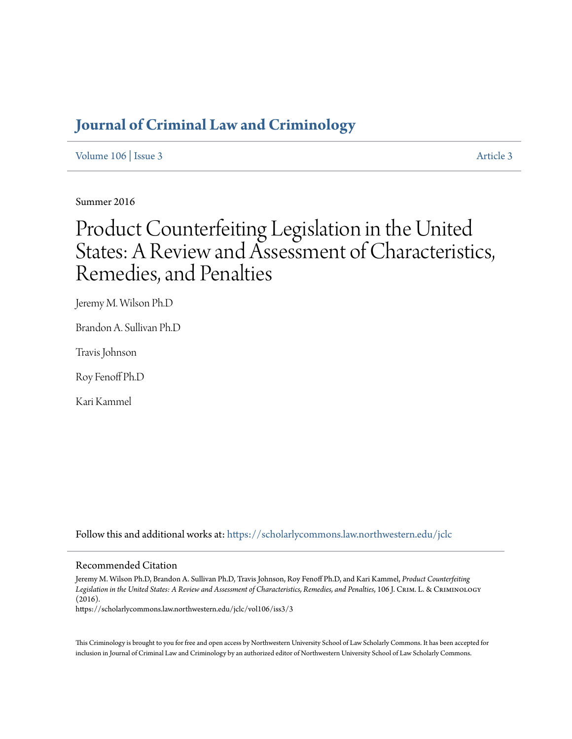# Journal of Criminal Law and Criminology

Volume 106 | Issue 3 — Article 3

Summer 2016

## Product Counterfeiting Legislation in the United States: A Review and Assessment of Characteristics, Remedies, and Penalties

Jeremy M. Wilson Ph.D

Brandon A. Sullivan Ph.D

Travis Johnson

Roy Fenoff Ph.D

Kari Kammel

Follow this and additional works at: https://scholarlycommons.law.northwestern.edu/jclc

### Recommended Citation

Jeremy M. Wilson Ph.D, Brandon A. Sullivan Ph.D, Travis Johnson, Roy Fenoff Ph.D, and Kari Kammel, *Product Counterfeiting Legislation in the United States: A Review and Assessment of Characteristics, Remedies, and Penalties*, 106 J. Crim. L. & Criminology (2016).
https://scholarlycommons.law.northwestern.edu/jclc/vol106/iss3/3

This Criminology is brought to you for free and open access by Northwestern University School of Law Scholarly Commons. It has been accepted for inclusion in Journal of Criminal Law and Criminology by an authorized editor of Northwestern University School of Law Scholarly Commons.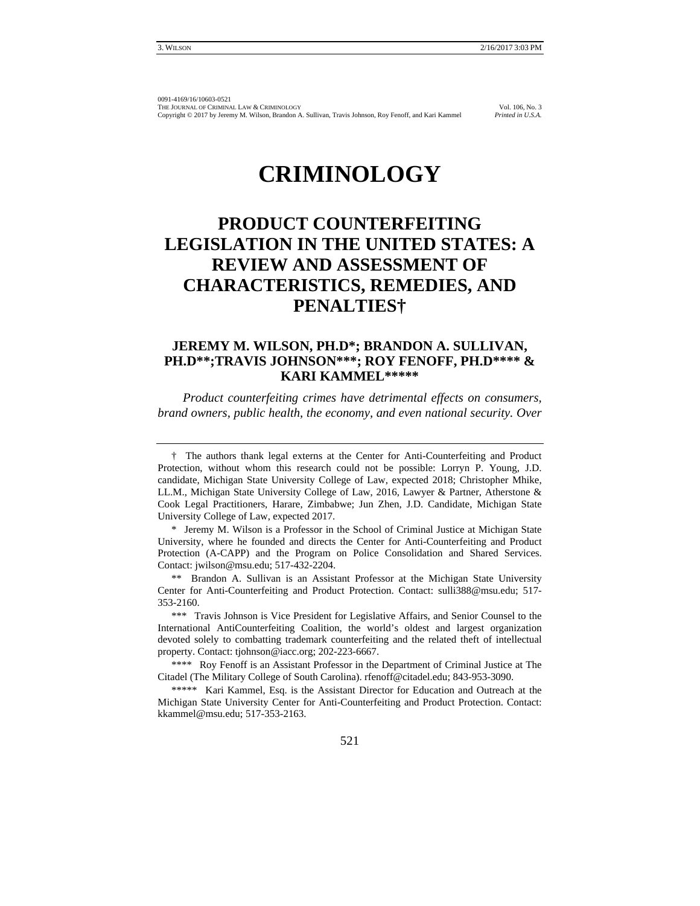0091-4169/16/10603-0521
THE JOURNAL OF CRIMINAL LAW & CRIMINOLOGY Vol. 106, No. 3
Copyright © 2017 by Jeremy M. Wilson, Brandon A. Sullivan, Travis Johnson, Roy Fenoff, and Kari Kammel *Printed in U.S.A.*

# CRIMINOLOGY

## PRODUCT COUNTERFEITING LEGISLATION IN THE UNITED STATES: A REVIEW AND ASSESSMENT OF CHARACTERISTICS, REMEDIES, AND PENALTIES†

### JEREMY M. WILSON, PH.D*; BRANDON A. SULLIVAN, PH.D**;TRAVIS JOHNSON***; ROY FENOFF, PH.D**** & KARI KAMMEL*****

*Product counterfeiting crimes have detrimental effects on consumers, brand owners, public health, the economy, and even national security. Over*

---

† The authors thank legal externs at the Center for Anti-Counterfeiting and Product Protection, without whom this research could not be possible: Lorryn P. Young, J.D. candidate, Michigan State University College of Law, expected 2018; Christopher Mhike, LL.M., Michigan State University College of Law, 2016, Lawyer & Partner, Atherstone & Cook Legal Practitioners, Harare, Zimbabwe; Jun Zhen, J.D. Candidate, Michigan State University College of Law, expected 2017.

\* Jeremy M. Wilson is a Professor in the School of Criminal Justice at Michigan State University, where he founded and directs the Center for Anti-Counterfeiting and Product Protection (A-CAPP) and the Program on Police Consolidation and Shared Services. Contact: jwilson@msu.edu; 517-432-2204.

** Brandon A. Sullivan is an Assistant Professor at the Michigan State University Center for Anti-Counterfeiting and Product Protection. Contact: sulli388@msu.edu; 517-353-2160.

*** Travis Johnson is Vice President for Legislative Affairs, and Senior Counsel to the International AntiCounterfeiting Coalition, the world's oldest and largest organization devoted solely to combatting trademark counterfeiting and the related theft of intellectual property. Contact: tjohnson@iacc.org; 202-223-6667.

**** Roy Fenoff is an Assistant Professor in the Department of Criminal Justice at The Citadel (The Military College of South Carolina). rfenoff@citadel.edu; 843-953-3090.

***** Kari Kammel, Esq. is the Assistant Director for Education and Outreach at the Michigan State University Center for Anti-Counterfeiting and Product Protection. Contact: kkammel@msu.edu; 517-353-2163.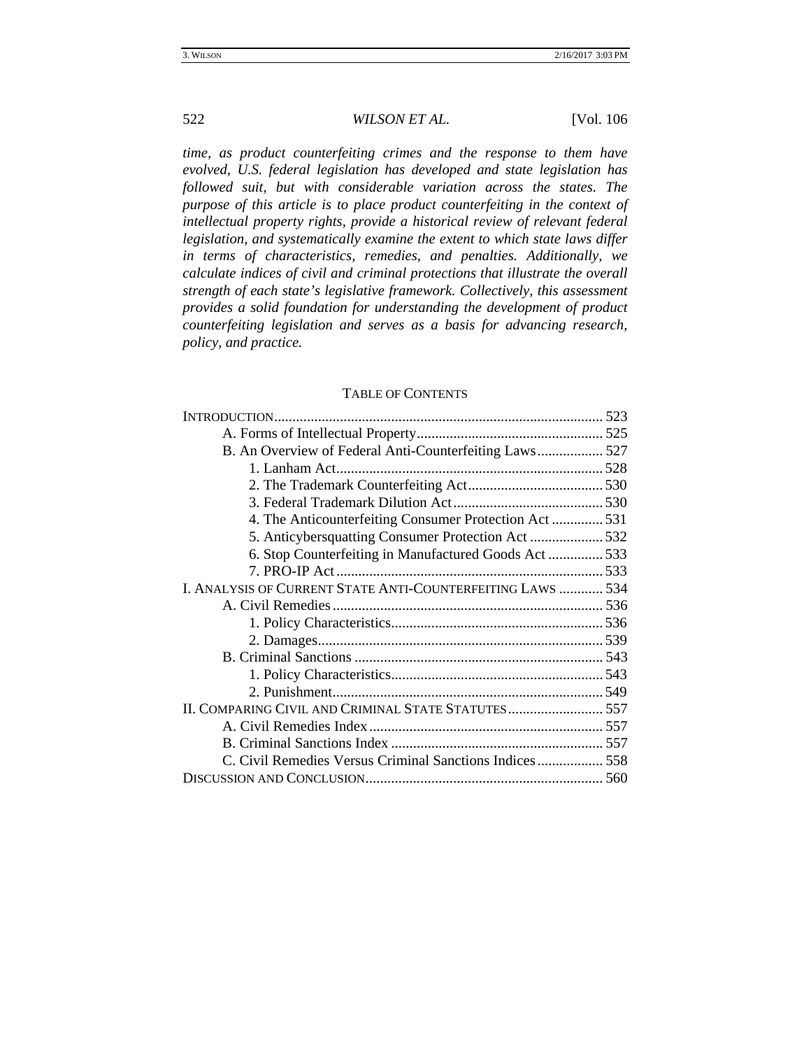*time, as product counterfeiting crimes and the response to them have evolved, U.S. federal legislation has developed and state legislation has followed suit, but with considerable variation across the states. The purpose of this article is to place product counterfeiting in the context of intellectual property rights, provide a historical review of relevant federal legislation, and systematically examine the extent to which state laws differ in terms of characteristics, remedies, and penalties. Additionally, we calculate indices of civil and criminal protections that illustrate the overall strength of each state's legislative framework. Collectively, this assessment provides a solid foundation for understanding the development of product counterfeiting legislation and serves as a basis for advancing research, policy, and practice.*

## TABLE OF CONTENTS

- INTRODUCTION .......... 523
  - A. Forms of Intellectual Property .......... 525
  - B. An Overview of Federal Anti-Counterfeiting Laws .......... 527
    - 1. Lanham Act .......... 528
    - 2. The Trademark Counterfeiting Act .......... 530
    - 3. Federal Trademark Dilution Act .......... 530
    - 4. The Anticounterfeiting Consumer Protection Act .......... 531
    - 5. Anticybersquatting Consumer Protection Act .......... 532
    - 6. Stop Counterfeiting in Manufactured Goods Act .......... 533
    - 7. PRO-IP Act .......... 533
- I. ANALYSIS OF CURRENT STATE ANTI-COUNTERFEITING LAWS .......... 534
  - A. Civil Remedies .......... 536
    - 1. Policy Characteristics .......... 536
    - 2. Damages .......... 539
  - B. Criminal Sanctions .......... 543
    - 1. Policy Characteristics .......... 543
    - 2. Punishment .......... 549
- II. COMPARING CIVIL AND CRIMINAL STATE STATUTES .......... 557
  - A. Civil Remedies Index .......... 557
  - B. Criminal Sanctions Index .......... 557
  - C. Civil Remedies Versus Criminal Sanctions Indices .......... 558
- DISCUSSION AND CONCLUSION .......... 560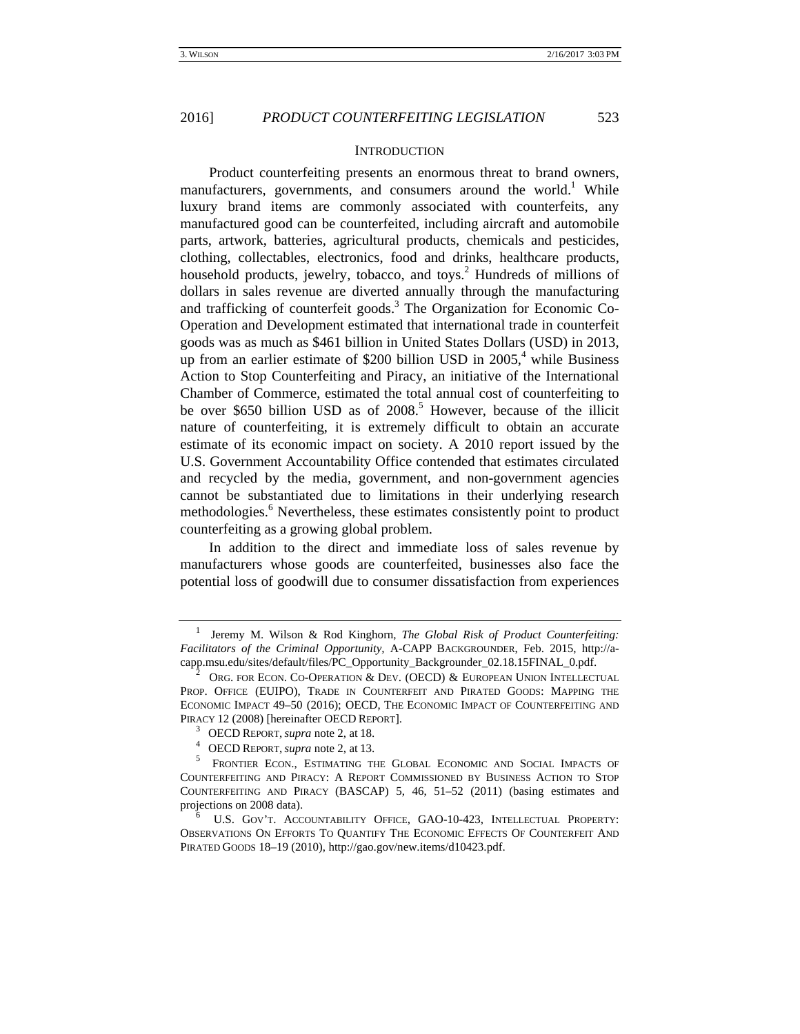## INTRODUCTION

Product counterfeiting presents an enormous threat to brand owners, manufacturers, governments, and consumers around the world.[1] While luxury brand items are commonly associated with counterfeits, any manufactured good can be counterfeited, including aircraft and automobile parts, artwork, batteries, agricultural products, chemicals and pesticides, clothing, collectables, electronics, food and drinks, healthcare products, household products, jewelry, tobacco, and toys.[2] Hundreds of millions of dollars in sales revenue are diverted annually through the manufacturing and trafficking of counterfeit goods.[3] The Organization for Economic Co-Operation and Development estimated that international trade in counterfeit goods was as much as $461 billion in United States Dollars (USD) in 2013, up from an earlier estimate of $200 billion USD in 2005,[4] while Business Action to Stop Counterfeiting and Piracy, an initiative of the International Chamber of Commerce, estimated the total annual cost of counterfeiting to be over $650 billion USD as of 2008.[5] However, because of the illicit nature of counterfeiting, it is extremely difficult to obtain an accurate estimate of its economic impact on society. A 2010 report issued by the U.S. Government Accountability Office contended that estimates circulated and recycled by the media, government, and non-government agencies cannot be substantiated due to limitations in their underlying research methodologies.[6] Nevertheless, these estimates consistently point to product counterfeiting as a growing global problem.

In addition to the direct and immediate loss of sales revenue by manufacturers whose goods are counterfeited, businesses also face the potential loss of goodwill due to consumer dissatisfaction from experiences

---

1 Jeremy M. Wilson & Rod Kinghorn, *The Global Risk of Product Counterfeiting: Facilitators of the Criminal Opportunity*, A-CAPP BACKGROUNDER, Feb. 2015, http://a-capp.msu.edu/sites/default/files/PC_Opportunity_Backgrounder_02.18.15FINAL_0.pdf.

2 ORG. FOR ECON. CO-OPERATION & DEV. (OECD) & EUROPEAN UNION INTELLECTUAL PROP. OFFICE (EUIPO), TRADE IN COUNTERFEIT AND PIRATED GOODS: MAPPING THE ECONOMIC IMPACT 49–50 (2016); OECD, THE ECONOMIC IMPACT OF COUNTERFEITING AND PIRACY 12 (2008) [hereinafter OECD REPORT].

3 OECD REPORT, *supra* note 2, at 18.

4 OECD REPORT, *supra* note 2, at 13.

5 FRONTIER ECON., ESTIMATING THE GLOBAL ECONOMIC AND SOCIAL IMPACTS OF COUNTERFEITING AND PIRACY: A REPORT COMMISSIONED BY BUSINESS ACTION TO STOP COUNTERFEITING AND PIRACY (BASCAP) 5, 46, 51–52 (2011) (basing estimates and projections on 2008 data).

6 U.S. GOV'T. ACCOUNTABILITY OFFICE, GAO-10-423, INTELLECTUAL PROPERTY: OBSERVATIONS ON EFFORTS TO QUANTIFY THE ECONOMIC EFFECTS OF COUNTERFEIT AND PIRATED GOODS 18–19 (2010), http://gao.gov/new.items/d10423.pdf.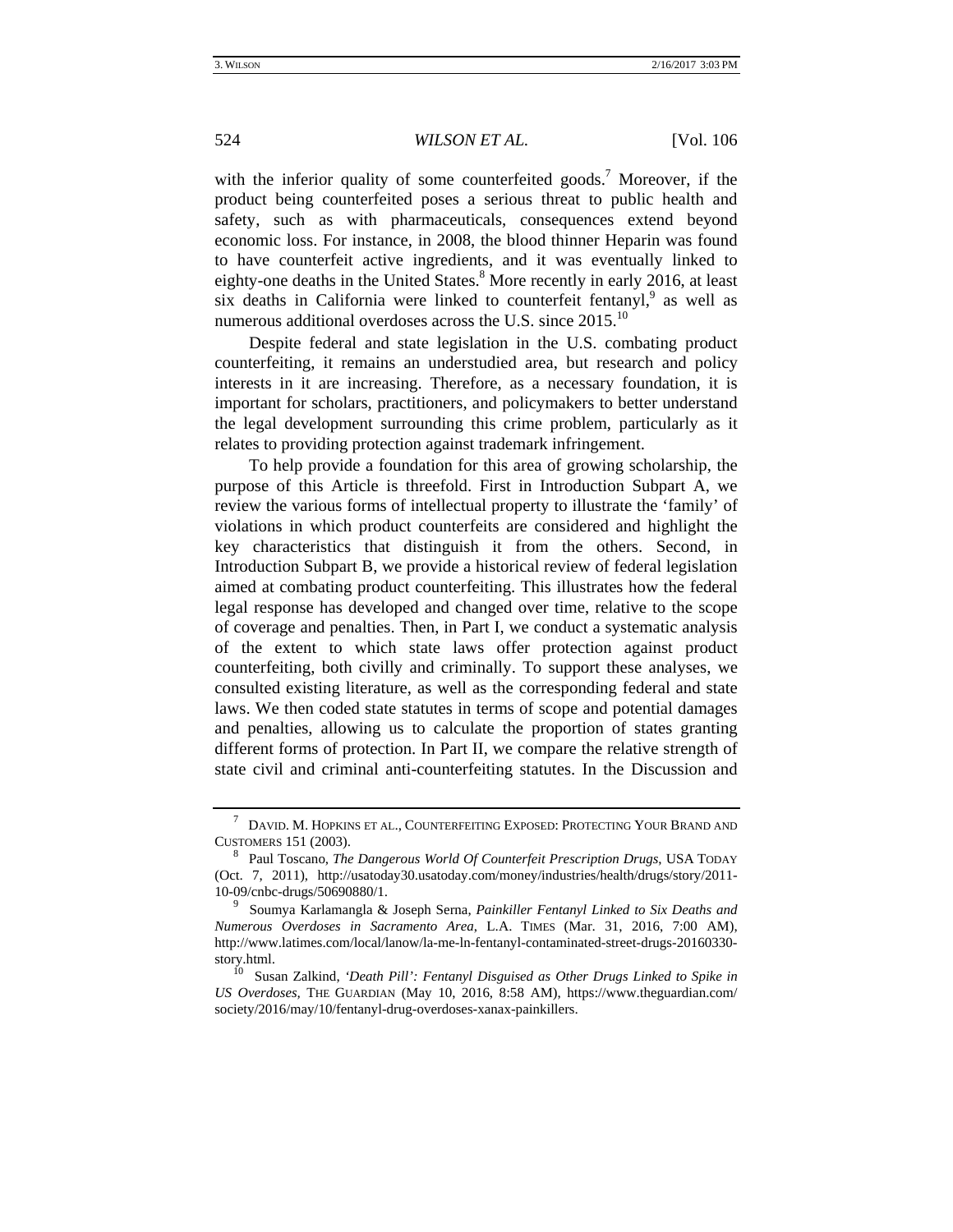with the inferior quality of some counterfeited goods.[7] Moreover, if the product being counterfeited poses a serious threat to public health and safety, such as with pharmaceuticals, consequences extend beyond economic loss. For instance, in 2008, the blood thinner Heparin was found to have counterfeit active ingredients, and it was eventually linked to eighty-one deaths in the United States.[8] More recently in early 2016, at least six deaths in California were linked to counterfeit fentanyl,[9] as well as numerous additional overdoses across the U.S. since 2015.[10]

Despite federal and state legislation in the U.S. combating product counterfeiting, it remains an understudied area, but research and policy interests in it are increasing. Therefore, as a necessary foundation, it is important for scholars, practitioners, and policymakers to better understand the legal development surrounding this crime problem, particularly as it relates to providing protection against trademark infringement.

To help provide a foundation for this area of growing scholarship, the purpose of this Article is threefold. First in Introduction Subpart A, we review the various forms of intellectual property to illustrate the 'family' of violations in which product counterfeits are considered and highlight the key characteristics that distinguish it from the others. Second, in Introduction Subpart B, we provide a historical review of federal legislation aimed at combating product counterfeiting. This illustrates how the federal legal response has developed and changed over time, relative to the scope of coverage and penalties. Then, in Part I, we conduct a systematic analysis of the extent to which state laws offer protection against product counterfeiting, both civilly and criminally. To support these analyses, we consulted existing literature, as well as the corresponding federal and state laws. We then coded state statutes in terms of scope and potential damages and penalties, allowing us to calculate the proportion of states granting different forms of protection. In Part II, we compare the relative strength of state civil and criminal anti-counterfeiting statutes. In the Discussion and

---

[7] DAVID. M. HOPKINS ET AL., COUNTERFEITING EXPOSED: PROTECTING YOUR BRAND AND CUSTOMERS 151 (2003).

[8] Paul Toscano, *The Dangerous World Of Counterfeit Prescription Drugs*, USA TODAY (Oct. 7, 2011), http://usatoday30.usatoday.com/money/industries/health/drugs/story/2011-10-09/cnbc-drugs/50690880/1.

[9] Soumya Karlamangla & Joseph Serna, *Painkiller Fentanyl Linked to Six Deaths and Numerous Overdoses in Sacramento Area*, L.A. TIMES (Mar. 31, 2016, 7:00 AM), http://www.latimes.com/local/lanow/la-me-ln-fentanyl-contaminated-street-drugs-20160330-story.html.

[10] Susan Zalkind, *'Death Pill': Fentanyl Disguised as Other Drugs Linked to Spike in US Overdoses*, THE GUARDIAN (May 10, 2016, 8:58 AM), https://www.theguardian.com/society/2016/may/10/fentanyl-drug-overdoses-xanax-painkillers.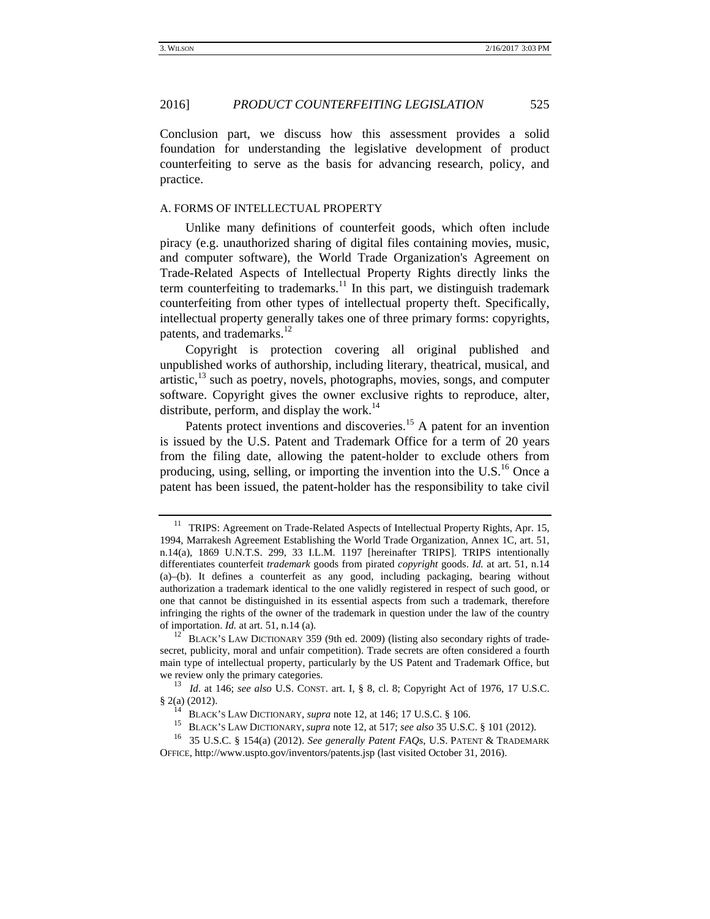Conclusion part, we discuss how this assessment provides a solid foundation for understanding the legislative development of product counterfeiting to serve as the basis for advancing research, policy, and practice.

### A. FORMS OF INTELLECTUAL PROPERTY

Unlike many definitions of counterfeit goods, which often include piracy (e.g. unauthorized sharing of digital files containing movies, music, and computer software), the World Trade Organization's Agreement on Trade-Related Aspects of Intellectual Property Rights directly links the term counterfeiting to trademarks.[11] In this part, we distinguish trademark counterfeiting from other types of intellectual property theft. Specifically, intellectual property generally takes one of three primary forms: copyrights, patents, and trademarks.[12]

Copyright is protection covering all original published and unpublished works of authorship, including literary, theatrical, musical, and artistic,[13] such as poetry, novels, photographs, movies, songs, and computer software. Copyright gives the owner exclusive rights to reproduce, alter, distribute, perform, and display the work.[14]

Patents protect inventions and discoveries.[15] A patent for an invention is issued by the U.S. Patent and Trademark Office for a term of 20 years from the filing date, allowing the patent-holder to exclude others from producing, using, selling, or importing the invention into the U.S.[16] Once a patent has been issued, the patent-holder has the responsibility to take civil

---

[11] TRIPS: Agreement on Trade-Related Aspects of Intellectual Property Rights, Apr. 15, 1994, Marrakesh Agreement Establishing the World Trade Organization, Annex 1C, art. 51, n.14(a), 1869 U.N.T.S. 299, 33 I.L.M. 1197 [hereinafter TRIPS]. TRIPS intentionally differentiates counterfeit *trademark* goods from pirated *copyright* goods. *Id.* at art. 51, n.14 (a)–(b). It defines a counterfeit as any good, including packaging, bearing without authorization a trademark identical to the one validly registered in respect of such good, or one that cannot be distinguished in its essential aspects from such a trademark, therefore infringing the rights of the owner of the trademark in question under the law of the country of importation. *Id.* at art. 51, n.14 (a).

[12] BLACK'S LAW DICTIONARY 359 (9th ed. 2009) (listing also secondary rights of trade-secret, publicity, moral and unfair competition). Trade secrets are often considered a fourth main type of intellectual property, particularly by the US Patent and Trademark Office, but we review only the primary categories.

[13] *Id.* at 146; *see also* U.S. CONST. art. I, § 8, cl. 8; Copyright Act of 1976, 17 U.S.C. § 2(a) (2012).

[14] BLACK'S LAW DICTIONARY, *supra* note 12, at 146; 17 U.S.C. § 106.

[15] BLACK'S LAW DICTIONARY, *supra* note 12, at 517; *see also* 35 U.S.C. § 101 (2012).

[16] 35 U.S.C. § 154(a) (2012). *See generally Patent FAQs*, U.S. PATENT & TRADEMARK OFFICE, http://www.uspto.gov/inventors/patents.jsp (last visited October 31, 2016).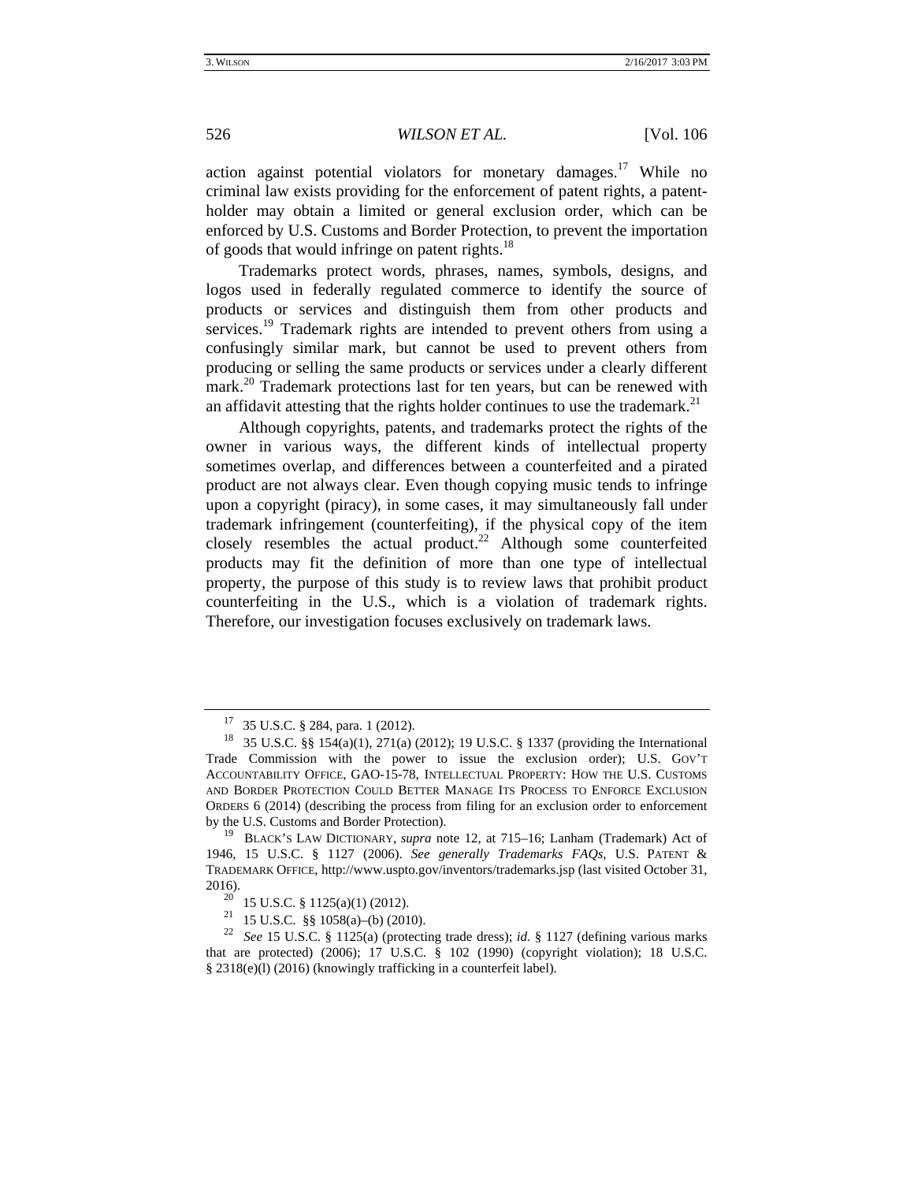action against potential violators for monetary damages.[17] While no criminal law exists providing for the enforcement of patent rights, a patent-holder may obtain a limited or general exclusion order, which can be enforced by U.S. Customs and Border Protection, to prevent the importation of goods that would infringe on patent rights.[18]

Trademarks protect words, phrases, names, symbols, designs, and logos used in federally regulated commerce to identify the source of products or services and distinguish them from other products and services.[19] Trademark rights are intended to prevent others from using a confusingly similar mark, but cannot be used to prevent others from producing or selling the same products or services under a clearly different mark.[20] Trademark protections last for ten years, but can be renewed with an affidavit attesting that the rights holder continues to use the trademark.[21]

Although copyrights, patents, and trademarks protect the rights of the owner in various ways, the different kinds of intellectual property sometimes overlap, and differences between a counterfeited and a pirated product are not always clear. Even though copying music tends to infringe upon a copyright (piracy), in some cases, it may simultaneously fall under trademark infringement (counterfeiting), if the physical copy of the item closely resembles the actual product.[22] Although some counterfeited products may fit the definition of more than one type of intellectual property, the purpose of this study is to review laws that prohibit product counterfeiting in the U.S., which is a violation of trademark rights. Therefore, our investigation focuses exclusively on trademark laws.

---

[17] 35 U.S.C. § 284, para. 1 (2012).

[18] 35 U.S.C. §§ 154(a)(1), 271(a) (2012); 19 U.S.C. § 1337 (providing the International Trade Commission with the power to issue the exclusion order); U.S. GOV'T ACCOUNTABILITY OFFICE, GAO-15-78, INTELLECTUAL PROPERTY: HOW THE U.S. CUSTOMS AND BORDER PROTECTION COULD BETTER MANAGE ITS PROCESS TO ENFORCE EXCLUSION ORDERS 6 (2014) (describing the process from filing for an exclusion order to enforcement by the U.S. Customs and Border Protection).

[19] BLACK'S LAW DICTIONARY, *supra* note 12, at 715–16; Lanham (Trademark) Act of 1946, 15 U.S.C. § 1127 (2006). *See generally Trademarks FAQs*, U.S. PATENT & TRADEMARK OFFICE, http://www.uspto.gov/inventors/trademarks.jsp (last visited October 31, 2016).

[20] 15 U.S.C. § 1125(a)(1) (2012).

[21] 15 U.S.C. §§ 1058(a)–(b) (2010).

[22] *See* 15 U.S.C. § 1125(a) (protecting trade dress); *id.* § 1127 (defining various marks that are protected) (2006); 17 U.S.C. § 102 (1990) (copyright violation); 18 U.S.C. § 2318(e)(l) (2016) (knowingly trafficking in a counterfeit label).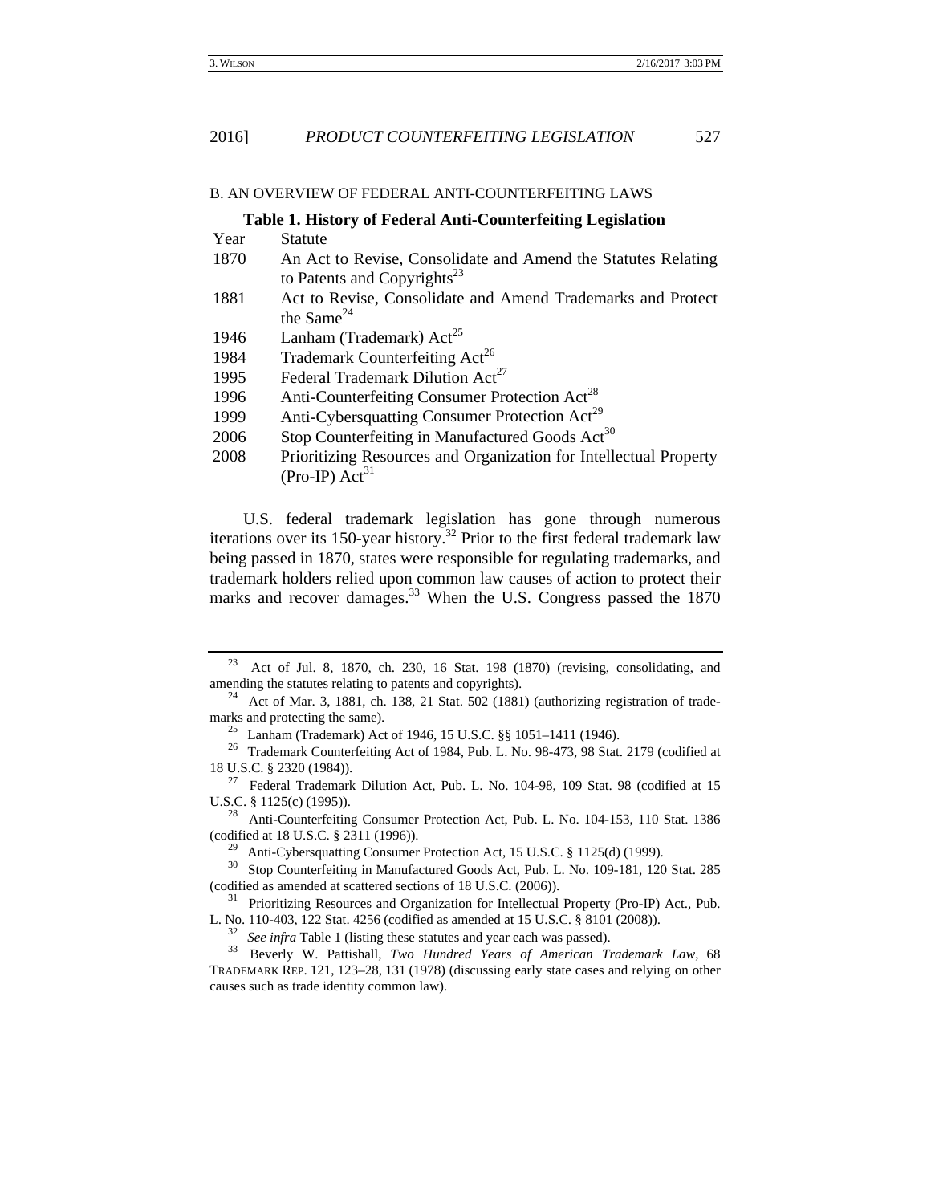### B. AN OVERVIEW OF FEDERAL ANTI-COUNTERFEITING LAWS

**Table 1. History of Federal Anti-Counterfeiting Legislation**

| Year | Statute |
|---|---|
| 1870 | An Act to Revise, Consolidate and Amend the Statutes Relating to Patents and Copyrights[23] |
| 1881 | Act to Revise, Consolidate and Amend Trademarks and Protect the Same[24] |
| 1946 | Lanham (Trademark) Act[25] |
| 1984 | Trademark Counterfeiting Act[26] |
| 1995 | Federal Trademark Dilution Act[27] |
| 1996 | Anti-Counterfeiting Consumer Protection Act[28] |
| 1999 | Anti-Cybersquatting Consumer Protection Act[29] |
| 2006 | Stop Counterfeiting in Manufactured Goods Act[30] |
| 2008 | Prioritizing Resources and Organization for Intellectual Property (Pro-IP) Act[31] |

U.S. federal trademark legislation has gone through numerous iterations over its 150-year history.[32] Prior to the first federal trademark law being passed in 1870, states were responsible for regulating trademarks, and trademark holders relied upon common law causes of action to protect their marks and recover damages.[33] When the U.S. Congress passed the 1870

---

[23] Act of Jul. 8, 1870, ch. 230, 16 Stat. 198 (1870) (revising, consolidating, and amending the statutes relating to patents and copyrights).

[24] Act of Mar. 3, 1881, ch. 138, 21 Stat. 502 (1881) (authorizing registration of trademarks and protecting the same).

[25] Lanham (Trademark) Act of 1946, 15 U.S.C. §§ 1051–1411 (1946).

[26] Trademark Counterfeiting Act of 1984, Pub. L. No. 98-473, 98 Stat. 2179 (codified at 18 U.S.C. § 2320 (1984)).

[27] Federal Trademark Dilution Act, Pub. L. No. 104-98, 109 Stat. 98 (codified at 15 U.S.C. § 1125(c) (1995)).

[28] Anti-Counterfeiting Consumer Protection Act, Pub. L. No. 104-153, 110 Stat. 1386 (codified at 18 U.S.C. § 2311 (1996)).

[29] Anti-Cybersquatting Consumer Protection Act, 15 U.S.C. § 1125(d) (1999).

[30] Stop Counterfeiting in Manufactured Goods Act, Pub. L. No. 109-181, 120 Stat. 285 (codified as amended at scattered sections of 18 U.S.C. (2006)).

[31] Prioritizing Resources and Organization for Intellectual Property (Pro-IP) Act., Pub. L. No. 110-403, 122 Stat. 4256 (codified as amended at 15 U.S.C. § 8101 (2008)).

[32] *See infra* Table 1 (listing these statutes and year each was passed).

[33] Beverly W. Pattishall, *Two Hundred Years of American Trademark Law*, 68 TRADEMARK REP. 121, 123–28, 131 (1978) (discussing early state cases and relying on other causes such as trade identity common law).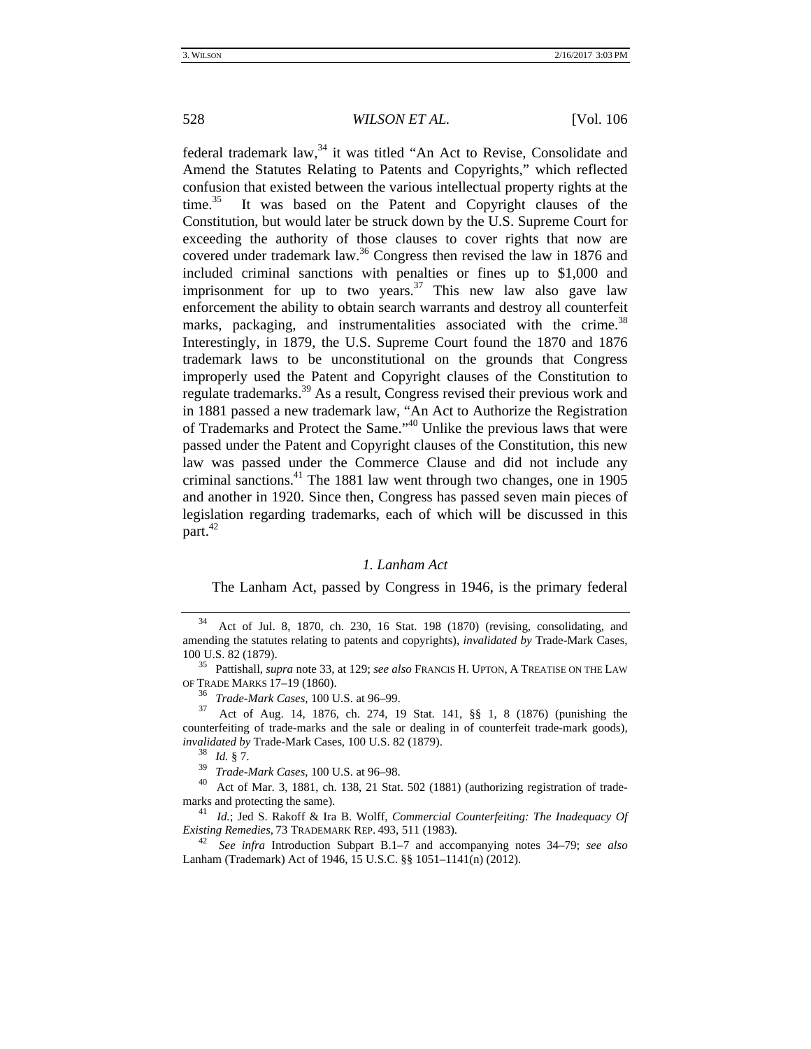federal trademark law,[34] it was titled "An Act to Revise, Consolidate and Amend the Statutes Relating to Patents and Copyrights," which reflected confusion that existed between the various intellectual property rights at the time.[35] It was based on the Patent and Copyright clauses of the Constitution, but would later be struck down by the U.S. Supreme Court for exceeding the authority of those clauses to cover rights that now are covered under trademark law.[36] Congress then revised the law in 1876 and included criminal sanctions with penalties or fines up to $1,000 and imprisonment for up to two years.[37] This new law also gave law enforcement the ability to obtain search warrants and destroy all counterfeit marks, packaging, and instrumentalities associated with the crime.[38] Interestingly, in 1879, the U.S. Supreme Court found the 1870 and 1876 trademark laws to be unconstitutional on the grounds that Congress improperly used the Patent and Copyright clauses of the Constitution to regulate trademarks.[39] As a result, Congress revised their previous work and in 1881 passed a new trademark law, "An Act to Authorize the Registration of Trademarks and Protect the Same."[40] Unlike the previous laws that were passed under the Patent and Copyright clauses of the Constitution, this new law was passed under the Commerce Clause and did not include any criminal sanctions.[41] The 1881 law went through two changes, one in 1905 and another in 1920. Since then, Congress has passed seven main pieces of legislation regarding trademarks, each of which will be discussed in this part.[42]

### *1. Lanham Act*

The Lanham Act, passed by Congress in 1946, is the primary federal

---

[34] Act of Jul. 8, 1870, ch. 230, 16 Stat. 198 (1870) (revising, consolidating, and amending the statutes relating to patents and copyrights), *invalidated by* Trade-Mark Cases, 100 U.S. 82 (1879).

[35] Pattishall, *supra* note 33, at 129; *see also* FRANCIS H. UPTON, A TREATISE ON THE LAW OF TRADE MARKS 17–19 (1860).

[36] *Trade-Mark Cases*, 100 U.S. at 96–99.

[37] Act of Aug. 14, 1876, ch. 274, 19 Stat. 141, §§ 1, 8 (1876) (punishing the counterfeiting of trade-marks and the sale or dealing in of counterfeit trade-mark goods), *invalidated by* Trade-Mark Cases, 100 U.S. 82 (1879).

[38] *Id.* § 7.

[39] *Trade-Mark Cases*, 100 U.S. at 96–98.

[40] Act of Mar. 3, 1881, ch. 138, 21 Stat. 502 (1881) (authorizing registration of trade-marks and protecting the same).

[41] *Id.*; Jed S. Rakoff & Ira B. Wolff, *Commercial Counterfeiting: The Inadequacy Of Existing Remedies*, 73 TRADEMARK REP. 493, 511 (1983).

[42] *See infra* Introduction Subpart B.1–7 and accompanying notes 34–79; *see also* Lanham (Trademark) Act of 1946, 15 U.S.C. §§ 1051–1141(n) (2012).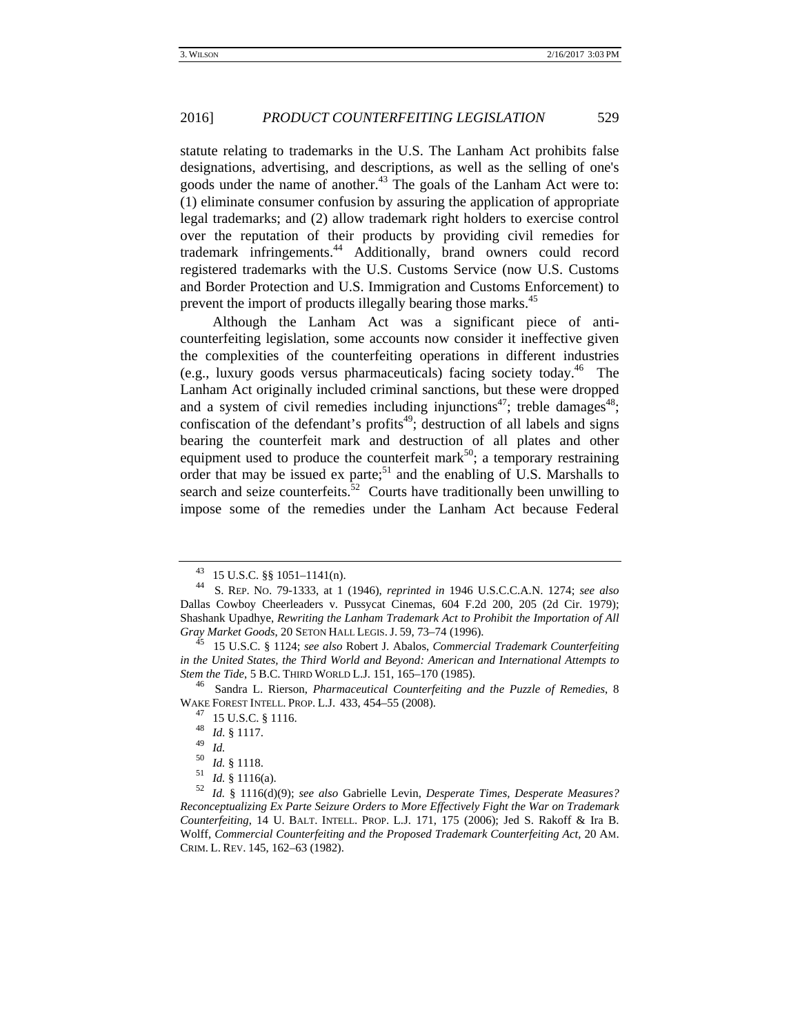statute relating to trademarks in the U.S. The Lanham Act prohibits false designations, advertising, and descriptions, as well as the selling of one's goods under the name of another.[43] The goals of the Lanham Act were to: (1) eliminate consumer confusion by assuring the application of appropriate legal trademarks; and (2) allow trademark right holders to exercise control over the reputation of their products by providing civil remedies for trademark infringements.[44] Additionally, brand owners could record registered trademarks with the U.S. Customs Service (now U.S. Customs and Border Protection and U.S. Immigration and Customs Enforcement) to prevent the import of products illegally bearing those marks.[45]

Although the Lanham Act was a significant piece of anti-counterfeiting legislation, some accounts now consider it ineffective given the complexities of the counterfeiting operations in different industries (e.g., luxury goods versus pharmaceuticals) facing society today.[46] The Lanham Act originally included criminal sanctions, but these were dropped and a system of civil remedies including injunctions[47]; treble damages[48]; confiscation of the defendant's profits[49]; destruction of all labels and signs bearing the counterfeit mark and destruction of all plates and other equipment used to produce the counterfeit mark[50]; a temporary restraining order that may be issued ex parte;[51] and the enabling of U.S. Marshalls to search and seize counterfeits.[52] Courts have traditionally been unwilling to impose some of the remedies under the Lanham Act because Federal

---

[43] 15 U.S.C. §§ 1051–1141(n).

[44] S. REP. NO. 79-1333, at 1 (1946), *reprinted in* 1946 U.S.C.C.A.N. 1274; *see also* Dallas Cowboy Cheerleaders v. Pussycat Cinemas, 604 F.2d 200, 205 (2d Cir. 1979); Shashank Upadhye, *Rewriting the Lanham Trademark Act to Prohibit the Importation of All Gray Market Goods*, 20 SETON HALL LEGIS. J. 59, 73–74 (1996).

[45] 15 U.S.C. § 1124; *see also* Robert J. Abalos, *Commercial Trademark Counterfeiting in the United States, the Third World and Beyond: American and International Attempts to Stem the Tide*, 5 B.C. THIRD WORLD L.J. 151, 165–170 (1985).

[46] Sandra L. Rierson, *Pharmaceutical Counterfeiting and the Puzzle of Remedies*, 8 WAKE FOREST INTELL. PROP. L.J. 433, 454–55 (2008).

[47] 15 U.S.C. § 1116.

[48] *Id.* § 1117.

[49] *Id.*

[50] *Id.* § 1118.

[51] *Id.* § 1116(a).

[52] *Id.* § 1116(d)(9); *see also* Gabrielle Levin, *Desperate Times, Desperate Measures? Reconceptualizing Ex Parte Seizure Orders to More Effectively Fight the War on Trademark Counterfeiting*, 14 U. BALT. INTELL. PROP. L.J. 171, 175 (2006); Jed S. Rakoff & Ira B. Wolff, *Commercial Counterfeiting and the Proposed Trademark Counterfeiting Act*, 20 AM. CRIM. L. REV. 145, 162–63 (1982).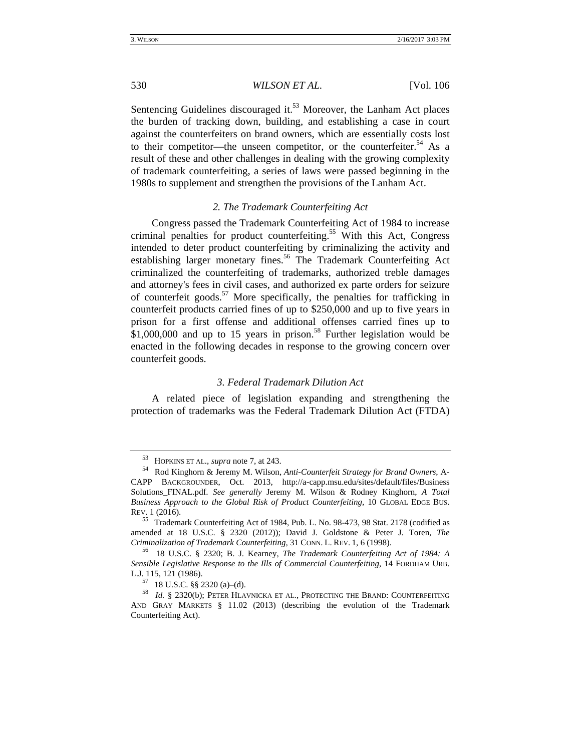Sentencing Guidelines discouraged it.[53] Moreover, the Lanham Act places the burden of tracking down, building, and establishing a case in court against the counterfeiters on brand owners, which are essentially costs lost to their competitor—the unseen competitor, or the counterfeiter.[54] As a result of these and other challenges in dealing with the growing complexity of trademark counterfeiting, a series of laws were passed beginning in the 1980s to supplement and strengthen the provisions of the Lanham Act.

### *2. The Trademark Counterfeiting Act*

Congress passed the Trademark Counterfeiting Act of 1984 to increase criminal penalties for product counterfeiting.[55] With this Act, Congress intended to deter product counterfeiting by criminalizing the activity and establishing larger monetary fines.[56] The Trademark Counterfeiting Act criminalized the counterfeiting of trademarks, authorized treble damages and attorney's fees in civil cases, and authorized ex parte orders for seizure of counterfeit goods.[57] More specifically, the penalties for trafficking in counterfeit products carried fines of up to $250,000 and up to five years in prison for a first offense and additional offenses carried fines up to $1,000,000 and up to 15 years in prison.[58] Further legislation would be enacted in the following decades in response to the growing concern over counterfeit goods.

### *3. Federal Trademark Dilution Act*

A related piece of legislation expanding and strengthening the protection of trademarks was the Federal Trademark Dilution Act (FTDA)

---

[53] HOPKINS ET AL., *supra* note 7, at 243.

[54] Rod Kinghorn & Jeremy M. Wilson, *Anti-Counterfeit Strategy for Brand Owners*, A-CAPP BACKGROUNDER, Oct. 2013, http://a-capp.msu.edu/sites/default/files/Business Solutions_FINAL.pdf. *See generally* Jeremy M. Wilson & Rodney Kinghorn, *A Total Business Approach to the Global Risk of Product Counterfeiting*, 10 GLOBAL EDGE BUS. REV. 1 (2016).

[55] Trademark Counterfeiting Act of 1984, Pub. L. No. 98-473, 98 Stat. 2178 (codified as amended at 18 U.S.C. § 2320 (2012)); David J. Goldstone & Peter J. Toren, *The Criminalization of Trademark Counterfeiting*, 31 CONN. L. REV. 1, 6 (1998).

[56] 18 U.S.C. § 2320; B. J. Kearney, *The Trademark Counterfeiting Act of 1984: A Sensible Legislative Response to the Ills of Commercial Counterfeiting*, 14 FORDHAM URB. L.J. 115, 121 (1986).

[57] 18 U.S.C. §§ 2320 (a)–(d).

[58] *Id.* § 2320(b); PETER HLAVNICKA ET AL., PROTECTING THE BRAND: COUNTERFEITING AND GRAY MARKETS § 11.02 (2013) (describing the evolution of the Trademark Counterfeiting Act).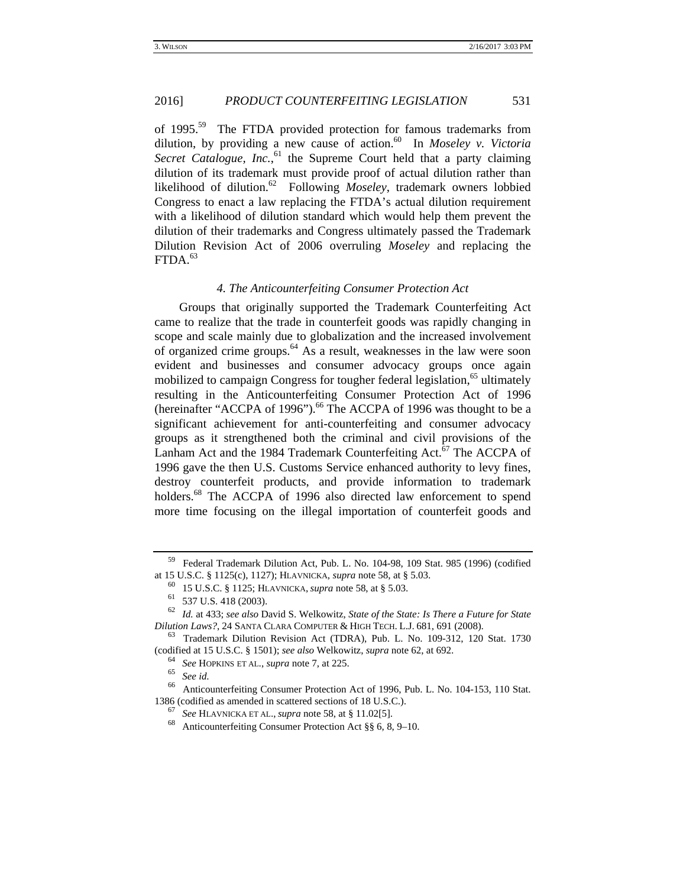of 1995.[59] The FTDA provided protection for famous trademarks from dilution, by providing a new cause of action.[60] In *Moseley v. Victoria Secret Catalogue, Inc.*,[61] the Supreme Court held that a party claiming dilution of its trademark must provide proof of actual dilution rather than likelihood of dilution.[62] Following *Moseley*, trademark owners lobbied Congress to enact a law replacing the FTDA's actual dilution requirement with a likelihood of dilution standard which would help them prevent the dilution of their trademarks and Congress ultimately passed the Trademark Dilution Revision Act of 2006 overruling *Moseley* and replacing the FTDA.[63]

#### *4. The Anticounterfeiting Consumer Protection Act*

Groups that originally supported the Trademark Counterfeiting Act came to realize that the trade in counterfeit goods was rapidly changing in scope and scale mainly due to globalization and the increased involvement of organized crime groups.[64] As a result, weaknesses in the law were soon evident and businesses and consumer advocacy groups once again mobilized to campaign Congress for tougher federal legislation,[65] ultimately resulting in the Anticounterfeiting Consumer Protection Act of 1996 (hereinafter "ACCPA of 1996").[66] The ACCPA of 1996 was thought to be a significant achievement for anti-counterfeiting and consumer advocacy groups as it strengthened both the criminal and civil provisions of the Lanham Act and the 1984 Trademark Counterfeiting Act.[67] The ACCPA of 1996 gave the then U.S. Customs Service enhanced authority to levy fines, destroy counterfeit products, and provide information to trademark holders.[68] The ACCPA of 1996 also directed law enforcement to spend more time focusing on the illegal importation of counterfeit goods and

---

[59] Federal Trademark Dilution Act, Pub. L. No. 104-98, 109 Stat. 985 (1996) (codified at 15 U.S.C. § 1125(c), 1127); HLAVNICKA, *supra* note 58, at § 5.03.

[60] 15 U.S.C. § 1125; HLAVNICKA, *supra* note 58, at § 5.03.

[61] 537 U.S. 418 (2003).

[62] *Id.* at 433; *see also* David S. Welkowitz, *State of the State: Is There a Future for State Dilution Laws?*, 24 SANTA CLARA COMPUTER & HIGH TECH. L.J. 681, 691 (2008).

[63] Trademark Dilution Revision Act (TDRA), Pub. L. No. 109-312, 120 Stat. 1730 (codified at 15 U.S.C. § 1501); *see also* Welkowitz, *supra* note 62, at 692.

[64] *See* HOPKINS ET AL., *supra* note 7, at 225.

[65] *See id.*

[66] Anticounterfeiting Consumer Protection Act of 1996, Pub. L. No. 104-153, 110 Stat. 1386 (codified as amended in scattered sections of 18 U.S.C.).

[67] *See* HLAVNICKA ET AL., *supra* note 58, at § 11.02[5].

[68] Anticounterfeiting Consumer Protection Act §§ 6, 8, 9–10.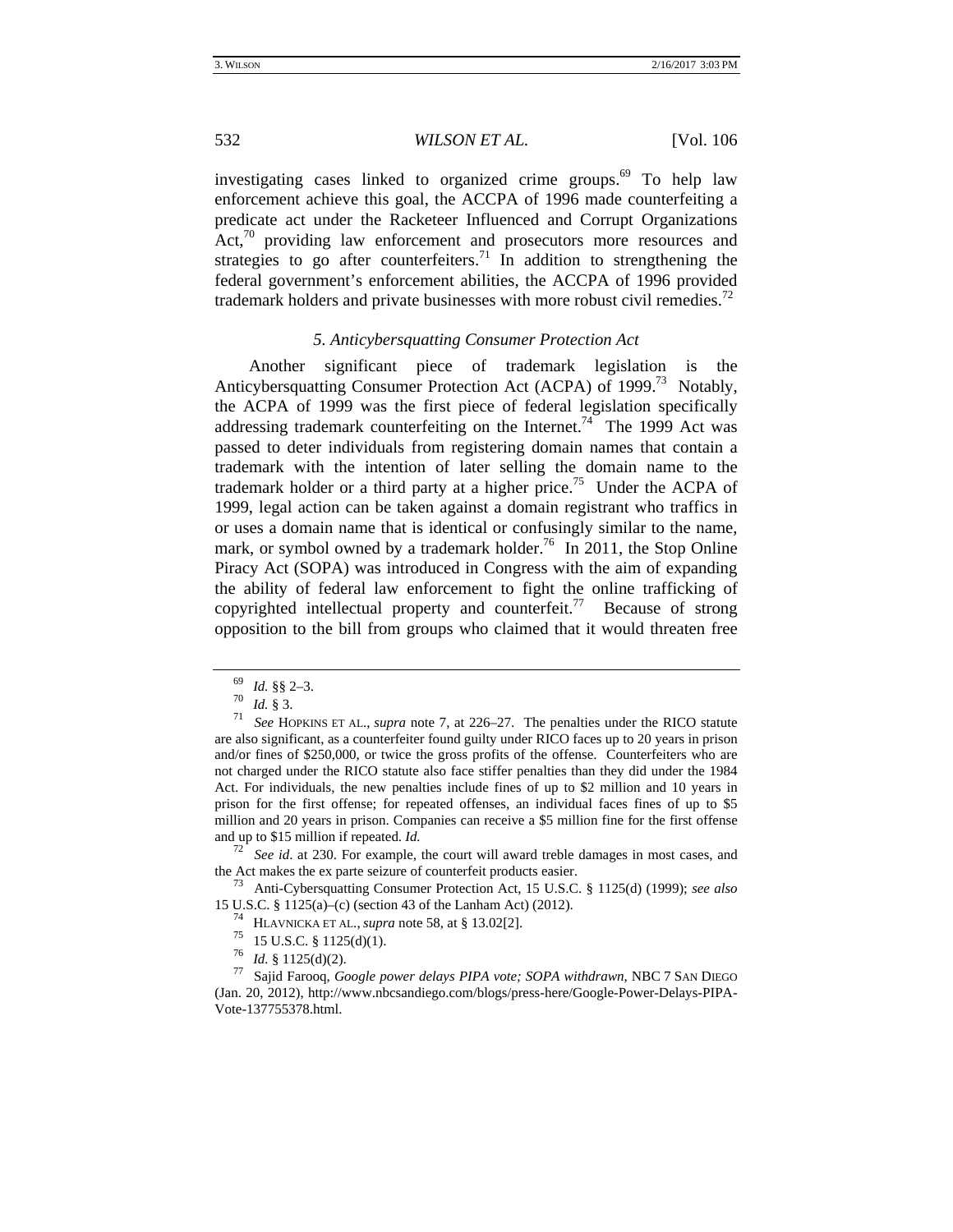investigating cases linked to organized crime groups.[69] To help law enforcement achieve this goal, the ACCPA of 1996 made counterfeiting a predicate act under the Racketeer Influenced and Corrupt Organizations Act,[70] providing law enforcement and prosecutors more resources and strategies to go after counterfeiters.[71] In addition to strengthening the federal government's enforcement abilities, the ACCPA of 1996 provided trademark holders and private businesses with more robust civil remedies.[72]

### *5. Anticybersquatting Consumer Protection Act*

Another significant piece of trademark legislation is the Anticybersquatting Consumer Protection Act (ACPA) of 1999.[73] Notably, the ACPA of 1999 was the first piece of federal legislation specifically addressing trademark counterfeiting on the Internet.[74] The 1999 Act was passed to deter individuals from registering domain names that contain a trademark with the intention of later selling the domain name to the trademark holder or a third party at a higher price.[75] Under the ACPA of 1999, legal action can be taken against a domain registrant who traffics in or uses a domain name that is identical or confusingly similar to the name, mark, or symbol owned by a trademark holder.[76] In 2011, the Stop Online Piracy Act (SOPA) was introduced in Congress with the aim of expanding the ability of federal law enforcement to fight the online trafficking of copyrighted intellectual property and counterfeit.[77] Because of strong opposition to the bill from groups who claimed that it would threaten free

---

[69] *Id.* §§ 2–3.

[70] *Id.* § 3.

[71] *See* HOPKINS ET AL., *supra* note 7, at 226–27. The penalties under the RICO statute are also significant, as a counterfeiter found guilty under RICO faces up to 20 years in prison and/or fines of $250,000, or twice the gross profits of the offense. Counterfeiters who are not charged under the RICO statute also face stiffer penalties than they did under the 1984 Act. For individuals, the new penalties include fines of up to $2 million and 10 years in prison for the first offense; for repeated offenses, an individual faces fines of up to $5 million and 20 years in prison. Companies can receive a $5 million fine for the first offense and up to $15 million if repeated. *Id.*

[72] *See id.* at 230. For example, the court will award treble damages in most cases, and the Act makes the ex parte seizure of counterfeit products easier.

[73] Anti-Cybersquatting Consumer Protection Act, 15 U.S.C. § 1125(d) (1999); *see also* 15 U.S.C. § 1125(a)–(c) (section 43 of the Lanham Act) (2012).

[74] HLAVNICKA ET AL., *supra* note 58, at § 13.02[2].

[75] 15 U.S.C. § 1125(d)(1).

[76] *Id.* § 1125(d)(2).

[77] Sajid Farooq, *Google power delays PIPA vote; SOPA withdrawn*, NBC 7 SAN DIEGO (Jan. 20, 2012), http://www.nbcsandiego.com/blogs/press-here/Google-Power-Delays-PIPA-Vote-137755378.html.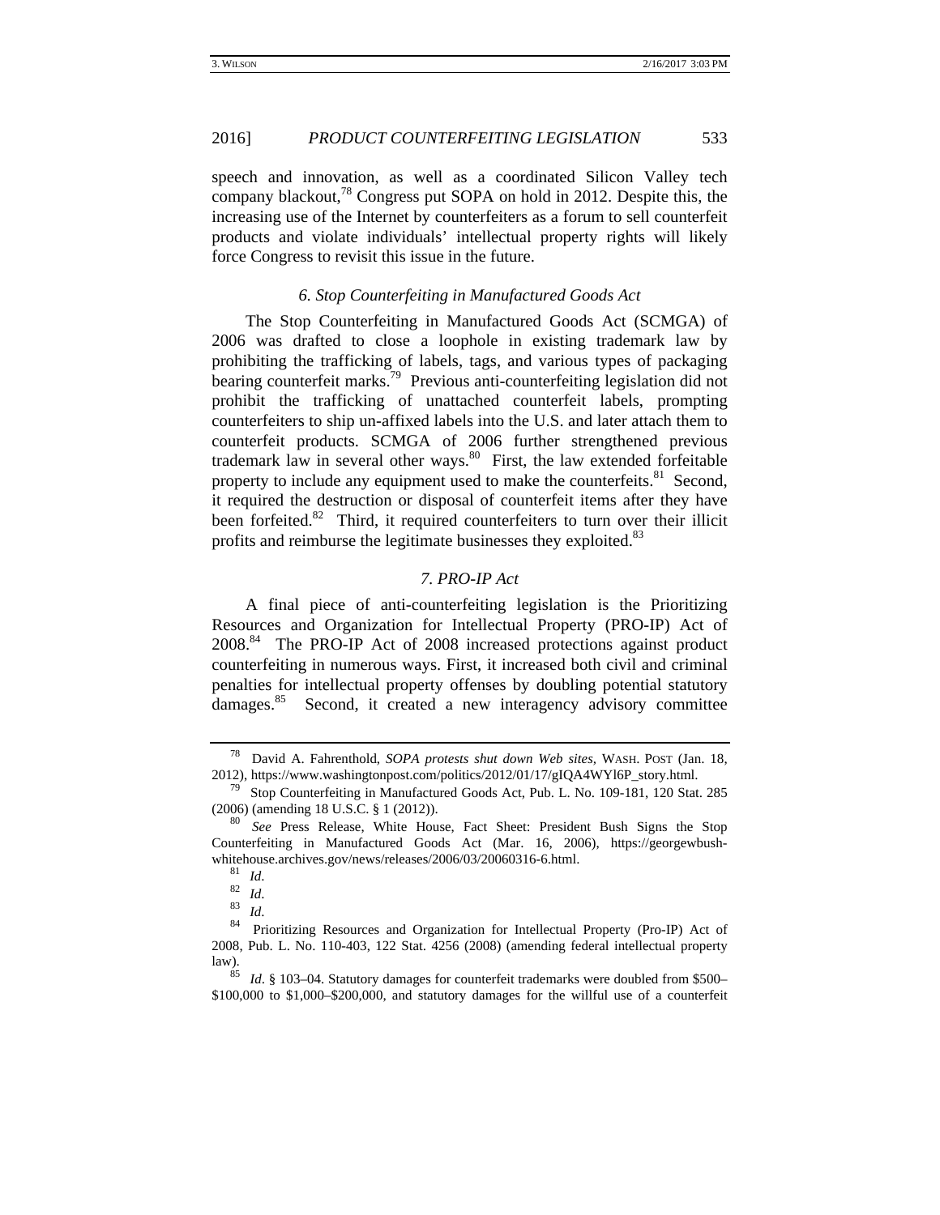speech and innovation, as well as a coordinated Silicon Valley tech company blackout,[78] Congress put SOPA on hold in 2012. Despite this, the increasing use of the Internet by counterfeiters as a forum to sell counterfeit products and violate individuals' intellectual property rights will likely force Congress to revisit this issue in the future.

### *6. Stop Counterfeiting in Manufactured Goods Act*

The Stop Counterfeiting in Manufactured Goods Act (SCMGA) of 2006 was drafted to close a loophole in existing trademark law by prohibiting the trafficking of labels, tags, and various types of packaging bearing counterfeit marks.[79] Previous anti-counterfeiting legislation did not prohibit the trafficking of unattached counterfeit labels, prompting counterfeiters to ship un-affixed labels into the U.S. and later attach them to counterfeit products. SCMGA of 2006 further strengthened previous trademark law in several other ways.[80] First, the law extended forfeitable property to include any equipment used to make the counterfeits.[81] Second, it required the destruction or disposal of counterfeit items after they have been forfeited.[82] Third, it required counterfeiters to turn over their illicit profits and reimburse the legitimate businesses they exploited.[83]

### *7. PRO-IP Act*

A final piece of anti-counterfeiting legislation is the Prioritizing Resources and Organization for Intellectual Property (PRO-IP) Act of 2008.[84] The PRO-IP Act of 2008 increased protections against product counterfeiting in numerous ways. First, it increased both civil and criminal penalties for intellectual property offenses by doubling potential statutory damages.[85] Second, it created a new interagency advisory committee

---

[78] David A. Fahrenthold, *SOPA protests shut down Web sites*, WASH. POST (Jan. 18, 2012), https://www.washingtonpost.com/politics/2012/01/17/gIQA4WYl6P_story.html.

[79] Stop Counterfeiting in Manufactured Goods Act, Pub. L. No. 109-181, 120 Stat. 285 (2006) (amending 18 U.S.C. § 1 (2012)).

[80] *See* Press Release, White House, Fact Sheet: President Bush Signs the Stop Counterfeiting in Manufactured Goods Act (Mar. 16, 2006), https://georgewbush-whitehouse.archives.gov/news/releases/2006/03/20060316-6.html.

[81] *Id*.

[82] *Id*.

[83] *Id*.

[84] Prioritizing Resources and Organization for Intellectual Property (Pro-IP) Act of 2008, Pub. L. No. 110-403, 122 Stat. 4256 (2008) (amending federal intellectual property law).

[85] *Id*. § 103–04. Statutory damages for counterfeit trademarks were doubled from $500–$100,000 to $1,000–$200,000, and statutory damages for the willful use of a counterfeit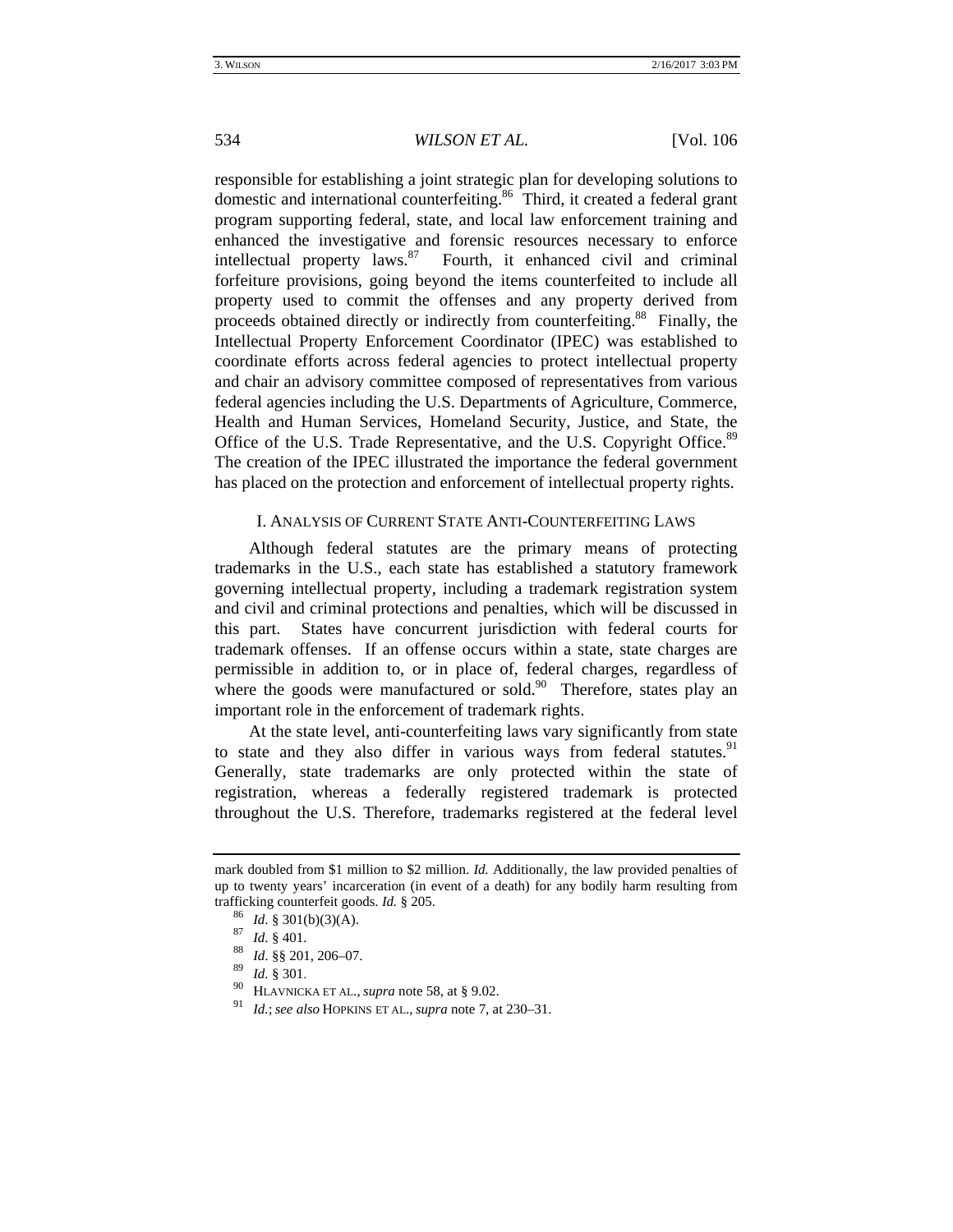responsible for establishing a joint strategic plan for developing solutions to domestic and international counterfeiting.[86] Third, it created a federal grant program supporting federal, state, and local law enforcement training and enhanced the investigative and forensic resources necessary to enforce intellectual property laws.[87] Fourth, it enhanced civil and criminal forfeiture provisions, going beyond the items counterfeited to include all property used to commit the offenses and any property derived from proceeds obtained directly or indirectly from counterfeiting.[88] Finally, the Intellectual Property Enforcement Coordinator (IPEC) was established to coordinate efforts across federal agencies to protect intellectual property and chair an advisory committee composed of representatives from various federal agencies including the U.S. Departments of Agriculture, Commerce, Health and Human Services, Homeland Security, Justice, and State, the Office of the U.S. Trade Representative, and the U.S. Copyright Office.[89] The creation of the IPEC illustrated the importance the federal government has placed on the protection and enforcement of intellectual property rights.

## I. ANALYSIS OF CURRENT STATE ANTI-COUNTERFEITING LAWS

Although federal statutes are the primary means of protecting trademarks in the U.S., each state has established a statutory framework governing intellectual property, including a trademark registration system and civil and criminal protections and penalties, which will be discussed in this part. States have concurrent jurisdiction with federal courts for trademark offenses. If an offense occurs within a state, state charges are permissible in addition to, or in place of, federal charges, regardless of where the goods were manufactured or sold.[90] Therefore, states play an important role in the enforcement of trademark rights.

At the state level, anti-counterfeiting laws vary significantly from state to state and they also differ in various ways from federal statutes.[91] Generally, state trademarks are only protected within the state of registration, whereas a federally registered trademark is protected throughout the U.S. Therefore, trademarks registered at the federal level

---

mark doubled from $1 million to $2 million. *Id.* Additionally, the law provided penalties of up to twenty years' incarceration (in event of a death) for any bodily harm resulting from trafficking counterfeit goods. *Id.* § 205.

[86] *Id.* § 301(b)(3)(A).

[87] *Id.* § 401.

[88] *Id.* §§ 201, 206–07.

[89] *Id.* § 301.

[90] HLAVNICKA ET AL., *supra* note 58, at § 9.02.

[91] *Id.*; *see also* HOPKINS ET AL., *supra* note 7, at 230–31.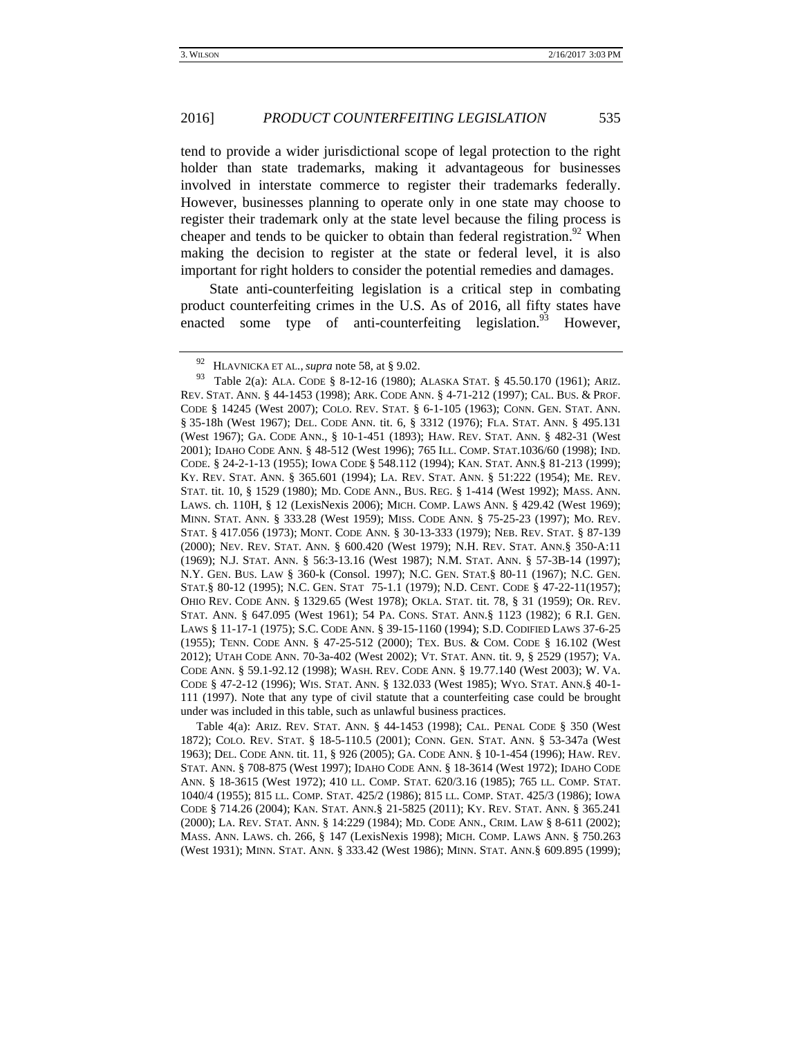tend to provide a wider jurisdictional scope of legal protection to the right holder than state trademarks, making it advantageous for businesses involved in interstate commerce to register their trademarks federally. However, businesses planning to operate only in one state may choose to register their trademark only at the state level because the filing process is cheaper and tends to be quicker to obtain than federal registration.[92] When making the decision to register at the state or federal level, it is also important for right holders to consider the potential remedies and damages.

State anti-counterfeiting legislation is a critical step in combating product counterfeiting crimes in the U.S. As of 2016, all fifty states have enacted some type of anti-counterfeiting legislation.[93] However,

---

[92] HLAVNICKA ET AL., *supra* note 58, at § 9.02.

[93] Table 2(a): ALA. CODE § 8-12-16 (1980); ALASKA STAT. § 45.50.170 (1961); ARIZ. REV. STAT. ANN. § 44-1453 (1998); ARK. CODE ANN. § 4-71-212 (1997); CAL. BUS. & PROF. CODE § 14245 (West 2007); COLO. REV. STAT. § 6-1-105 (1963); CONN. GEN. STAT. ANN. § 35-18h (West 1967); DEL. CODE ANN. tit. 6, § 3312 (1976); FLA. STAT. ANN. § 495.131 (West 1967); GA. CODE ANN., § 10-1-451 (1893); HAW. REV. STAT. ANN. § 482-31 (West 2001); IDAHO CODE ANN. § 48-512 (West 1996); 765 ILL. COMP. STAT.1036/60 (1998); IND. CODE. § 24-2-1-13 (1955); IOWA CODE § 548.112 (1994); KAN. STAT. ANN.§ 81-213 (1999); KY. REV. STAT. ANN. § 365.601 (1994); LA. REV. STAT. ANN. § 51:222 (1954); ME. REV. STAT. tit. 10, § 1529 (1980); MD. CODE ANN., BUS. REG. § 1-414 (West 1992); MASS. ANN. LAWS. ch. 110H, § 12 (LexisNexis 2006); MICH. COMP. LAWS ANN. § 429.42 (West 1969); MINN. STAT. ANN. § 333.28 (West 1959); MISS. CODE ANN. § 75-25-23 (1997); MO. REV. STAT. § 417.056 (1973); MONT. CODE ANN. § 30-13-333 (1979); NEB. REV. STAT. § 87-139 (2000); NEV. REV. STAT. ANN. § 600.420 (West 1979); N.H. REV. STAT. ANN.§ 350-A:11 (1969); N.J. STAT. ANN. § 56:3-13.16 (West 1987); N.M. STAT. ANN. § 57-3B-14 (1997); N.Y. GEN. BUS. LAW § 360-k (Consol. 1997); N.C. GEN. STAT.§ 80-11 (1967); N.C. GEN. STAT.§ 80-12 (1995); N.C. GEN. STAT 75-1.1 (1979); N.D. CENT. CODE § 47-22-11(1957); OHIO REV. CODE ANN. § 1329.65 (West 1978); OKLA. STAT. tit. 78, § 31 (1959); OR. REV. STAT. ANN. § 647.095 (West 1961); 54 PA. CONS. STAT. ANN.§ 1123 (1982); 6 R.I. GEN. LAWS § 11-17-1 (1975); S.C. CODE ANN. § 39-15-1160 (1994); S.D. CODIFIED LAWS 37-6-25 (1955); TENN. CODE ANN. § 47-25-512 (2000); TEX. BUS. & COM. CODE § 16.102 (West 2012); UTAH CODE ANN. 70-3a-402 (West 2002); VT. STAT. ANN. tit. 9, § 2529 (1957); VA. CODE ANN. § 59.1-92.12 (1998); WASH. REV. CODE ANN. § 19.77.140 (West 2003); W. VA. CODE § 47-2-12 (1996); WIS. STAT. ANN. § 132.033 (West 1985); WYO. STAT. ANN.§ 40-1-111 (1997). Note that any type of civil statute that a counterfeiting case could be brought under was included in this table, such as unlawful business practices.

Table 4(a): ARIZ. REV. STAT. ANN. § 44-1453 (1998); CAL. PENAL CODE § 350 (West 1872); COLO. REV. STAT. § 18-5-110.5 (2001); CONN. GEN. STAT. ANN. § 53-347a (West 1963); DEL. CODE ANN. tit. 11, § 926 (2005); GA. CODE ANN. § 10-1-454 (1996); HAW. REV. STAT. ANN. § 708-875 (West 1997); IDAHO CODE ANN. § 18-3614 (West 1972); IDAHO CODE ANN. § 18-3615 (West 1972); 410 LL. COMP. STAT. 620/3.16 (1985); 765 LL. COMP. STAT. 1040/4 (1955); 815 LL. COMP. STAT. 425/2 (1986); 815 LL. COMP. STAT. 425/3 (1986); IOWA CODE § 714.26 (2004); KAN. STAT. ANN.§ 21-5825 (2011); KY. REV. STAT. ANN. § 365.241 (2000); LA. REV. STAT. ANN. § 14:229 (1984); MD. CODE ANN., CRIM. LAW § 8-611 (2002); MASS. ANN. LAWS. ch. 266, § 147 (LexisNexis 1998); MICH. COMP. LAWS ANN. § 750.263 (West 1931); MINN. STAT. ANN. § 333.42 (West 1986); MINN. STAT. ANN.§ 609.895 (1999);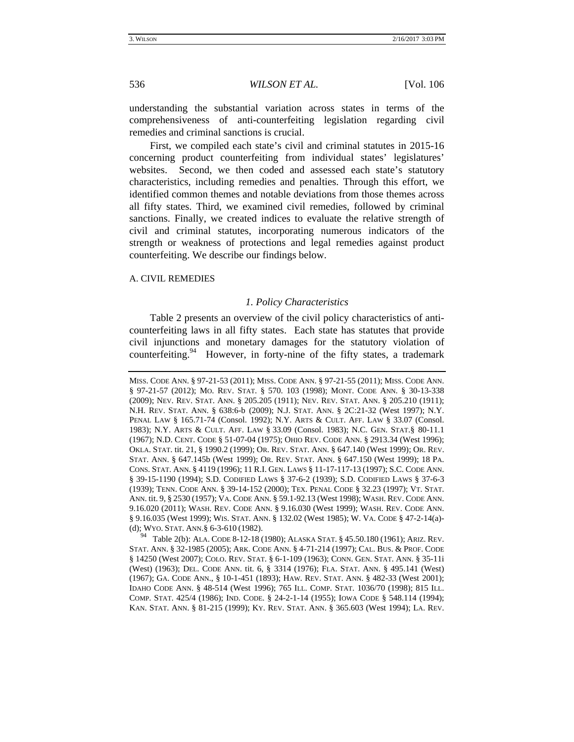understanding the substantial variation across states in terms of the comprehensiveness of anti-counterfeiting legislation regarding civil remedies and criminal sanctions is crucial.

First, we compiled each state's civil and criminal statutes in 2015-16 concerning product counterfeiting from individual states' legislatures' websites. Second, we then coded and assessed each state's statutory characteristics, including remedies and penalties. Through this effort, we identified common themes and notable deviations from those themes across all fifty states. Third, we examined civil remedies, followed by criminal sanctions. Finally, we created indices to evaluate the relative strength of civil and criminal statutes, incorporating numerous indicators of the strength or weakness of protections and legal remedies against product counterfeiting. We describe our findings below.

## A. CIVIL REMEDIES

### *1. Policy Characteristics*

Table 2 presents an overview of the civil policy characteristics of anti-counterfeiting laws in all fifty states. Each state has statutes that provide civil injunctions and monetary damages for the statutory violation of counterfeiting.[94] However, in forty-nine of the fifty states, a trademark

---

MISS. CODE ANN. § 97-21-53 (2011); MISS. CODE ANN. § 97-21-55 (2011); MISS. CODE ANN. § 97-21-57 (2012); MO. REV. STAT. § 570. 103 (1998); MONT. CODE ANN. § 30-13-338 (2009); NEV. REV. STAT. ANN. § 205.205 (1911); NEV. REV. STAT. ANN. § 205.210 (1911); N.H. REV. STAT. ANN. § 638:6-b (2009); N.J. STAT. ANN. § 2C:21-32 (West 1997); N.Y. PENAL LAW § 165.71-74 (Consol. 1992); N.Y. ARTS & CULT. AFF. LAW § 33.07 (Consol. 1983); N.Y. ARTS & CULT. AFF. LAW § 33.09 (Consol. 1983); N.C. GEN. STAT.§ 80-11.1 (1967); N.D. CENT. CODE § 51-07-04 (1975); OHIO REV. CODE ANN. § 2913.34 (West 1996); OKLA. STAT. tit. 21, § 1990.2 (1999); OR. REV. STAT. ANN. § 647.140 (West 1999); OR. REV. STAT. ANN. § 647.145b (West 1999); OR. REV. STAT. ANN. § 647.150 (West 1999); 18 PA. CONS. STAT. ANN. § 4119 (1996); 11 R.I. GEN. LAWS § 11-17-117-13 (1997); S.C. CODE ANN. § 39-15-1190 (1994); S.D. CODIFIED LAWS § 37-6-2 (1939); S.D. CODIFIED LAWS § 37-6-3 (1939); TENN. CODE ANN. § 39-14-152 (2000); TEX. PENAL CODE § 32.23 (1997); VT. STAT. ANN. tit. 9, § 2530 (1957); VA. CODE ANN. § 59.1-92.13 (West 1998); WASH. REV. CODE ANN. 9.16.020 (2011); WASH. REV. CODE ANN. § 9.16.030 (West 1999); WASH. REV. CODE ANN. § 9.16.035 (West 1999); WIS. STAT. ANN. § 132.02 (West 1985); W. VA. CODE § 47-2-14(a)-(d); WYO. STAT. ANN.§ 6-3-610 (1982).

[94] Table 2(b): ALA. CODE 8-12-18 (1980); ALASKA STAT. § 45.50.180 (1961); ARIZ. REV. STAT. ANN. § 32-1985 (2005); ARK. CODE ANN. § 4-71-214 (1997); CAL. BUS. & PROF. CODE § 14250 (West 2007); COLO. REV. STAT. § 6-1-109 (1963); CONN. GEN. STAT. ANN. § 35-11i (West) (1963); DEL. CODE ANN. tit. 6, § 3314 (1976); FLA. STAT. ANN. § 495.141 (West) (1967); GA. CODE ANN., § 10-1-451 (1893); HAW. REV. STAT. ANN. § 482-33 (West 2001); IDAHO CODE ANN. § 48-514 (West 1996); 765 ILL. COMP. STAT. 1036/70 (1998); 815 ILL. COMP. STAT. 425/4 (1986); IND. CODE. § 24-2-1-14 (1955); IOWA CODE § 548.114 (1994); KAN. STAT. ANN. § 81-215 (1999); KY. REV. STAT. ANN. § 365.603 (West 1994); LA. REV.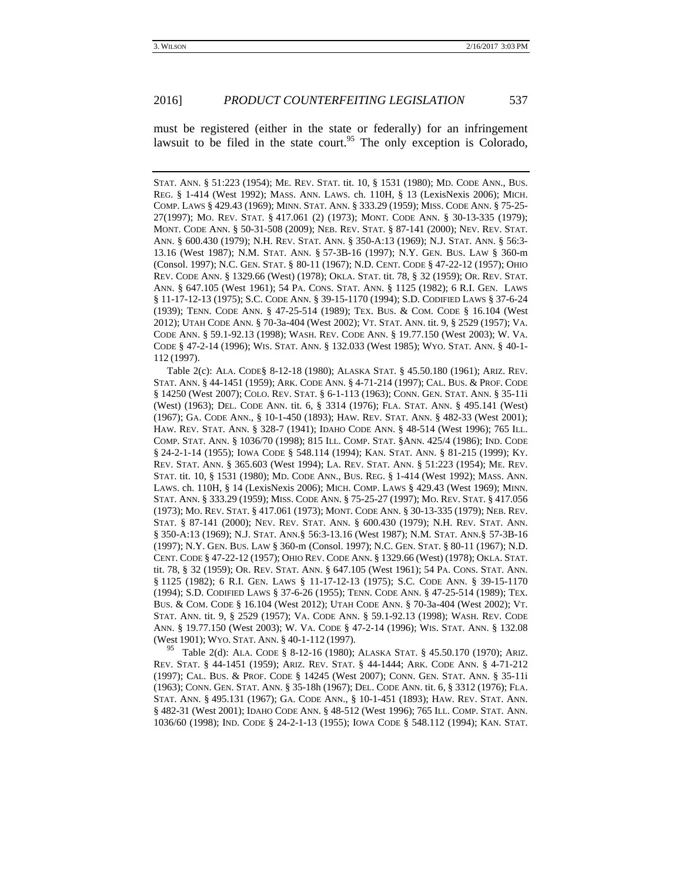must be registered (either in the state or federally) for an infringement lawsuit to be filed in the state court.[95] The only exception is Colorado,

---

STAT. ANN. § 51:223 (1954); ME. REV. STAT. tit. 10, § 1531 (1980); MD. CODE ANN., BUS. REG. § 1-414 (West 1992); MASS. ANN. LAWS. ch. 110H, § 13 (LexisNexis 2006); MICH. COMP. LAWS § 429.43 (1969); MINN. STAT. ANN. § 333.29 (1959); MISS. CODE ANN. § 75-25-27(1997); MO. REV. STAT. § 417.061 (2) (1973); MONT. CODE ANN. § 30-13-335 (1979); MONT. CODE ANN. § 50-31-508 (2009); NEB. REV. STAT. § 87-141 (2000); NEV. REV. STAT. ANN. § 600.430 (1979); N.H. REV. STAT. ANN. § 350-A:13 (1969); N.J. STAT. ANN. § 56:3-13.16 (West 1987); N.M. STAT. ANN. § 57-3B-16 (1997); N.Y. GEN. BUS. LAW § 360-m (Consol. 1997); N.C. GEN. STAT. § 80-11 (1967); N.D. CENT. CODE § 47-22-12 (1957); OHIO REV. CODE ANN. § 1329.66 (West) (1978); OKLA. STAT. tit. 78, § 32 (1959); OR. REV. STAT. ANN. § 647.105 (West 1961); 54 PA. CONS. STAT. ANN. § 1125 (1982); 6 R.I. GEN. LAWS § 11-17-12-13 (1975); S.C. CODE ANN. § 39-15-1170 (1994); S.D. CODIFIED LAWS § 37-6-24 (1939); TENN. CODE ANN. § 47-25-514 (1989); TEX. BUS. & COM. CODE § 16.104 (West 2012); UTAH CODE ANN. § 70-3a-404 (West 2002); VT. STAT. ANN. tit. 9, § 2529 (1957); VA. CODE ANN. § 59.1-92.13 (1998); WASH. REV. CODE ANN. § 19.77.150 (West 2003); W. VA. CODE § 47-2-14 (1996); WIS. STAT. ANN. § 132.033 (West 1985); WYO. STAT. ANN. § 40-1-112 (1997).

Table 2(c): ALA. CODE§ 8-12-18 (1980); ALASKA STAT. § 45.50.180 (1961); ARIZ. REV. STAT. ANN. § 44-1451 (1959); ARK. CODE ANN. § 4-71-214 (1997); CAL. BUS. & PROF. CODE § 14250 (West 2007); COLO. REV. STAT. § 6-1-113 (1963); CONN. GEN. STAT. ANN. § 35-11i (West) (1963); DEL. CODE ANN. tit. 6, § 3314 (1976); FLA. STAT. ANN. § 495.141 (West) (1967); GA. CODE ANN., § 10-1-450 (1893); HAW. REV. STAT. ANN. § 482-33 (West 2001); HAW. REV. STAT. ANN. § 328-7 (1941); IDAHO CODE ANN. § 48-514 (West 1996); 765 ILL. COMP. STAT. ANN. § 1036/70 (1998); 815 ILL. COMP. STAT. §ANN. 425/4 (1986); IND. CODE § 24-2-1-14 (1955); IOWA CODE § 548.114 (1994); KAN. STAT. ANN. § 81-215 (1999); KY. REV. STAT. ANN. § 365.603 (West 1994); LA. REV. STAT. ANN. § 51:223 (1954); ME. REV. STAT. tit. 10, § 1531 (1980); MD. CODE ANN., BUS. REG. § 1-414 (West 1992); MASS. ANN. LAWS. ch. 110H, § 14 (LexisNexis 2006); MICH. COMP. LAWS § 429.43 (West 1969); MINN. STAT. ANN. § 333.29 (1959); MISS. CODE ANN. § 75-25-27 (1997); MO. REV. STAT. § 417.056 (1973); MO. REV. STAT. § 417.061 (1973); MONT. CODE ANN. § 30-13-335 (1979); NEB. REV. STAT. § 87-141 (2000); NEV. REV. STAT. ANN. § 600.430 (1979); N.H. REV. STAT. ANN. § 350-A:13 (1969); N.J. STAT. ANN.§ 56:3-13.16 (West 1987); N.M. STAT. ANN.§ 57-3B-16 (1997); N.Y. GEN. BUS. LAW § 360-m (Consol. 1997); N.C. GEN. STAT. § 80-11 (1967); N.D. CENT. CODE § 47-22-12 (1957); OHIO REV. CODE ANN. § 1329.66 (West) (1978); OKLA. STAT. tit. 78, § 32 (1959); OR. REV. STAT. ANN. § 647.105 (West 1961); 54 PA. CONS. STAT. ANN. § 1125 (1982); 6 R.I. GEN. LAWS § 11-17-12-13 (1975); S.C. CODE ANN. § 39-15-1170 (1994); S.D. CODIFIED LAWS § 37-6-26 (1955); TENN. CODE ANN. § 47-25-514 (1989); TEX. BUS. & COM. CODE § 16.104 (West 2012); UTAH CODE ANN. § 70-3a-404 (West 2002); VT. STAT. ANN. tit. 9, § 2529 (1957); VA. CODE ANN. § 59.1-92.13 (1998); WASH. REV. CODE ANN. § 19.77.150 (West 2003); W. VA. CODE § 47-2-14 (1996); WIS. STAT. ANN. § 132.08 (West 1901); WYO. STAT. ANN. § 40-1-112 (1997).

[95] Table 2(d): ALA. CODE § 8-12-16 (1980); ALASKA STAT. § 45.50.170 (1970); ARIZ. REV. STAT. § 44-1451 (1959); ARIZ. REV. STAT. § 44-1444; ARK. CODE ANN. § 4-71-212 (1997); CAL. BUS. & PROF. CODE § 14245 (West 2007); CONN. GEN. STAT. ANN. § 35-11i (1963); CONN. GEN. STAT. ANN. § 35-18h (1967); DEL. CODE ANN. tit. 6, § 3312 (1976); FLA. STAT. ANN. § 495.131 (1967); GA. CODE ANN., § 10-1-451 (1893); HAW. REV. STAT. ANN. § 482-31 (West 2001); IDAHO CODE ANN. § 48-512 (West 1996); 765 ILL. COMP. STAT. ANN. 1036/60 (1998); IND. CODE § 24-2-1-13 (1955); IOWA CODE § 548.112 (1994); KAN. STAT.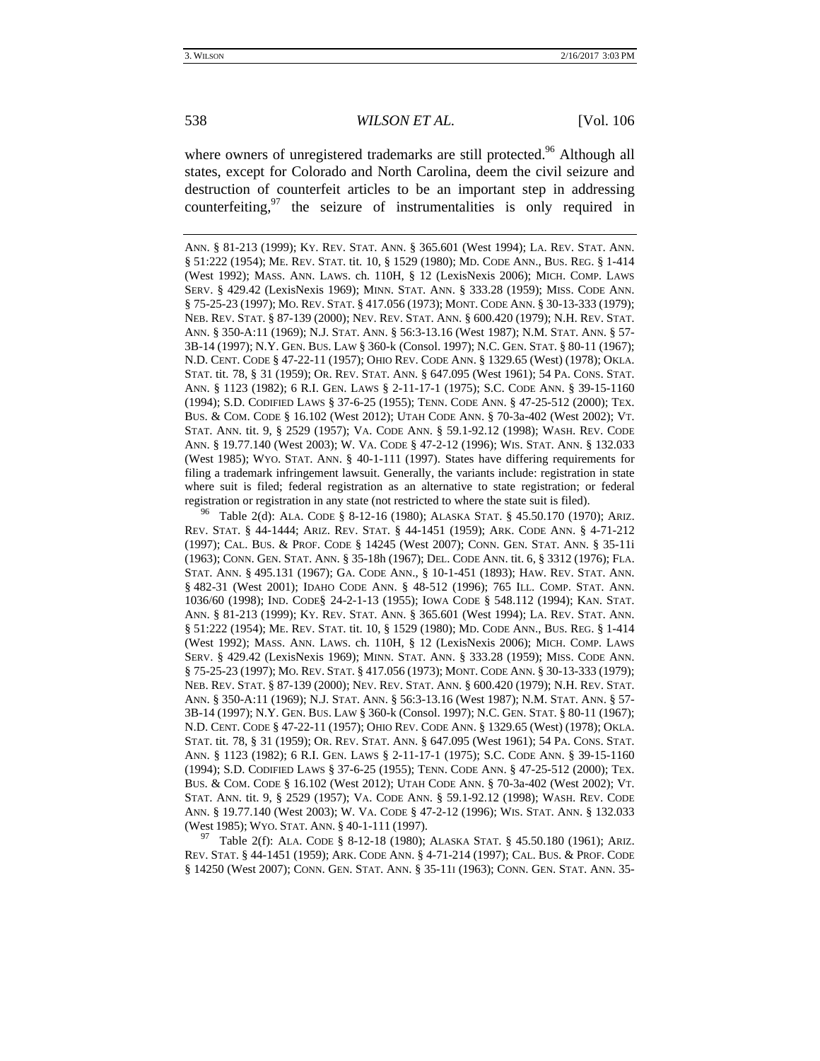where owners of unregistered trademarks are still protected.[96] Although all states, except for Colorado and North Carolina, deem the civil seizure and destruction of counterfeit articles to be an important step in addressing counterfeiting,[97] the seizure of instrumentalities is only required in

ANN. § 81-213 (1999); KY. REV. STAT. ANN. § 365.601 (West 1994); LA. REV. STAT. ANN. § 51:222 (1954); ME. REV. STAT. tit. 10, § 1529 (1980); MD. CODE ANN., BUS. REG. § 1-414 (West 1992); MASS. ANN. LAWS. ch. 110H, § 12 (LexisNexis 2006); MICH. COMP. LAWS SERV. § 429.42 (LexisNexis 1969); MINN. STAT. ANN. § 333.28 (1959); MISS. CODE ANN. § 75-25-23 (1997); MO. REV. STAT. § 417.056 (1973); MONT. CODE ANN. § 30-13-333 (1979); NEB. REV. STAT. § 87-139 (2000); NEV. REV. STAT. ANN. § 600.420 (1979); N.H. REV. STAT. ANN. § 350-A:11 (1969); N.J. STAT. ANN. § 56:3-13.16 (West 1987); N.M. STAT. ANN. § 57-3B-14 (1997); N.Y. GEN. BUS. LAW § 360-k (Consol. 1997); N.C. GEN. STAT. § 80-11 (1967); N.D. CENT. CODE § 47-22-11 (1957); OHIO REV. CODE ANN. § 1329.65 (West) (1978); OKLA. STAT. tit. 78, § 31 (1959); OR. REV. STAT. ANN. § 647.095 (West 1961); 54 PA. CONS. STAT. ANN. § 1123 (1982); 6 R.I. GEN. LAWS § 2-11-17-1 (1975); S.C. CODE ANN. § 39-15-1160 (1994); S.D. CODIFIED LAWS § 37-6-25 (1955); TENN. CODE ANN. § 47-25-512 (2000); TEX. BUS. & COM. CODE § 16.102 (West 2012); UTAH CODE ANN. § 70-3a-402 (West 2002); VT. STAT. ANN. tit. 9, § 2529 (1957); VA. CODE ANN. § 59.1-92.12 (1998); WASH. REV. CODE ANN. § 19.77.140 (West 2003); W. VA. CODE § 47-2-12 (1996); WIS. STAT. ANN. § 132.033 (West 1985); WYO. STAT. ANN. § 40-1-111 (1997). States have differing requirements for filing a trademark infringement lawsuit. Generally, the variants include: registration in state where suit is filed; federal registration as an alternative to state registration; or federal registration or registration in any state (not restricted to where the state suit is filed).

[96] Table 2(d): ALA. CODE § 8-12-16 (1980); ALASKA STAT. § 45.50.170 (1970); ARIZ. REV. STAT. § 44-1444; ARIZ. REV. STAT. § 44-1451 (1959); ARK. CODE ANN. § 4-71-212 (1997); CAL. BUS. & PROF. CODE § 14245 (West 2007); CONN. GEN. STAT. ANN. § 35-11i (1963); CONN. GEN. STAT. ANN. § 35-18h (1967); DEL. CODE ANN. tit. 6, § 3312 (1976); FLA. STAT. ANN. § 495.131 (1967); GA. CODE ANN., § 10-1-451 (1893); HAW. REV. STAT. ANN. § 482-31 (West 2001); IDAHO CODE ANN. § 48-512 (1996); 765 ILL. COMP. STAT. ANN. 1036/60 (1998); IND. CODE§ 24-2-1-13 (1955); IOWA CODE § 548.112 (1994); KAN. STAT. ANN. § 81-213 (1999); KY. REV. STAT. ANN. § 365.601 (West 1994); LA. REV. STAT. ANN. § 51:222 (1954); ME. REV. STAT. tit. 10, § 1529 (1980); MD. CODE ANN., BUS. REG. § 1-414 (West 1992); MASS. ANN. LAWS. ch. 110H, § 12 (LexisNexis 2006); MICH. COMP. LAWS SERV. § 429.42 (LexisNexis 1969); MINN. STAT. ANN. § 333.28 (1959); MISS. CODE ANN. § 75-25-23 (1997); MO. REV. STAT. § 417.056 (1973); MONT. CODE ANN. § 30-13-333 (1979); NEB. REV. STAT. § 87-139 (2000); NEV. REV. STAT. ANN. § 600.420 (1979); N.H. REV. STAT. ANN. § 350-A:11 (1969); N.J. STAT. ANN. § 56:3-13.16 (West 1987); N.M. STAT. ANN. § 57-3B-14 (1997); N.Y. GEN. BUS. LAW § 360-k (Consol. 1997); N.C. GEN. STAT. § 80-11 (1967); N.D. CENT. CODE § 47-22-11 (1957); OHIO REV. CODE ANN. § 1329.65 (West) (1978); OKLA. STAT. tit. 78, § 31 (1959); OR. REV. STAT. ANN. § 647.095 (West 1961); 54 PA. CONS. STAT. ANN. § 1123 (1982); 6 R.I. GEN. LAWS § 2-11-17-1 (1975); S.C. CODE ANN. § 39-15-1160 (1994); S.D. CODIFIED LAWS § 37-6-25 (1955); TENN. CODE ANN. § 47-25-512 (2000); TEX. BUS. & COM. CODE § 16.102 (West 2012); UTAH CODE ANN. § 70-3a-402 (West 2002); VT. STAT. ANN. tit. 9, § 2529 (1957); VA. CODE ANN. § 59.1-92.12 (1998); WASH. REV. CODE ANN. § 19.77.140 (West 2003); W. VA. CODE § 47-2-12 (1996); WIS. STAT. ANN. § 132.033 (West 1985); WYO. STAT. ANN. § 40-1-111 (1997).

[97] Table 2(f): ALA. CODE § 8-12-18 (1980); ALASKA STAT. § 45.50.180 (1961); ARIZ. REV. STAT. § 44-1451 (1959); ARK. CODE ANN. § 4-71-214 (1997); CAL. BUS. & PROF. CODE § 14250 (West 2007); CONN. GEN. STAT. ANN. § 35-11I (1963); CONN. GEN. STAT. ANN. 35-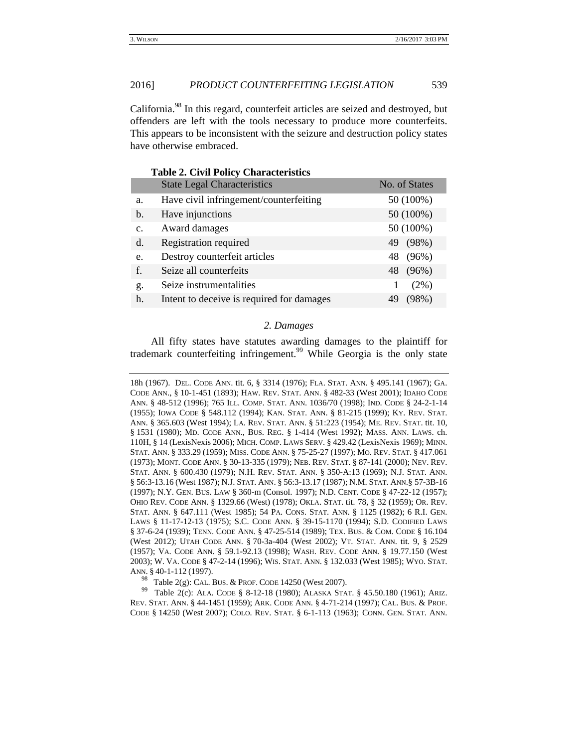California.[98] In this regard, counterfeit articles are seized and destroyed, but offenders are left with the tools necessary to produce more counterfeits. This appears to be inconsistent with the seizure and destruction policy states have otherwise embraced.

**Table 2. Civil Policy Characteristics**

| | State Legal Characteristics | No. of States |
|---|---|---|
| a. | Have civil infringement/counterfeiting | 50 (100%) |
| b. | Have injunctions | 50 (100%) |
| c. | Award damages | 50 (100%) |
| d. | Registration required | 49 (98%) |
| e. | Destroy counterfeit articles | 48 (96%) |
| f. | Seize all counterfeits | 48 (96%) |
| g. | Seize instrumentalities | 1 (2%) |
| h. | Intent to deceive is required for damages | 49 (98%) |

### *2. Damages*

All fifty states have statutes awarding damages to the plaintiff for trademark counterfeiting infringement.[99] While Georgia is the only state

---

18h (1967). DEL. CODE ANN. tit. 6, § 3314 (1976); FLA. STAT. ANN. § 495.141 (1967); GA. CODE ANN., § 10-1-451 (1893); HAW. REV. STAT. ANN. § 482-33 (West 2001); IDAHO CODE ANN. § 48-512 (1996); 765 ILL. COMP. STAT. ANN. 1036/70 (1998); IND. CODE § 24-2-1-14 (1955); IOWA CODE § 548.112 (1994); KAN. STAT. ANN. § 81-215 (1999); KY. REV. STAT. ANN. § 365.603 (West 1994); LA. REV. STAT. ANN. § 51:223 (1954); ME. REV. STAT. tit. 10, § 1531 (1980); MD. CODE ANN., BUS. REG. § 1-414 (West 1992); MASS. ANN. LAWS. ch. 110H, § 14 (LexisNexis 2006); MICH. COMP. LAWS SERV. § 429.42 (LexisNexis 1969); MINN. STAT. ANN. § 333.29 (1959); MISS. CODE ANN. § 75-25-27 (1997); MO. REV. STAT. § 417.061 (1973); MONT. CODE ANN. § 30-13-335 (1979); NEB. REV. STAT. § 87-141 (2000); NEV. REV. STAT. ANN. § 600.430 (1979); N.H. REV. STAT. ANN. § 350-A:13 (1969); N.J. STAT. ANN. § 56:3-13.16 (West 1987); N.J. STAT. ANN. § 56:3-13.17 (1987); N.M. STAT. ANN.§ 57-3B-16 (1997); N.Y. GEN. BUS. LAW § 360-m (Consol. 1997); N.D. CENT. CODE § 47-22-12 (1957); OHIO REV. CODE ANN. § 1329.66 (West) (1978); OKLA. STAT. tit. 78, § 32 (1959); OR. REV. STAT. ANN. § 647.111 (West 1985); 54 PA. CONS. STAT. ANN. § 1125 (1982); 6 R.I. GEN. LAWS § 11-17-12-13 (1975); S.C. CODE ANN. § 39-15-1170 (1994); S.D. CODIFIED LAWS § 37-6-24 (1939); TENN. CODE ANN. § 47-25-514 (1989); TEX. BUS. & COM. CODE § 16.104 (West 2012); UTAH CODE ANN. § 70-3a-404 (West 2002); VT. STAT. ANN. tit. 9, § 2529 (1957); VA. CODE ANN. § 59.1-92.13 (1998); WASH. REV. CODE ANN. § 19.77.150 (West 2003); W. VA. CODE § 47-2-14 (1996); WIS. STAT. ANN. § 132.033 (West 1985); WYO. STAT. ANN. § 40-1-112 (1997).

[98] Table 2(g): CAL. BUS. & PROF. CODE 14250 (West 2007).

[99] Table 2(c): ALA. CODE § 8-12-18 (1980); ALASKA STAT. § 45.50.180 (1961); ARIZ. REV. STAT. ANN. § 44-1451 (1959); ARK. CODE ANN. § 4-71-214 (1997); CAL. BUS. & PROF. CODE § 14250 (West 2007); COLO. REV. STAT. § 6-1-113 (1963); CONN. GEN. STAT. ANN.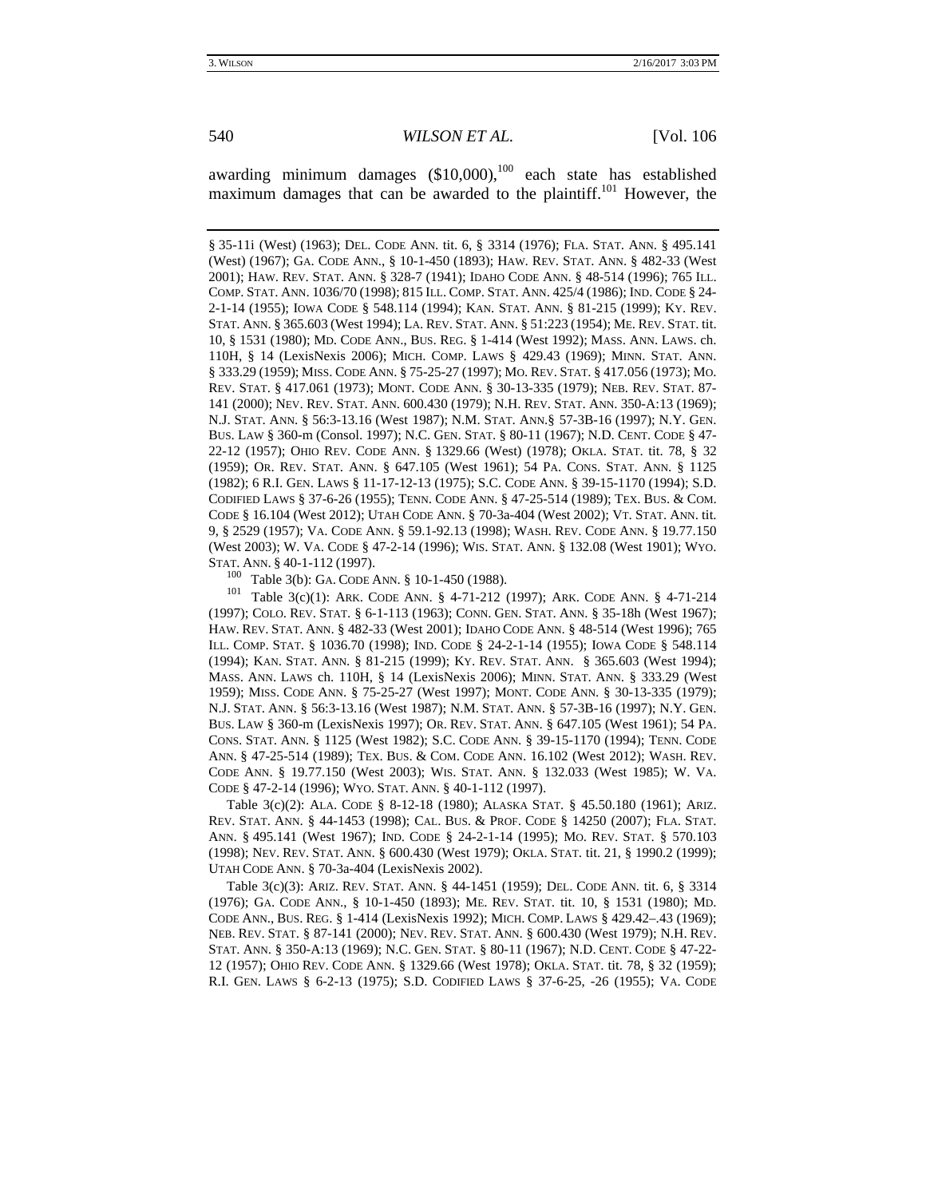awarding minimum damages ($10,000),[100] each state has established maximum damages that can be awarded to the plaintiff.[101] However, the

---

§ 35-11i (West) (1963); DEL. CODE ANN. tit. 6, § 3314 (1976); FLA. STAT. ANN. § 495.141 (West) (1967); GA. CODE ANN., § 10-1-450 (1893); HAW. REV. STAT. ANN. § 482-33 (West 2001); HAW. REV. STAT. ANN. § 328-7 (1941); IDAHO CODE ANN. § 48-514 (1996); 765 ILL. COMP. STAT. ANN. 1036/70 (1998); 815 ILL. COMP. STAT. ANN. 425/4 (1986); IND. CODE § 24-2-1-14 (1955); IOWA CODE § 548.114 (1994); KAN. STAT. ANN. § 81-215 (1999); KY. REV. STAT. ANN. § 365.603 (West 1994); LA. REV. STAT. ANN. § 51:223 (1954); ME. REV. STAT. tit. 10, § 1531 (1980); MD. CODE ANN., BUS. REG. § 1-414 (West 1992); MASS. ANN. LAWS. ch. 110H, § 14 (LexisNexis 2006); MICH. COMP. LAWS § 429.43 (1969); MINN. STAT. ANN. § 333.29 (1959); MISS. CODE ANN. § 75-25-27 (1997); MO. REV. STAT. § 417.056 (1973); MO. REV. STAT. § 417.061 (1973); MONT. CODE ANN. § 30-13-335 (1979); NEB. REV. STAT. 87-141 (2000); NEV. REV. STAT. ANN. 600.430 (1979); N.H. REV. STAT. ANN. 350-A:13 (1969); N.J. STAT. ANN. § 56:3-13.16 (West 1987); N.M. STAT. ANN.§ 57-3B-16 (1997); N.Y. GEN. BUS. LAW § 360-m (Consol. 1997); N.C. GEN. STAT. § 80-11 (1967); N.D. CENT. CODE § 47-22-12 (1957); OHIO REV. CODE ANN. § 1329.66 (West) (1978); OKLA. STAT. tit. 78, § 32 (1959); OR. REV. STAT. ANN. § 647.105 (West 1961); 54 PA. CONS. STAT. ANN. § 1125 (1982); 6 R.I. GEN. LAWS § 11-17-12-13 (1975); S.C. CODE ANN. § 39-15-1170 (1994); S.D. CODIFIED LAWS § 37-6-26 (1955); TENN. CODE ANN. § 47-25-514 (1989); TEX. BUS. & COM. CODE § 16.104 (West 2012); UTAH CODE ANN. § 70-3a-404 (West 2002); VT. STAT. ANN. tit. 9, § 2529 (1957); VA. CODE ANN. § 59.1-92.13 (1998); WASH. REV. CODE ANN. § 19.77.150 (West 2003); W. VA. CODE § 47-2-14 (1996); WIS. STAT. ANN. § 132.08 (West 1901); WYO. STAT. ANN. § 40-1-112 (1997).

[100] Table 3(b): GA. CODE ANN. § 10-1-450 (1988).

[101] Table 3(c)(1): ARK. CODE ANN. § 4-71-212 (1997); ARK. CODE ANN. § 4-71-214 (1997); COLO. REV. STAT. § 6-1-113 (1963); CONN. GEN. STAT. ANN. § 35-18h (West 1967); HAW. REV. STAT. ANN. § 482-33 (West 2001); IDAHO CODE ANN. § 48-514 (West 1996); 765 ILL. COMP. STAT. § 1036.70 (1998); IND. CODE § 24-2-1-14 (1955); IOWA CODE § 548.114 (1994); KAN. STAT. ANN. § 81-215 (1999); KY. REV. STAT. ANN. § 365.603 (West 1994); MASS. ANN. LAWS ch. 110H, § 14 (LexisNexis 2006); MINN. STAT. ANN. § 333.29 (West 1959); MISS. CODE ANN. § 75-25-27 (West 1997); MONT. CODE ANN. § 30-13-335 (1979); N.J. STAT. ANN. § 56:3-13.16 (West 1987); N.M. STAT. ANN. § 57-3B-16 (1997); N.Y. GEN. BUS. LAW § 360-m (LexisNexis 1997); OR. REV. STAT. ANN. § 647.105 (West 1961); 54 PA. CONS. STAT. ANN. § 1125 (West 1982); S.C. CODE ANN. § 39-15-1170 (1994); TENN. CODE ANN. § 47-25-514 (1989); TEX. BUS. & COM. CODE ANN. 16.102 (West 2012); WASH. REV. CODE ANN. § 19.77.150 (West 2003); WIS. STAT. ANN. § 132.033 (West 1985); W. VA. CODE § 47-2-14 (1996); WYO. STAT. ANN. § 40-1-112 (1997).

Table 3(c)(2): ALA. CODE § 8-12-18 (1980); ALASKA STAT. § 45.50.180 (1961); ARIZ. REV. STAT. ANN. § 44-1453 (1998); CAL. BUS. & PROF. CODE § 14250 (2007); FLA. STAT. ANN. § 495.141 (West 1967); IND. CODE § 24-2-1-14 (1995); MO. REV. STAT. § 570.103 (1998); NEV. REV. STAT. ANN. § 600.430 (West 1979); OKLA. STAT. tit. 21, § 1990.2 (1999); UTAH CODE ANN. § 70-3a-404 (LexisNexis 2002).

Table 3(c)(3): ARIZ. REV. STAT. ANN. § 44-1451 (1959); DEL. CODE ANN. tit. 6, § 3314 (1976); GA. CODE ANN., § 10-1-450 (1893); ME. REV. STAT. tit. 10, § 1531 (1980); MD. CODE ANN., BUS. REG. § 1-414 (LexisNexis 1992); MICH. COMP. LAWS § 429.42–.43 (1969); NEB. REV. STAT. § 87-141 (2000); NEV. REV. STAT. ANN. § 600.430 (West 1979); N.H. REV. STAT. ANN. § 350-A:13 (1969); N.C. GEN. STAT. § 80-11 (1967); N.D. CENT. CODE § 47-22-12 (1957); OHIO REV. CODE ANN. § 1329.66 (West 1978); OKLA. STAT. tit. 78, § 32 (1959); R.I. GEN. LAWS § 6-2-13 (1975); S.D. CODIFIED LAWS § 37-6-25, -26 (1955); VA. CODE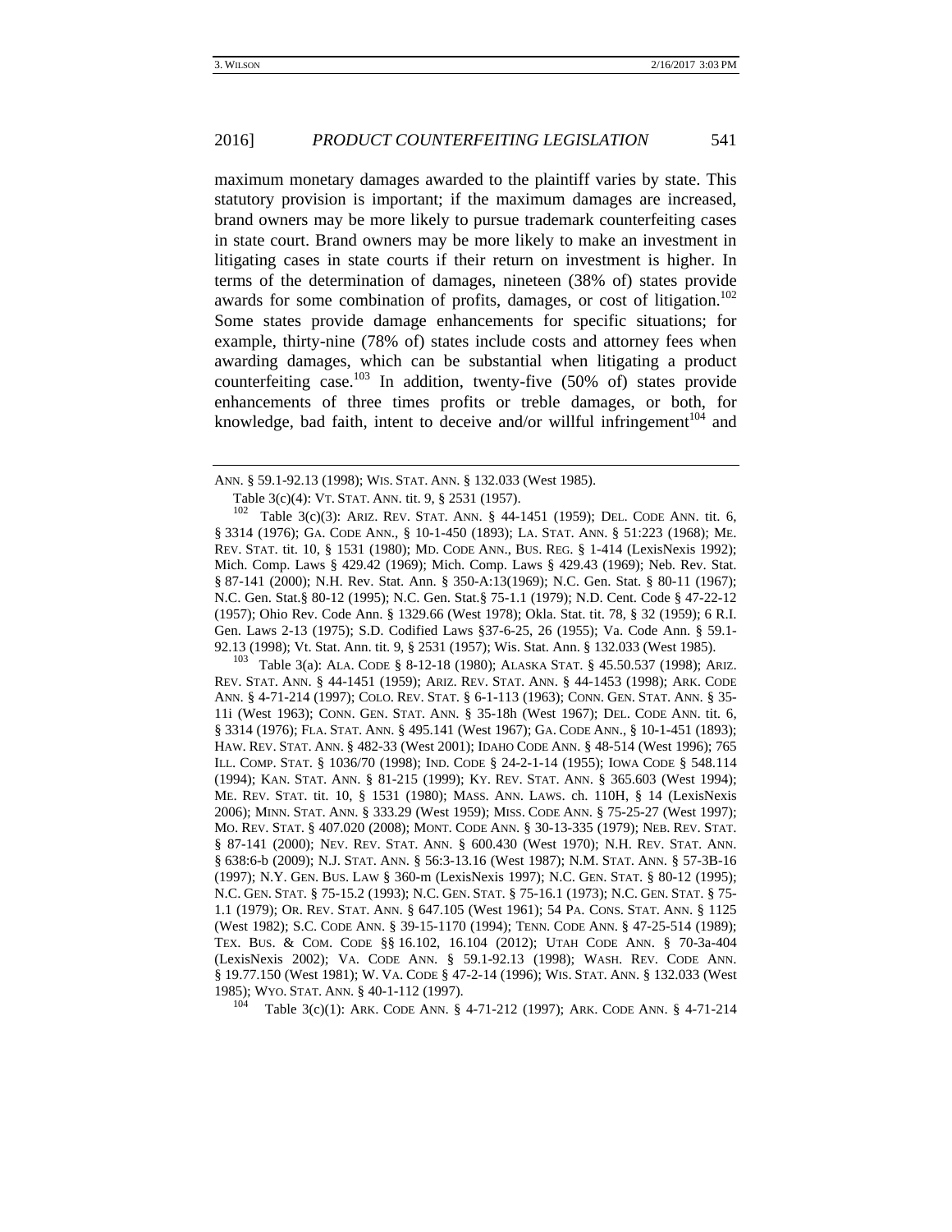maximum monetary damages awarded to the plaintiff varies by state. This statutory provision is important; if the maximum damages are increased, brand owners may be more likely to pursue trademark counterfeiting cases in state court. Brand owners may be more likely to make an investment in litigating cases in state courts if their return on investment is higher. In terms of the determination of damages, nineteen (38% of) states provide awards for some combination of profits, damages, or cost of litigation.[102] Some states provide damage enhancements for specific situations; for example, thirty-nine (78% of) states include costs and attorney fees when awarding damages, which can be substantial when litigating a product counterfeiting case.[103] In addition, twenty-five (50% of) states provide enhancements of three times profits or treble damages, or both, for knowledge, bad faith, intent to deceive and/or willful infringement[104] and

---

ANN. § 59.1-92.13 (1998); WIS. STAT. ANN. § 132.033 (West 1985).

Table 3(c)(4): VT. STAT. ANN. tit. 9, § 2531 (1957).

[102] Table 3(c)(3): ARIZ. REV. STAT. ANN. § 44-1451 (1959); DEL. CODE ANN. tit. 6, § 3314 (1976); GA. CODE ANN., § 10-1-450 (1893); LA. STAT. ANN. § 51:223 (1968); ME. REV. STAT. tit. 10, § 1531 (1980); MD. CODE ANN., BUS. REG. § 1-414 (LexisNexis 1992); Mich. Comp. Laws § 429.42 (1969); Mich. Comp. Laws § 429.43 (1969); Neb. Rev. Stat. § 87-141 (2000); N.H. Rev. Stat. Ann. § 350-A:13(1969); N.C. Gen. Stat. § 80-11 (1967); N.C. Gen. Stat.§ 80-12 (1995); N.C. Gen. Stat.§ 75-1.1 (1979); N.D. Cent. Code § 47-22-12 (1957); Ohio Rev. Code Ann. § 1329.66 (West 1978); Okla. Stat. tit. 78, § 32 (1959); 6 R.I. Gen. Laws 2-13 (1975); S.D. Codified Laws §37-6-25, 26 (1955); Va. Code Ann. § 59.1-92.13 (1998); Vt. Stat. Ann. tit. 9, § 2531 (1957); Wis. Stat. Ann. § 132.033 (West 1985).

[103] Table 3(a): ALA. CODE § 8-12-18 (1980); ALASKA STAT. § 45.50.537 (1998); ARIZ. REV. STAT. ANN. § 44-1451 (1959); ARIZ. REV. STAT. ANN. § 44-1453 (1998); ARK. CODE ANN. § 4-71-214 (1997); COLO. REV. STAT. § 6-1-113 (1963); CONN. GEN. STAT. ANN. § 35-11i (West 1963); CONN. GEN. STAT. ANN. § 35-18h (West 1967); DEL. CODE ANN. tit. 6, § 3314 (1976); FLA. STAT. ANN. § 495.141 (West 1967); GA. CODE ANN., § 10-1-451 (1893); HAW. REV. STAT. ANN. § 482-33 (West 2001); IDAHO CODE ANN. § 48-514 (West 1996); 765 ILL. COMP. STAT. § 1036/70 (1998); IND. CODE § 24-2-1-14 (1955); IOWA CODE § 548.114 (1994); KAN. STAT. ANN. § 81-215 (1999); KY. REV. STAT. ANN. § 365.603 (West 1994); ME. REV. STAT. tit. 10, § 1531 (1980); MASS. ANN. LAWS. ch. 110H, § 14 (LexisNexis 2006); MINN. STAT. ANN. § 333.29 (West 1959); MISS. CODE ANN. § 75-25-27 (West 1997); MO. REV. STAT. § 407.020 (2008); MONT. CODE ANN. § 30-13-335 (1979); NEB. REV. STAT. § 87-141 (2000); NEV. REV. STAT. ANN. § 600.430 (West 1970); N.H. REV. STAT. ANN. § 638:6-b (2009); N.J. STAT. ANN. § 56:3-13.16 (West 1987); N.M. STAT. ANN. § 57-3B-16 (1997); N.Y. GEN. BUS. LAW § 360-m (LexisNexis 1997); N.C. GEN. STAT. § 80-12 (1995); N.C. GEN. STAT. § 75-15.2 (1993); N.C. GEN. STAT. § 75-16.1 (1973); N.C. GEN. STAT. § 75-1.1 (1979); OR. REV. STAT. ANN. § 647.105 (West 1961); 54 PA. CONS. STAT. ANN. § 1125 (West 1982); S.C. CODE ANN. § 39-15-1170 (1994); TENN. CODE ANN. § 47-25-514 (1989); TEX. BUS. & COM. CODE §§ 16.102, 16.104 (2012); UTAH CODE ANN. § 70-3a-404 (LexisNexis 2002); VA. CODE ANN. § 59.1-92.13 (1998); WASH. REV. CODE ANN. § 19.77.150 (West 1981); W. VA. CODE § 47-2-14 (1996); WIS. STAT. ANN. § 132.033 (West 1985); WYO. STAT. ANN. § 40-1-112 (1997).

[104] Table 3(c)(1): ARK. CODE ANN. § 4-71-212 (1997); ARK. CODE ANN. § 4-71-214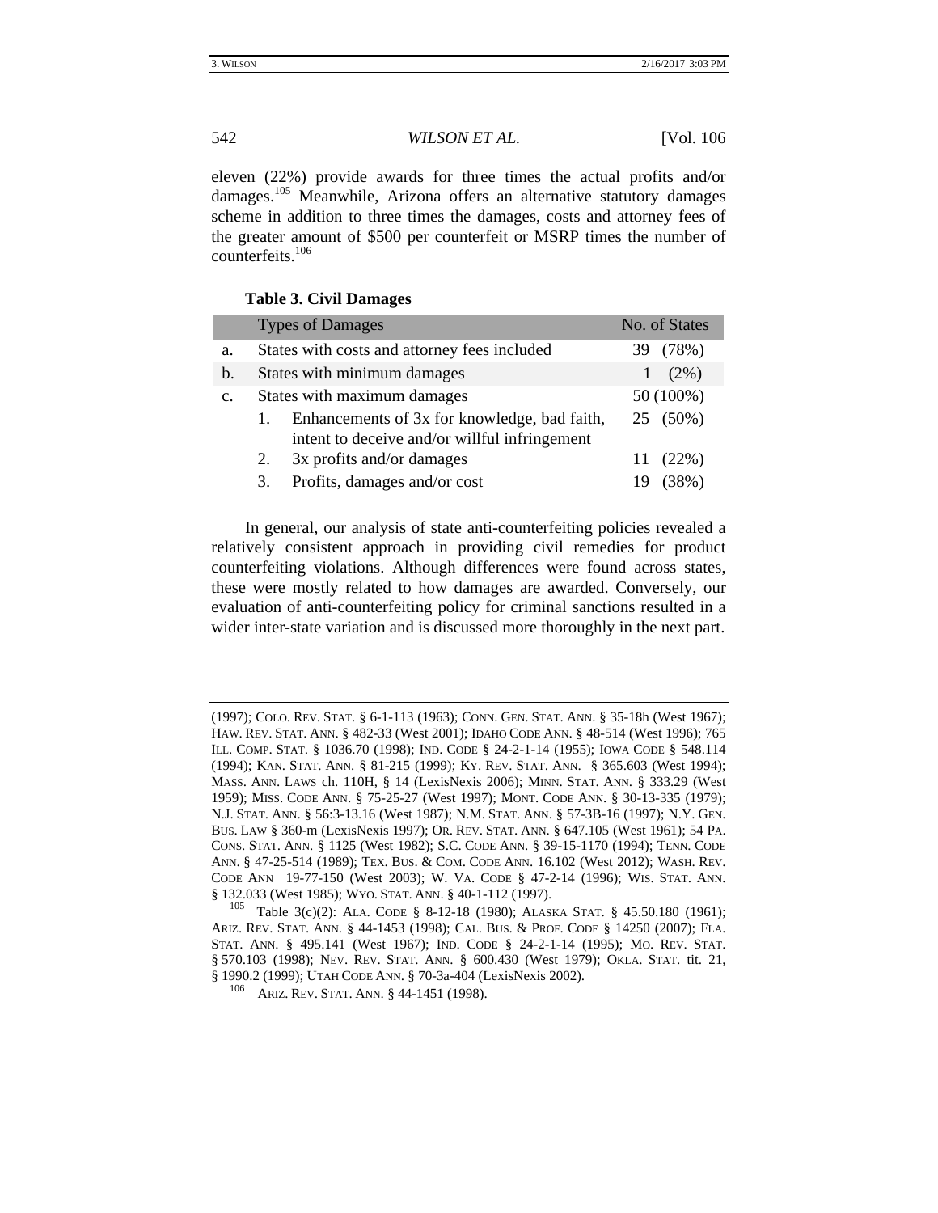eleven (22%) provide awards for three times the actual profits and/or damages.[105] Meanwhile, Arizona offers an alternative statutory damages scheme in addition to three times the damages, costs and attorney fees of the greater amount of $500 per counterfeit or MSRP times the number of counterfeits.[106]

**Table 3. Civil Damages**

| | Types of Damages | No. of States |
|---|---|---|
| a. | States with costs and attorney fees included | 39 (78%) |
| b. | States with minimum damages | 1 (2%) |
| c. | States with maximum damages | 50 (100%) |
| | 1. Enhancements of 3x for knowledge, bad faith, intent to deceive and/or willful infringement | 25 (50%) |
| | 2. 3x profits and/or damages | 11 (22%) |
| | 3. Profits, damages and/or cost | 19 (38%) |

In general, our analysis of state anti-counterfeiting policies revealed a relatively consistent approach in providing civil remedies for product counterfeiting violations. Although differences were found across states, these were mostly related to how damages are awarded. Conversely, our evaluation of anti-counterfeiting policy for criminal sanctions resulted in a wider inter-state variation and is discussed more thoroughly in the next part.

---

(1997); COLO. REV. STAT. § 6-1-113 (1963); CONN. GEN. STAT. ANN. § 35-18h (West 1967); HAW. REV. STAT. ANN. § 482-33 (West 2001); IDAHO CODE ANN. § 48-514 (West 1996); 765 ILL. COMP. STAT. § 1036.70 (1998); IND. CODE § 24-2-1-14 (1955); IOWA CODE § 548.114 (1994); KAN. STAT. ANN. § 81-215 (1999); KY. REV. STAT. ANN. § 365.603 (West 1994); MASS. ANN. LAWS ch. 110H, § 14 (LexisNexis 2006); MINN. STAT. ANN. § 333.29 (West 1959); MISS. CODE ANN. § 75-25-27 (West 1997); MONT. CODE ANN. § 30-13-335 (1979); N.J. STAT. ANN. § 56:3-13.16 (West 1987); N.M. STAT. ANN. § 57-3B-16 (1997); N.Y. GEN. BUS. LAW § 360-m (LexisNexis 1997); OR. REV. STAT. ANN. § 647.105 (West 1961); 54 PA. CONS. STAT. ANN. § 1125 (West 1982); S.C. CODE ANN. § 39-15-1170 (1994); TENN. CODE ANN. § 47-25-514 (1989); TEX. BUS. & COM. CODE ANN. 16.102 (West 2012); WASH. REV. CODE ANN 19-77-150 (West 2003); W. VA. CODE § 47-2-14 (1996); WIS. STAT. ANN. § 132.033 (West 1985); WYO. STAT. ANN. § 40-1-112 (1997).

[105] Table 3(c)(2): ALA. CODE § 8-12-18 (1980); ALASKA STAT. § 45.50.180 (1961); ARIZ. REV. STAT. ANN. § 44-1453 (1998); CAL. BUS. & PROF. CODE § 14250 (2007); FLA. STAT. ANN. § 495.141 (West 1967); IND. CODE § 24-2-1-14 (1995); MO. REV. STAT. § 570.103 (1998); NEV. REV. STAT. ANN. § 600.430 (West 1979); OKLA. STAT. tit. 21, § 1990.2 (1999); UTAH CODE ANN. § 70-3a-404 (LexisNexis 2002).

[106] ARIZ. REV. STAT. ANN. § 44-1451 (1998).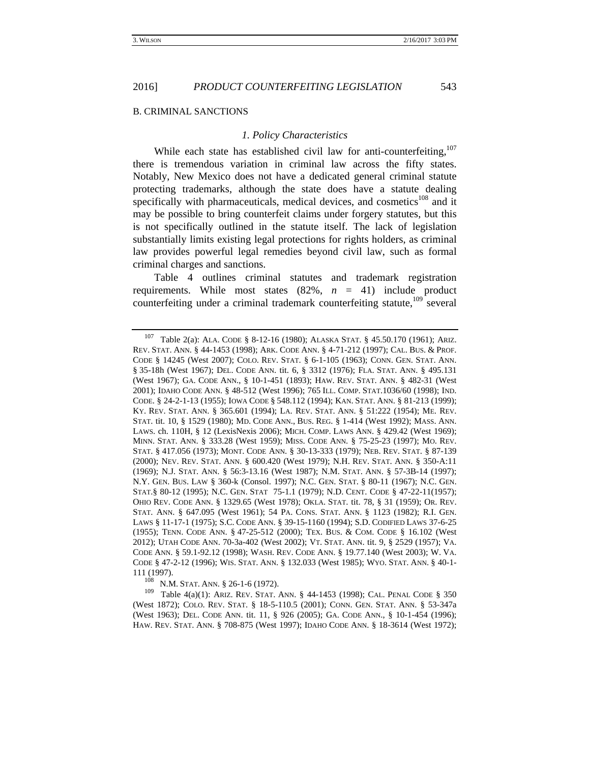## B. CRIMINAL SANCTIONS

### *1. Policy Characteristics*

While each state has established civil law for anti-counterfeiting,[107] there is tremendous variation in criminal law across the fifty states. Notably, New Mexico does not have a dedicated general criminal statute protecting trademarks, although the state does have a statute dealing specifically with pharmaceuticals, medical devices, and cosmetics[108] and it may be possible to bring counterfeit claims under forgery statutes, but this is not specifically outlined in the statute itself. The lack of legislation substantially limits existing legal protections for rights holders, as criminal law provides powerful legal remedies beyond civil law, such as formal criminal charges and sanctions.

Table 4 outlines criminal statutes and trademark registration requirements. While most states (82%, *n* = 41) include product counterfeiting under a criminal trademark counterfeiting statute,[109] several

---

[107] Table 2(a): ALA. CODE § 8-12-16 (1980); ALASKA STAT. § 45.50.170 (1961); ARIZ. REV. STAT. ANN. § 44-1453 (1998); ARK. CODE ANN. § 4-71-212 (1997); CAL. BUS. & PROF. CODE § 14245 (West 2007); COLO. REV. STAT. § 6-1-105 (1963); CONN. GEN. STAT. ANN. § 35-18h (West 1967); DEL. CODE ANN. tit. 6, § 3312 (1976); FLA. STAT. ANN. § 495.131 (West 1967); GA. CODE ANN., § 10-1-451 (1893); HAW. REV. STAT. ANN. § 482-31 (West 2001); IDAHO CODE ANN. § 48-512 (West 1996); 765 ILL. COMP. STAT.1036/60 (1998); IND. CODE. § 24-2-1-13 (1955); IOWA CODE § 548.112 (1994); KAN. STAT. ANN. § 81-213 (1999); KY. REV. STAT. ANN. § 365.601 (1994); LA. REV. STAT. ANN. § 51:222 (1954); ME. REV. STAT. tit. 10, § 1529 (1980); MD. CODE ANN., BUS. REG. § 1-414 (West 1992); MASS. ANN. LAWS. ch. 110H, § 12 (LexisNexis 2006); MICH. COMP. LAWS ANN. § 429.42 (West 1969); MINN. STAT. ANN. § 333.28 (West 1959); MISS. CODE ANN. § 75-25-23 (1997); MO. REV. STAT. § 417.056 (1973); MONT. CODE ANN. § 30-13-333 (1979); NEB. REV. STAT. § 87-139 (2000); NEV. REV. STAT. ANN. § 600.420 (West 1979); N.H. REV. STAT. ANN. § 350-A:11 (1969); N.J. STAT. ANN. § 56:3-13.16 (West 1987); N.M. STAT. ANN. § 57-3B-14 (1997); N.Y. GEN. BUS. LAW § 360-k (Consol. 1997); N.C. GEN. STAT. § 80-11 (1967); N.C. GEN. STAT.§ 80-12 (1995); N.C. GEN. STAT 75-1.1 (1979); N.D. CENT. CODE § 47-22-11(1957); OHIO REV. CODE ANN. § 1329.65 (West 1978); OKLA. STAT. tit. 78, § 31 (1959); OR. REV. STAT. ANN. § 647.095 (West 1961); 54 PA. CONS. STAT. ANN. § 1123 (1982); R.I. GEN. LAWS § 11-17-1 (1975); S.C. CODE ANN. § 39-15-1160 (1994); S.D. CODIFIED LAWS 37-6-25 (1955); TENN. CODE ANN. § 47-25-512 (2000); TEX. BUS. & COM. CODE § 16.102 (West 2012); UTAH CODE ANN. 70-3a-402 (West 2002); VT. STAT. ANN. tit. 9, § 2529 (1957); VA. CODE ANN. § 59.1-92.12 (1998); WASH. REV. CODE ANN. § 19.77.140 (West 2003); W. VA. CODE § 47-2-12 (1996); WIS. STAT. ANN. § 132.033 (West 1985); WYO. STAT. ANN. § 40-1-111 (1997).

[108] N.M. STAT. ANN. § 26-1-6 (1972).

[109] Table 4(a)(1): ARIZ. REV. STAT. ANN. § 44-1453 (1998); CAL. PENAL CODE § 350 (West 1872); COLO. REV. STAT. § 18-5-110.5 (2001); CONN. GEN. STAT. ANN. § 53-347a (West 1963); DEL. CODE ANN. tit. 11, § 926 (2005); GA. CODE ANN., § 10-1-454 (1996); HAW. REV. STAT. ANN. § 708-875 (West 1997); IDAHO CODE ANN. § 18-3614 (West 1972);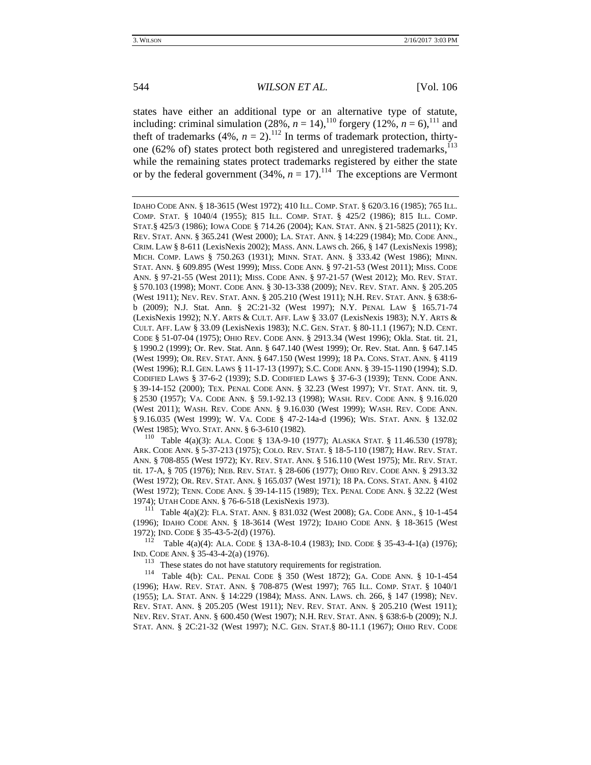states have either an additional type or an alternative type of statute, including: criminal simulation (28%, *n* = 14),[110] forgery (12%, *n* = 6),[111] and theft of trademarks (4%, *n* = 2).[112] In terms of trademark protection, thirty-one (62% of) states protect both registered and unregistered trademarks,[113] while the remaining states protect trademarks registered by either the state or by the federal government (34%, *n* = 17).[114] The exceptions are Vermont

---

IDAHO CODE ANN. § 18-3615 (West 1972); 410 ILL. COMP. STAT. § 620/3.16 (1985); 765 ILL. COMP. STAT. § 1040/4 (1955); 815 ILL. COMP. STAT. § 425/2 (1986); 815 ILL. COMP. STAT.§ 425/3 (1986); IOWA CODE § 714.26 (2004); KAN. STAT. ANN. § 21-5825 (2011); KY. REV. STAT. ANN. § 365.241 (West 2000); LA. STAT. ANN. § 14:229 (1984); MD. CODE ANN., CRIM. LAW § 8-611 (LexisNexis 2002); MASS. ANN. LAWS ch. 266, § 147 (LexisNexis 1998); MICH. COMP. LAWS § 750.263 (1931); MINN. STAT. ANN. § 333.42 (West 1986); MINN. STAT. ANN. § 609.895 (West 1999); MISS. CODE ANN. § 97-21-53 (West 2011); MISS. CODE ANN. § 97-21-55 (West 2011); MISS. CODE ANN. § 97-21-57 (West 2012); MO. REV. STAT. § 570.103 (1998); MONT. CODE ANN. § 30-13-338 (2009); NEV. REV. STAT. ANN. § 205.205 (West 1911); NEV. REV. STAT. ANN. § 205.210 (West 1911); N.H. REV. STAT. ANN. § 638:6-b (2009); N.J. Stat. Ann. § 2C:21-32 (West 1997); N.Y. PENAL LAW § 165.71-74 (LexisNexis 1992); N.Y. ARTS & CULT. AFF. LAW § 33.07 (LexisNexis 1983); N.Y. ARTS & CULT. AFF. LAW § 33.09 (LexisNexis 1983); N.C. GEN. STAT. § 80-11.1 (1967); N.D. CENT. CODE § 51-07-04 (1975); OHIO REV. CODE ANN. § 2913.34 (West 1996); Okla. Stat. tit. 21, § 1990.2 (1999); Or. Rev. Stat. Ann. § 647.140 (West 1999); Or. Rev. Stat. Ann. § 647.145 (West 1999); OR. REV. STAT. ANN. § 647.150 (West 1999); 18 PA. CONS. STAT. ANN. § 4119 (West 1996); R.I. GEN. LAWS § 11-17-13 (1997); S.C. CODE ANN. § 39-15-1190 (1994); S.D. CODIFIED LAWS § 37-6-2 (1939); S.D. CODIFIED LAWS § 37-6-3 (1939); TENN. CODE ANN. § 39-14-152 (2000); TEX. PENAL CODE ANN. § 32.23 (West 1997); VT. STAT. ANN. tit. 9, § 2530 (1957); VA. CODE ANN. § 59.1-92.13 (1998); WASH. REV. CODE ANN. § 9.16.020 (West 2011); WASH. REV. CODE ANN. § 9.16.030 (West 1999); WASH. REV. CODE ANN. § 9.16.035 (West 1999); W. VA. CODE § 47-2-14a-d (1996); WIS. STAT. ANN. § 132.02 (West 1985); WYO. STAT. ANN. § 6-3-610 (1982).

[110] Table 4(a)(3): ALA. CODE § 13A-9-10 (1977); ALASKA STAT. § 11.46.530 (1978); ARK. CODE ANN. § 5-37-213 (1975); COLO. REV. STAT. § 18-5-110 (1987); HAW. REV. STAT. ANN. § 708-855 (West 1972); KY. REV. STAT. ANN. § 516.110 (West 1975); ME. REV. STAT. tit. 17-A, § 705 (1976); NEB. REV. STAT. § 28-606 (1977); OHIO REV. CODE ANN. § 2913.32 (West 1972); OR. REV. STAT. ANN. § 165.037 (West 1971); 18 PA. CONS. STAT. ANN. § 4102 (West 1972); TENN. CODE ANN. § 39-14-115 (1989); TEX. PENAL CODE ANN. § 32.22 (West 1974); UTAH CODE ANN. § 76-6-518 (LexisNexis 1973).

[111] Table 4(a)(2): FLA. STAT. ANN. § 831.032 (West 2008); GA. CODE ANN., § 10-1-454 (1996); IDAHO CODE ANN. § 18-3614 (West 1972); IDAHO CODE ANN. § 18-3615 (West 1972); IND. CODE § 35-43-5-2(d) (1976).

[112] Table 4(a)(4): ALA. CODE § 13A-8-10.4 (1983); IND. CODE § 35-43-4-1(a) (1976); IND. CODE ANN. § 35-43-4-2(a) (1976).

[113] These states do not have statutory requirements for registration.

[114] Table 4(b): CAL. PENAL CODE § 350 (West 1872); GA. CODE ANN. § 10-1-454 (1996); HAW. REV. STAT. ANN. § 708-875 (West 1997); 765 ILL. COMP. STAT. § 1040/1 (1955); LA. STAT. ANN. § 14:229 (1984); MASS. ANN. LAWS. ch. 266, § 147 (1998); NEV. REV. STAT. ANN. § 205.205 (West 1911); NEV. REV. STAT. ANN. § 205.210 (West 1911); NEV. REV. STAT. ANN. § 600.450 (West 1907); N.H. REV. STAT. ANN. § 638:6-b (2009); N.J. STAT. ANN. § 2C:21-32 (West 1997); N.C. GEN. STAT.§ 80-11.1 (1967); OHIO REV. CODE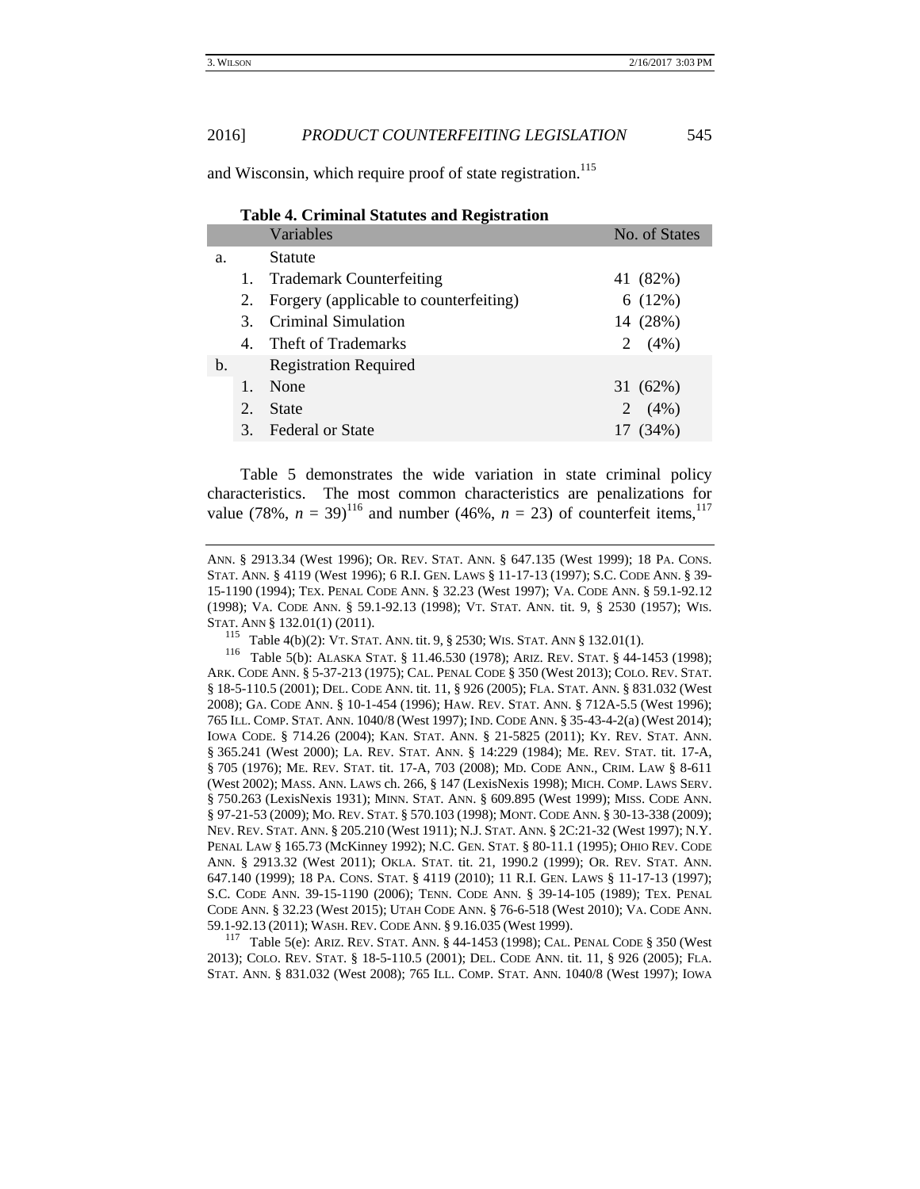and Wisconsin, which require proof of state registration.[115]

**Table 4. Criminal Statutes and Registration**

| | | Variables | No. of States |
|---|---|---|---|
| a. | | Statute | |
| | 1. | Trademark Counterfeiting | 41 (82%) |
| | 2. | Forgery (applicable to counterfeiting) | 6 (12%) |
| | 3. | Criminal Simulation | 14 (28%) |
| | 4. | Theft of Trademarks | 2 (4%) |
| b. | | Registration Required | |
| | 1. | None | 31 (62%) |
| | 2. | State | 2 (4%) |
| | 3. | Federal or State | 17 (34%) |

Table 5 demonstrates the wide variation in state criminal policy characteristics. The most common characteristics are penalizations for value (78%, $n$ = 39)[116] and number (46%, $n$ = 23) of counterfeit items,[117]

---

ANN. § 2913.34 (West 1996); OR. REV. STAT. ANN. § 647.135 (West 1999); 18 PA. CONS. STAT. ANN. § 4119 (West 1996); 6 R.I. GEN. LAWS § 11-17-13 (1997); S.C. CODE ANN. § 39-15-1190 (1994); TEX. PENAL CODE ANN. § 32.23 (West 1997); VA. CODE ANN. § 59.1-92.12 (1998); VA. CODE ANN. § 59.1-92.13 (1998); VT. STAT. ANN. tit. 9, § 2530 (1957); WIS. STAT. ANN § 132.01(1) (2011).

[115] Table 4(b)(2): VT. STAT. ANN. tit. 9, § 2530; WIS. STAT. ANN § 132.01(1).

[116] Table 5(b): ALASKA STAT. § 11.46.530 (1978); ARIZ. REV. STAT. § 44-1453 (1998); ARK. CODE ANN. § 5-37-213 (1975); CAL. PENAL CODE § 350 (West 2013); COLO. REV. STAT. § 18-5-110.5 (2001); DEL. CODE ANN. tit. 11, § 926 (2005); FLA. STAT. ANN. § 831.032 (West 2008); GA. CODE ANN. § 10-1-454 (1996); HAW. REV. STAT. ANN. § 712A-5.5 (West 1996); 765 ILL. COMP. STAT. ANN. 1040/8 (West 1997); IND. CODE ANN. § 35-43-4-2(a) (West 2014); IOWA CODE. § 714.26 (2004); KAN. STAT. ANN. § 21-5825 (2011); KY. REV. STAT. ANN. § 365.241 (West 2000); LA. REV. STAT. ANN. § 14:229 (1984); ME. REV. STAT. tit. 17-A, § 705 (1976); ME. REV. STAT. tit. 17-A, 703 (2008); MD. CODE ANN., CRIM. LAW § 8-611 (West 2002); MASS. ANN. LAWS ch. 266, § 147 (LexisNexis 1998); MICH. COMP. LAWS SERV. § 750.263 (LexisNexis 1931); MINN. STAT. ANN. § 609.895 (West 1999); MISS. CODE ANN. § 97-21-53 (2009); MO. REV. STAT. § 570.103 (1998); MONT. CODE ANN. § 30-13-338 (2009); NEV. REV. STAT. ANN. § 205.210 (West 1911); N.J. STAT. ANN. § 2C:21-32 (West 1997); N.Y. PENAL LAW § 165.73 (McKinney 1992); N.C. GEN. STAT. § 80-11.1 (1995); OHIO REV. CODE ANN. § 2913.32 (West 2011); OKLA. STAT. tit. 21, 1990.2 (1999); OR. REV. STAT. ANN. 647.140 (1999); 18 PA. CONS. STAT. § 4119 (2010); 11 R.I. GEN. LAWS § 11-17-13 (1997); S.C. CODE ANN. 39-15-1190 (2006); TENN. CODE ANN. § 39-14-105 (1989); TEX. PENAL CODE ANN. § 32.23 (West 2015); UTAH CODE ANN. § 76-6-518 (West 2010); VA. CODE ANN. 59.1-92.13 (2011); WASH. REV. CODE ANN. § 9.16.035 (West 1999).

[117] Table 5(e): ARIZ. REV. STAT. ANN. § 44-1453 (1998); CAL. PENAL CODE § 350 (West 2013); COLO. REV. STAT. § 18-5-110.5 (2001); DEL. CODE ANN. tit. 11, § 926 (2005); FLA. STAT. ANN. § 831.032 (West 2008); 765 ILL. COMP. STAT. ANN. 1040/8 (West 1997); IOWA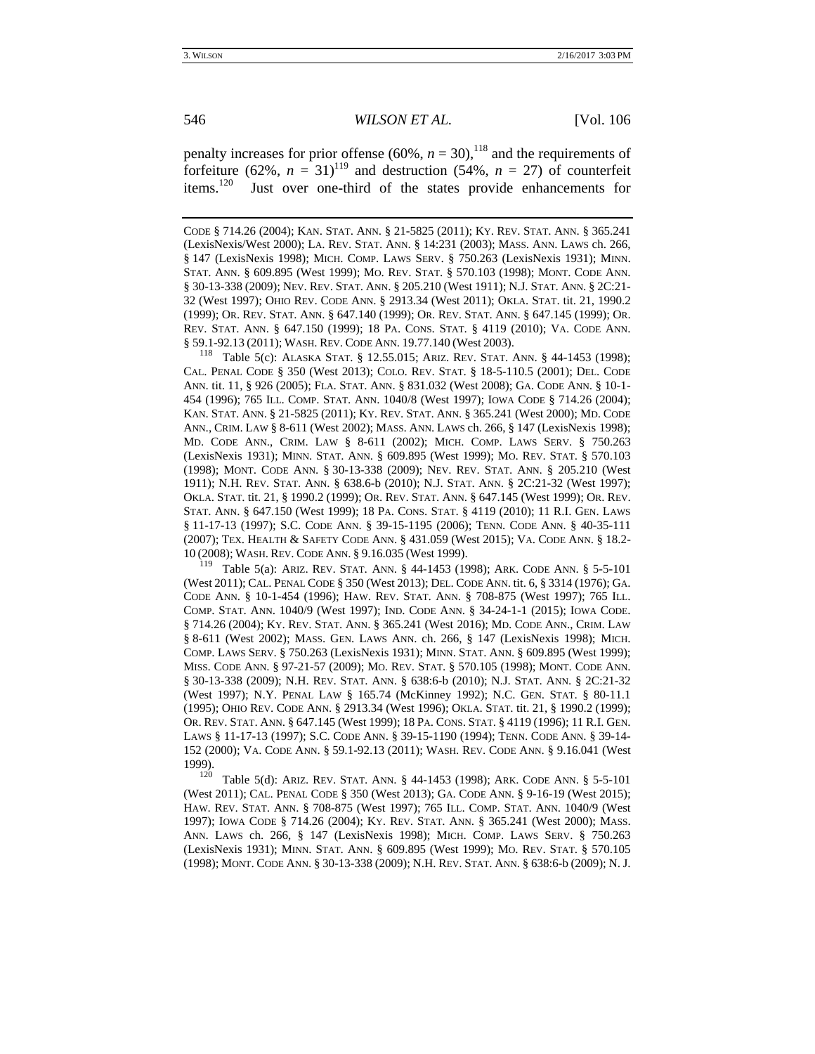penalty increases for prior offense (60%, $n = 30$),[118] and the requirements of forfeiture (62%, $n = 31$)[119] and destruction (54%, $n = 27$) of counterfeit items.[120] Just over one-third of the states provide enhancements for

---

CODE § 714.26 (2004); KAN. STAT. ANN. § 21-5825 (2011); KY. REV. STAT. ANN. § 365.241 (LexisNexis/West 2000); LA. REV. STAT. ANN. § 14:231 (2003); MASS. ANN. LAWS ch. 266, § 147 (LexisNexis 1998); MICH. COMP. LAWS SERV. § 750.263 (LexisNexis 1931); MINN. STAT. ANN. § 609.895 (West 1999); MO. REV. STAT. § 570.103 (1998); MONT. CODE ANN. § 30-13-338 (2009); NEV. REV. STAT. ANN. § 205.210 (West 1911); N.J. STAT. ANN. § 2C:21-32 (West 1997); OHIO REV. CODE ANN. § 2913.34 (West 2011); OKLA. STAT. tit. 21, 1990.2 (1999); OR. REV. STAT. ANN. § 647.140 (1999); OR. REV. STAT. ANN. § 647.145 (1999); OR. REV. STAT. ANN. § 647.150 (1999); 18 PA. CONS. STAT. § 4119 (2010); VA. CODE ANN. § 59.1-92.13 (2011); WASH. REV. CODE ANN. 19.77.140 (West 2003).

[118] Table 5(c): ALASKA STAT. § 12.55.015; ARIZ. REV. STAT. ANN. § 44-1453 (1998); CAL. PENAL CODE § 350 (West 2013); COLO. REV. STAT. § 18-5-110.5 (2001); DEL. CODE ANN. tit. 11, § 926 (2005); FLA. STAT. ANN. § 831.032 (West 2008); GA. CODE ANN. § 10-1-454 (1996); 765 ILL. COMP. STAT. ANN. 1040/8 (West 1997); IOWA CODE § 714.26 (2004); KAN. STAT. ANN. § 21-5825 (2011); KY. REV. STAT. ANN. § 365.241 (West 2000); MD. CODE ANN., CRIM. LAW § 8-611 (West 2002); MASS. ANN. LAWS ch. 266, § 147 (LexisNexis 1998); MD. CODE ANN., CRIM. LAW § 8-611 (2002); MICH. COMP. LAWS SERV. § 750.263 (LexisNexis 1931); MINN. STAT. ANN. § 609.895 (West 1999); MO. REV. STAT. § 570.103 (1998); MONT. CODE ANN. § 30-13-338 (2009); NEV. REV. STAT. ANN. § 205.210 (West 1911); N.H. REV. STAT. ANN. § 638.6-b (2010); N.J. STAT. ANN. § 2C:21-32 (West 1997); OKLA. STAT. tit. 21, § 1990.2 (1999); OR. REV. STAT. ANN. § 647.145 (West 1999); OR. REV. STAT. ANN. § 647.150 (West 1999); 18 PA. CONS. STAT. § 4119 (2010); 11 R.I. GEN. LAWS § 11-17-13 (1997); S.C. CODE ANN. § 39-15-1195 (2006); TENN. CODE ANN. § 40-35-111 (2007); TEX. HEALTH & SAFETY CODE ANN. § 431.059 (West 2015); VA. CODE ANN. § 18.2-10 (2008); WASH. REV. CODE ANN. § 9.16.035 (West 1999).

[119] Table 5(a): ARIZ. REV. STAT. ANN. § 44-1453 (1998); ARK. CODE ANN. § 5-5-101 (West 2011); CAL. PENAL CODE § 350 (West 2013); DEL. CODE ANN. tit. 6, § 3314 (1976); GA. CODE ANN. § 10-1-454 (1996); HAW. REV. STAT. ANN. § 708-875 (West 1997); 765 ILL. COMP. STAT. ANN. 1040/9 (West 1997); IND. CODE ANN. § 34-24-1-1 (2015); IOWA CODE. § 714.26 (2004); KY. REV. STAT. ANN. § 365.241 (West 2016); MD. CODE ANN., CRIM. LAW § 8-611 (West 2002); MASS. GEN. LAWS ANN. ch. 266, § 147 (LexisNexis 1998); MICH. COMP. LAWS SERV. § 750.263 (LexisNexis 1931); MINN. STAT. ANN. § 609.895 (West 1999); MISS. CODE ANN. § 97-21-57 (2009); MO. REV. STAT. § 570.105 (1998); MONT. CODE ANN. § 30-13-338 (2009); N.H. REV. STAT. ANN. § 638:6-b (2010); N.J. STAT. ANN. § 2C:21-32 (West 1997); N.Y. PENAL LAW § 165.74 (McKinney 1992); N.C. GEN. STAT. § 80-11.1 (1995); OHIO REV. CODE ANN. § 2913.34 (West 1996); OKLA. STAT. tit. 21, § 1990.2 (1999); OR. REV. STAT. ANN. § 647.145 (West 1999); 18 PA. CONS. STAT. § 4119 (1996); 11 R.I. GEN. LAWS § 11-17-13 (1997); S.C. CODE ANN. § 39-15-1190 (1994); TENN. CODE ANN. § 39-14-152 (2000); VA. CODE ANN. § 59.1-92.13 (2011); WASH. REV. CODE ANN. § 9.16.041 (West 1999).

[120] Table 5(d): ARIZ. REV. STAT. ANN. § 44-1453 (1998); ARK. CODE ANN. § 5-5-101 (West 2011); CAL. PENAL CODE § 350 (West 2013); GA. CODE ANN. § 9-16-19 (West 2015); HAW. REV. STAT. ANN. § 708-875 (West 1997); 765 ILL. COMP. STAT. ANN. 1040/9 (West 1997); IOWA CODE § 714.26 (2004); KY. REV. STAT. ANN. § 365.241 (West 2000); MASS. ANN. LAWS ch. 266, § 147 (LexisNexis 1998); MICH. COMP. LAWS SERV. § 750.263 (LexisNexis 1931); MINN. STAT. ANN. § 609.895 (West 1999); MO. REV. STAT. § 570.105 (1998); MONT. CODE ANN. § 30-13-338 (2009); N.H. REV. STAT. ANN. § 638:6-b (2009); N. J.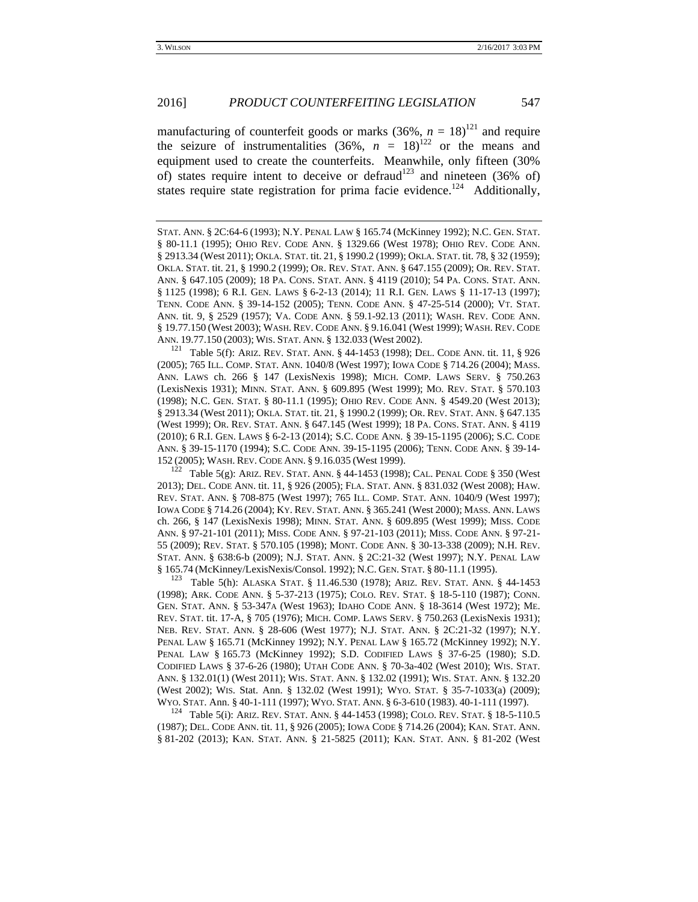manufacturing of counterfeit goods or marks (36%, $n = 18$)[121] and require the seizure of instrumentalities (36%, $n = 18$)[122] or the means and equipment used to create the counterfeits. Meanwhile, only fifteen (30% of) states require intent to deceive or defraud[123] and nineteen (36% of) states require state registration for prima facie evidence.[124] Additionally,

---

STAT. ANN. § 2C:64-6 (1993); N.Y. PENAL LAW § 165.74 (McKinney 1992); N.C. GEN. STAT. § 80-11.1 (1995); OHIO REV. CODE ANN. § 1329.66 (West 1978); OHIO REV. CODE ANN. § 2913.34 (West 2011); OKLA. STAT. tit. 21, § 1990.2 (1999); OKLA. STAT. tit. 78, § 32 (1959); OKLA. STAT. tit. 21, § 1990.2 (1999); OR. REV. STAT. ANN. § 647.155 (2009); OR. REV. STAT. ANN. § 647.105 (2009); 18 PA. CONS. STAT. ANN. § 4119 (2010); 54 PA. CONS. STAT. ANN. § 1125 (1998); 6 R.I. GEN. LAWS § 6-2-13 (2014); 11 R.I. GEN. LAWS § 11-17-13 (1997); TENN. CODE ANN. § 39-14-152 (2005); TENN. CODE ANN. § 47-25-514 (2000); VT. STAT. ANN. tit. 9, § 2529 (1957); VA. CODE ANN. § 59.1-92.13 (2011); WASH. REV. CODE ANN. § 19.77.150 (West 2003); WASH. REV. CODE ANN. § 9.16.041 (West 1999); WASH. REV. CODE ANN. 19.77.150 (2003); WIS. STAT. ANN. § 132.033 (West 2002).

[121] Table 5(f): ARIZ. REV. STAT. ANN. § 44-1453 (1998); DEL. CODE ANN. tit. 11, § 926 (2005); 765 ILL. COMP. STAT. ANN. 1040/8 (West 1997); IOWA CODE § 714.26 (2004); MASS. ANN. LAWS ch. 266 § 147 (LexisNexis 1998); MICH. COMP. LAWS SERV. § 750.263 (LexisNexis 1931); MINN. STAT. ANN. § 609.895 (West 1999); MO. REV. STAT. § 570.103 (1998); N.C. GEN. STAT. § 80-11.1 (1995); OHIO REV. CODE ANN. § 4549.20 (West 2013); § 2913.34 (West 2011); OKLA. STAT. tit. 21, § 1990.2 (1999); OR. REV. STAT. ANN. § 647.135 (West 1999); OR. REV. STAT. ANN. § 647.145 (West 1999); 18 PA. CONS. STAT. ANN. § 4119 (2010); 6 R.I. GEN. LAWS § 6-2-13 (2014); S.C. CODE ANN. § 39-15-1195 (2006); S.C. CODE ANN. § 39-15-1170 (1994); S.C. CODE ANN. 39-15-1195 (2006); TENN. CODE ANN. § 39-14-152 (2005); WASH. REV. CODE ANN. § 9.16.035 (West 1999).

[122] Table 5(g): ARIZ. REV. STAT. ANN. § 44-1453 (1998); CAL. PENAL CODE § 350 (West 2013); DEL. CODE ANN. tit. 11, § 926 (2005); FLA. STAT. ANN. § 831.032 (West 2008); HAW. REV. STAT. ANN. § 708-875 (West 1997); 765 ILL. COMP. STAT. ANN. 1040/9 (West 1997); IOWA CODE § 714.26 (2004); KY. REV. STAT. ANN. § 365.241 (West 2000); MASS. ANN. LAWS ch. 266, § 147 (LexisNexis 1998); MINN. STAT. ANN. § 609.895 (West 1999); MISS. CODE ANN. § 97-21-101 (2011); MISS. CODE ANN. § 97-21-103 (2011); MISS. CODE ANN. § 97-21-55 (2009); REV. STAT. § 570.105 (1998); MONT. CODE ANN. § 30-13-338 (2009); N.H. REV. STAT. ANN. § 638:6-b (2009); N.J. STAT. ANN. § 2C:21-32 (West 1997); N.Y. PENAL LAW § 165.74 (McKinney/LexisNexis/Consol. 1992); N.C. GEN. STAT. § 80-11.1 (1995).

[123] Table 5(h): ALASKA STAT. § 11.46.530 (1978); ARIZ. REV. STAT. ANN. § 44-1453 (1998); ARK. CODE ANN. § 5-37-213 (1975); COLO. REV. STAT. § 18-5-110 (1987); CONN. GEN. STAT. ANN. § 53-347A (West 1963); IDAHO CODE ANN. § 18-3614 (West 1972); ME. REV. STAT. tit. 17-A, § 705 (1976); MICH. COMP. LAWS SERV. § 750.263 (LexisNexis 1931); NEB. REV. STAT. ANN. § 28-606 (West 1977); N.J. STAT. ANN. § 2C:21-32 (1997); N.Y. PENAL LAW § 165.71 (McKinney 1992); N.Y. PENAL LAW § 165.72 (McKinney 1992); N.Y. PENAL LAW § 165.73 (McKinney 1992); S.D. CODIFIED LAWS § 37-6-25 (1980); S.D. CODIFIED LAWS § 37-6-26 (1980); UTAH CODE ANN. § 70-3a-402 (West 2010); WIS. STAT. ANN. § 132.01(1) (West 2011); WIS. STAT. ANN. § 132.02 (1991); WIS. STAT. ANN. § 132.20 (West 2002); WIS. Stat. Ann. § 132.02 (West 1991); WYO. STAT. § 35-7-1033(a) (2009); WYO. STAT. Ann. § 40-1-111 (1997); WYO. STAT. ANN. § 6-3-610 (1983). 40-1-111 (1997).

[124] Table 5(i): ARIZ. REV. STAT. ANN. § 44-1453 (1998); COLO. REV. STAT. § 18-5-110.5 (1987); DEL. CODE ANN. tit. 11, § 926 (2005); IOWA CODE § 714.26 (2004); KAN. STAT. ANN. § 81-202 (2013); KAN. STAT. ANN. § 21-5825 (2011); KAN. STAT. ANN. § 81-202 (West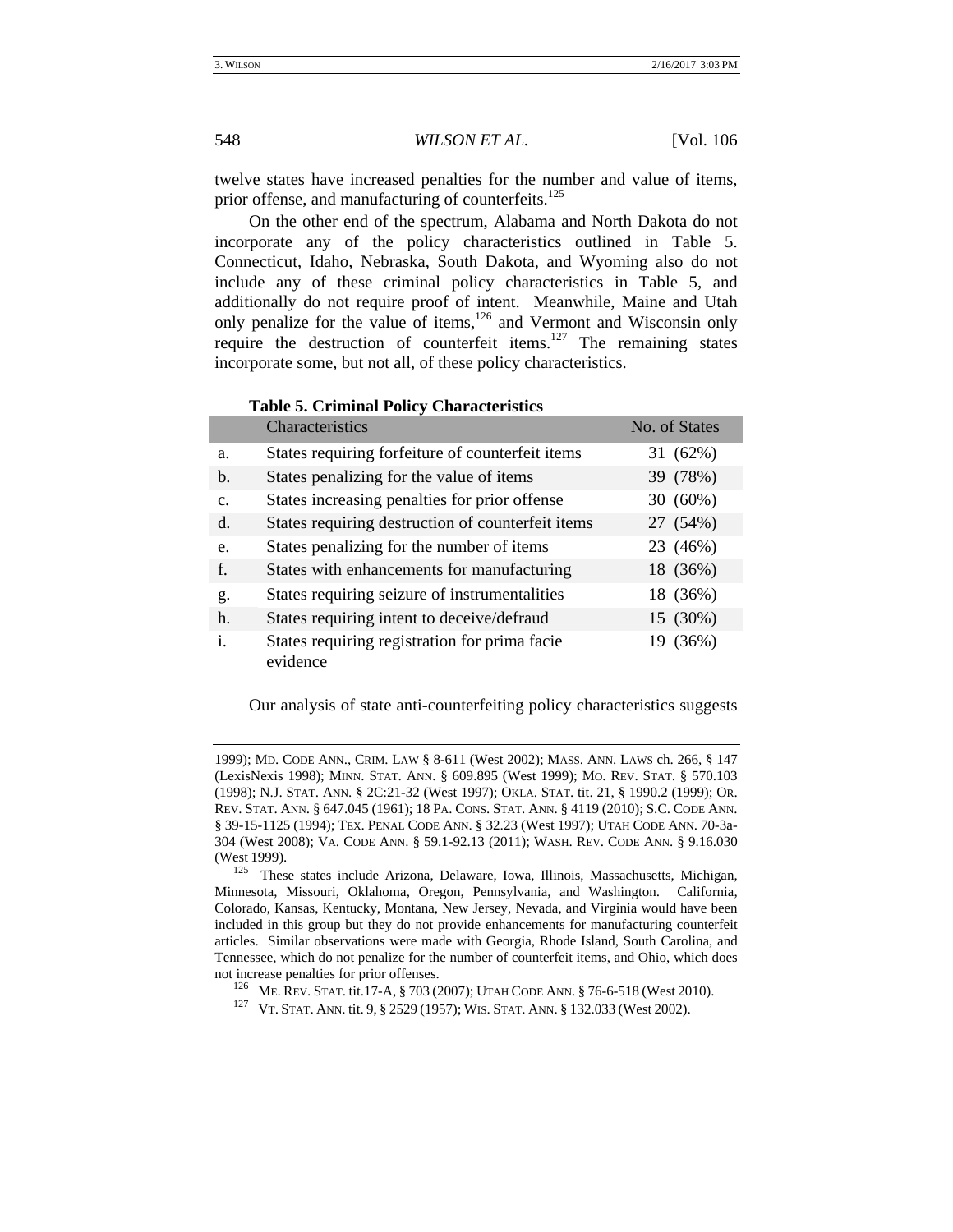twelve states have increased penalties for the number and value of items, prior offense, and manufacturing of counterfeits.[125]

On the other end of the spectrum, Alabama and North Dakota do not incorporate any of the policy characteristics outlined in Table 5. Connecticut, Idaho, Nebraska, South Dakota, and Wyoming also do not include any of these criminal policy characteristics in Table 5, and additionally do not require proof of intent. Meanwhile, Maine and Utah only penalize for the value of items,[126] and Vermont and Wisconsin only require the destruction of counterfeit items.[127] The remaining states incorporate some, but not all, of these policy characteristics.

**Table 5. Criminal Policy Characteristics**

| | Characteristics | No. of States |
|---|---|---|
| a. | States requiring forfeiture of counterfeit items | 31 (62%) |
| b. | States penalizing for the value of items | 39 (78%) |
| c. | States increasing penalties for prior offense | 30 (60%) |
| d. | States requiring destruction of counterfeit items | 27 (54%) |
| e. | States penalizing for the number of items | 23 (46%) |
| f. | States with enhancements for manufacturing | 18 (36%) |
| g. | States requiring seizure of instrumentalities | 18 (36%) |
| h. | States requiring intent to deceive/defraud | 15 (30%) |
| i. | States requiring registration for prima facie evidence | 19 (36%) |

Our analysis of state anti-counterfeiting policy characteristics suggests

---

1999); MD. CODE ANN., CRIM. LAW § 8-611 (West 2002); MASS. ANN. LAWS ch. 266, § 147 (LexisNexis 1998); MINN. STAT. ANN. § 609.895 (West 1999); MO. REV. STAT. § 570.103 (1998); N.J. STAT. ANN. § 2C:21-32 (West 1997); OKLA. STAT. tit. 21, § 1990.2 (1999); OR. REV. STAT. ANN. § 647.045 (1961); 18 PA. CONS. STAT. ANN. § 4119 (2010); S.C. CODE ANN. § 39-15-1125 (1994); TEX. PENAL CODE ANN. § 32.23 (West 1997); UTAH CODE ANN. 70-3a-304 (West 2008); VA. CODE ANN. § 59.1-92.13 (2011); WASH. REV. CODE ANN. § 9.16.030 (West 1999).

[125] These states include Arizona, Delaware, Iowa, Illinois, Massachusetts, Michigan, Minnesota, Missouri, Oklahoma, Oregon, Pennsylvania, and Washington. California, Colorado, Kansas, Kentucky, Montana, New Jersey, Nevada, and Virginia would have been included in this group but they do not provide enhancements for manufacturing counterfeit articles. Similar observations were made with Georgia, Rhode Island, South Carolina, and Tennessee, which do not penalize for the number of counterfeit items, and Ohio, which does not increase penalties for prior offenses.

[126] ME. REV. STAT. tit.17-A, § 703 (2007); UTAH CODE ANN. § 76-6-518 (West 2010).

[127] VT. STAT. ANN. tit. 9, § 2529 (1957); WIS. STAT. ANN. § 132.033 (West 2002).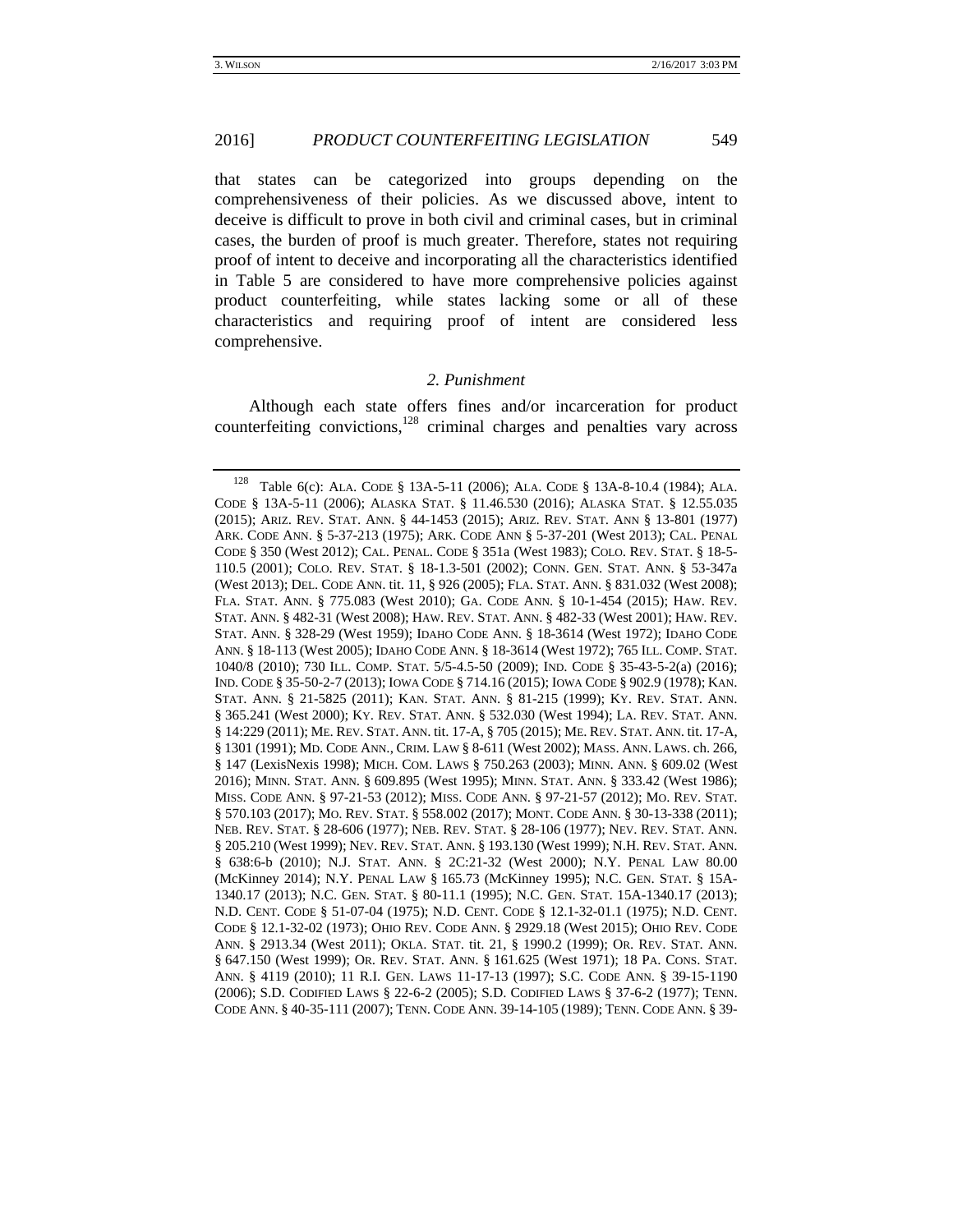that states can be categorized into groups depending on the comprehensiveness of their policies. As we discussed above, intent to deceive is difficult to prove in both civil and criminal cases, but in criminal cases, the burden of proof is much greater. Therefore, states not requiring proof of intent to deceive and incorporating all the characteristics identified in Table 5 are considered to have more comprehensive policies against product counterfeiting, while states lacking some or all of these characteristics and requiring proof of intent are considered less comprehensive.

### *2. Punishment*

Although each state offers fines and/or incarceration for product counterfeiting convictions,[128] criminal charges and penalties vary across

---

[128] Table 6(c): ALA. CODE § 13A-5-11 (2006); ALA. CODE § 13A-8-10.4 (1984); ALA. CODE § 13A-5-11 (2006); ALASKA STAT. § 11.46.530 (2016); ALASKA STAT. § 12.55.035 (2015); ARIZ. REV. STAT. ANN. § 44-1453 (2015); ARIZ. REV. STAT. ANN § 13-801 (1977) ARK. CODE ANN. § 5-37-213 (1975); ARK. CODE ANN § 5-37-201 (West 2013); CAL. PENAL CODE § 350 (West 2012); CAL. PENAL. CODE § 351a (West 1983); COLO. REV. STAT. § 18-5-110.5 (2001); COLO. REV. STAT. § 18-1.3-501 (2002); CONN. GEN. STAT. ANN. § 53-347a (West 2013); DEL. CODE ANN. tit. 11, § 926 (2005); FLA. STAT. ANN. § 831.032 (West 2008); FLA. STAT. ANN. § 775.083 (West 2010); GA. CODE ANN. § 10-1-454 (2015); HAW. REV. STAT. ANN. § 482-31 (West 2008); HAW. REV. STAT. ANN. § 482-33 (West 2001); HAW. REV. STAT. ANN. § 328-29 (West 1959); IDAHO CODE ANN. § 18-3614 (West 1972); IDAHO CODE ANN. § 18-113 (West 2005); IDAHO CODE ANN. § 18-3614 (West 1972); 765 ILL. COMP. STAT. 1040/8 (2010); 730 ILL. COMP. STAT. 5/5-4.5-50 (2009); IND. CODE § 35-43-5-2(a) (2016); IND. CODE § 35-50-2-7 (2013); IOWA CODE § 714.16 (2015); IOWA CODE § 902.9 (1978); KAN. STAT. ANN. § 21-5825 (2011); KAN. STAT. ANN. § 81-215 (1999); KY. REV. STAT. ANN. § 365.241 (West 2000); KY. REV. STAT. ANN. § 532.030 (West 1994); LA. REV. STAT. ANN. § 14:229 (2011); ME. REV. STAT. ANN. tit. 17-A, § 705 (2015); ME. REV. STAT. ANN. tit. 17-A, § 1301 (1991); MD. CODE ANN., CRIM. LAW § 8-611 (West 2002); MASS. ANN. LAWS. ch. 266, § 147 (LexisNexis 1998); MICH. COM. LAWS § 750.263 (2003); MINN. ANN. § 609.02 (West 2016); MINN. STAT. ANN. § 609.895 (West 1995); MINN. STAT. ANN. § 333.42 (West 1986); MISS. CODE ANN. § 97-21-53 (2012); MISS. CODE ANN. § 97-21-57 (2012); MO. REV. STAT. § 570.103 (2017); MO. REV. STAT. § 558.002 (2017); MONT. CODE ANN. § 30-13-338 (2011); NEB. REV. STAT. § 28-606 (1977); NEB. REV. STAT. § 28-106 (1977); NEV. REV. STAT. ANN. § 205.210 (West 1999); NEV. REV. STAT. ANN. § 193.130 (West 1999); N.H. REV. STAT. ANN. § 638:6-b (2010); N.J. STAT. ANN. § 2C:21-32 (West 2000); N.Y. PENAL LAW 80.00 (McKinney 2014); N.Y. PENAL LAW § 165.73 (McKinney 1995); N.C. GEN. STAT. § 15A-1340.17 (2013); N.C. GEN. STAT. § 80-11.1 (1995); N.C. GEN. STAT. 15A-1340.17 (2013); N.D. CENT. CODE § 51-07-04 (1975); N.D. CENT. CODE § 12.1-32-01.1 (1975); N.D. CENT. CODE § 12.1-32-02 (1973); OHIO REV. CODE ANN. § 2929.18 (West 2015); OHIO REV. CODE ANN. § 2913.34 (West 2011); OKLA. STAT. tit. 21, § 1990.2 (1999); OR. REV. STAT. ANN. § 647.150 (West 1999); OR. REV. STAT. ANN. § 161.625 (West 1971); 18 PA. CONS. STAT. ANN. § 4119 (2010); 11 R.I. GEN. LAWS 11-17-13 (1997); S.C. CODE ANN. § 39-15-1190 (2006); S.D. CODIFIED LAWS § 22-6-2 (2005); S.D. CODIFIED LAWS § 37-6-2 (1977); TENN. CODE ANN. § 40-35-111 (2007); TENN. CODE ANN. 39-14-105 (1989); TENN. CODE ANN. § 39-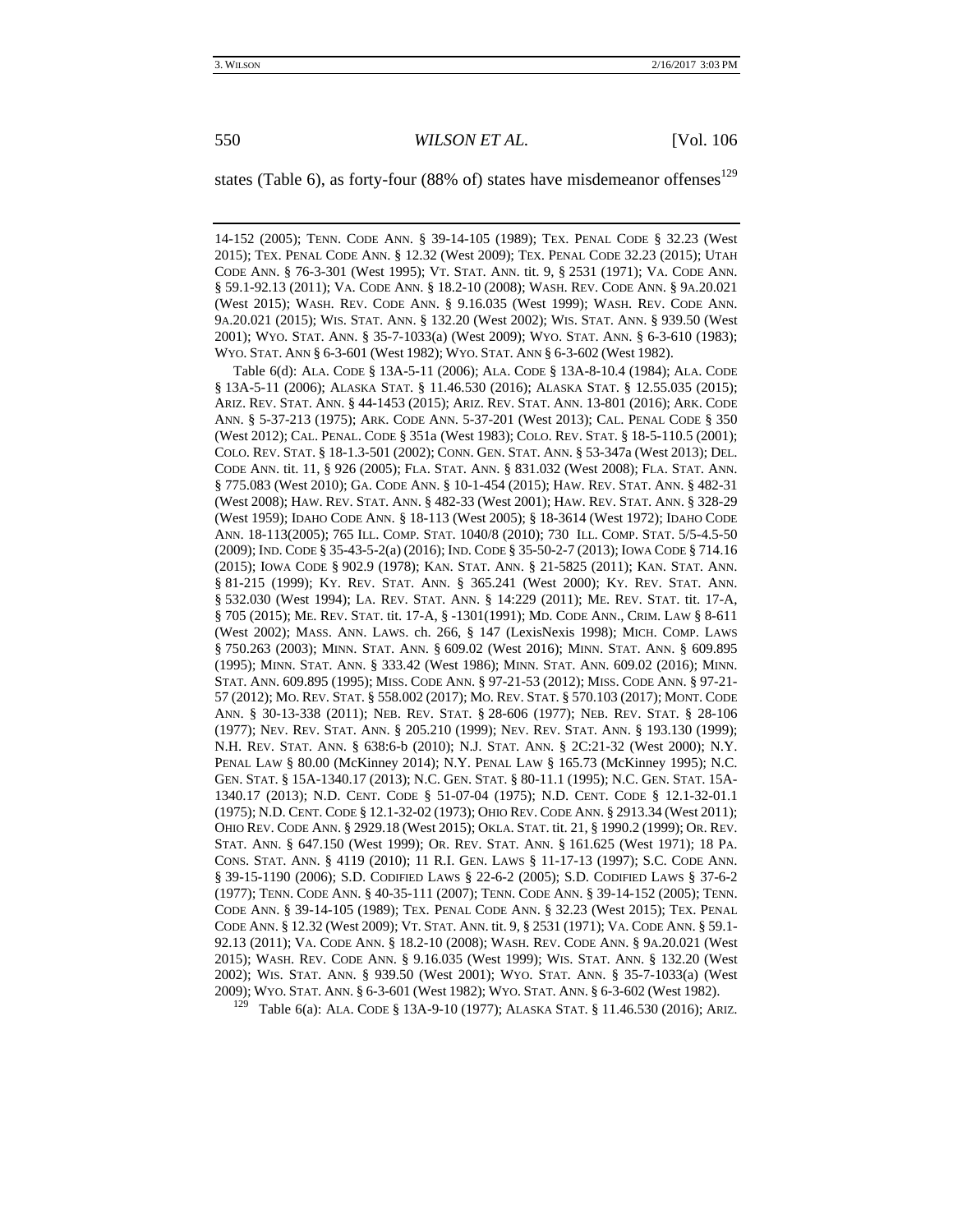states (Table 6), as forty-four (88% of) states have misdemeanor offenses[129]

---

14-152 (2005); TENN. CODE ANN. § 39-14-105 (1989); TEX. PENAL CODE § 32.23 (West 2015); TEX. PENAL CODE ANN. § 12.32 (West 2009); TEX. PENAL CODE 32.23 (2015); UTAH CODE ANN. § 76-3-301 (West 1995); VT. STAT. ANN. tit. 9, § 2531 (1971); VA. CODE ANN. § 59.1-92.13 (2011); VA. CODE ANN. § 18.2-10 (2008); WASH. REV. CODE ANN. § 9A.20.021 (West 2015); WASH. REV. CODE ANN. § 9.16.035 (West 1999); WASH. REV. CODE ANN. 9A.20.021 (2015); WIS. STAT. ANN. § 132.20 (West 2002); WIS. STAT. ANN. § 939.50 (West 2001); WYO. STAT. ANN. § 35-7-1033(a) (West 2009); WYO. STAT. ANN. § 6-3-610 (1983); WYO. STAT. ANN § 6-3-601 (West 1982); WYO. STAT. ANN § 6-3-602 (West 1982).

Table 6(d): ALA. CODE § 13A-5-11 (2006); ALA. CODE § 13A-8-10.4 (1984); ALA. CODE § 13A-5-11 (2006); ALASKA STAT. § 11.46.530 (2016); ALASKA STAT. § 12.55.035 (2015); ARIZ. REV. STAT. ANN. § 44-1453 (2015); ARIZ. REV. STAT. ANN. 13-801 (2016); ARK. CODE ANN. § 5-37-213 (1975); ARK. CODE ANN. § 5-37-201 (West 2013); CAL. PENAL CODE § 350 (West 2012); CAL. PENAL. CODE § 351a (West 1983); COLO. REV. STAT. § 18-5-110.5 (2001); COLO. REV. STAT. § 18-1.3-501 (2002); CONN. GEN. STAT. ANN. § 53-347a (West 2013); DEL. CODE ANN. tit. 11, § 926 (2005); FLA. STAT. ANN. § 831.032 (West 2008); FLA. STAT. ANN. § 775.083 (West 2010); GA. CODE ANN. § 10-1-454 (2015); HAW. REV. STAT. ANN. § 482-31 (West 2008); HAW. REV. STAT. ANN. § 482-33 (West 2001); HAW. REV. STAT. ANN. § 328-29 (West 1959); IDAHO CODE ANN. § 18-113 (West 2005); § 18-3614 (West 1972); IDAHO CODE ANN. 18-113(2005); 765 ILL. COMP. STAT. 1040/8 (2010); 730 ILL. COMP. STAT. 5/5-4.5-50 (2009); IND. CODE § 35-43-5-2(a) (2016); IND. CODE § 35-50-2-7 (2013); IOWA CODE § 714.16 (2015); IOWA CODE § 902.9 (1978); KAN. STAT. ANN. § 21-5825 (2011); KAN. STAT. ANN. § 81-215 (1999); KY. REV. STAT. ANN. § 365.241 (West 2000); KY. REV. STAT. ANN. § 532.030 (West 1994); LA. REV. STAT. ANN. § 14:229 (2011); ME. REV. STAT. tit. 17-A, § 705 (2015); ME. REV. STAT. tit. 17-A, § -1301(1991); MD. CODE ANN., CRIM. LAW § 8-611 (West 2002); MASS. ANN. LAWS. ch. 266, § 147 (LexisNexis 1998); MICH. COMP. LAWS § 750.263 (2003); MINN. STAT. ANN. § 609.02 (West 2016); MINN. STAT. ANN. § 609.895 (1995); MINN. STAT. ANN. § 333.42 (West 1986); MINN. STAT. ANN. 609.02 (2016); MINN. STAT. ANN. 609.895 (1995); MISS. CODE ANN. § 97-21-53 (2012); MISS. CODE ANN. § 97-21-57 (2012); MO. REV. STAT. § 558.002 (2017); MO. REV. STAT. § 570.103 (2017); MONT. CODE ANN. § 30-13-338 (2011); NEB. REV. STAT. § 28-606 (1977); NEB. REV. STAT. § 28-106 (1977); NEV. REV. STAT. ANN. § 205.210 (1999); NEV. REV. STAT. ANN. § 193.130 (1999); N.H. REV. STAT. ANN. § 638:6-b (2010); N.J. STAT. ANN. § 2C:21-32 (West 2000); N.Y. PENAL LAW § 80.00 (McKinney 2014); N.Y. PENAL LAW § 165.73 (McKinney 1995); N.C. GEN. STAT. § 15A-1340.17 (2013); N.C. GEN. STAT. § 80-11.1 (1995); N.C. GEN. STAT. 15A-1340.17 (2013); N.D. CENT. CODE § 51-07-04 (1975); N.D. CENT. CODE § 12.1-32-01.1 (1975); N.D. CENT. CODE § 12.1-32-02 (1973); OHIO REV. CODE ANN. § 2913.34 (West 2011); OHIO REV. CODE ANN. § 2929.18 (West 2015); OKLA. STAT. tit. 21, § 1990.2 (1999); OR. REV. STAT. ANN. § 647.150 (West 1999); OR. REV. STAT. ANN. § 161.625 (West 1971); 18 PA. CONS. STAT. ANN. § 4119 (2010); 11 R.I. GEN. LAWS § 11-17-13 (1997); S.C. CODE ANN. § 39-15-1190 (2006); S.D. CODIFIED LAWS § 22-6-2 (2005); S.D. CODIFIED LAWS § 37-6-2 (1977); TENN. CODE ANN. § 40-35-111 (2007); TENN. CODE ANN. § 39-14-152 (2005); TENN. CODE ANN. § 39-14-105 (1989); TEX. PENAL CODE ANN. § 32.23 (West 2015); TEX. PENAL CODE ANN. § 12.32 (West 2009); VT. STAT. ANN. tit. 9, § 2531 (1971); VA. CODE ANN. § 59.1-92.13 (2011); VA. CODE ANN. § 18.2-10 (2008); WASH. REV. CODE ANN. § 9A.20.021 (West 2015); WASH. REV. CODE ANN. § 9.16.035 (West 1999); WIS. STAT. ANN. § 132.20 (West 2002); WIS. STAT. ANN. § 939.50 (West 2001); WYO. STAT. ANN. § 35-7-1033(a) (West 2009); WYO. STAT. ANN. § 6-3-601 (West 1982); WYO. STAT. ANN. § 6-3-602 (West 1982).

[129] Table 6(a): ALA. CODE § 13A-9-10 (1977); ALASKA STAT. § 11.46.530 (2016); ARIZ.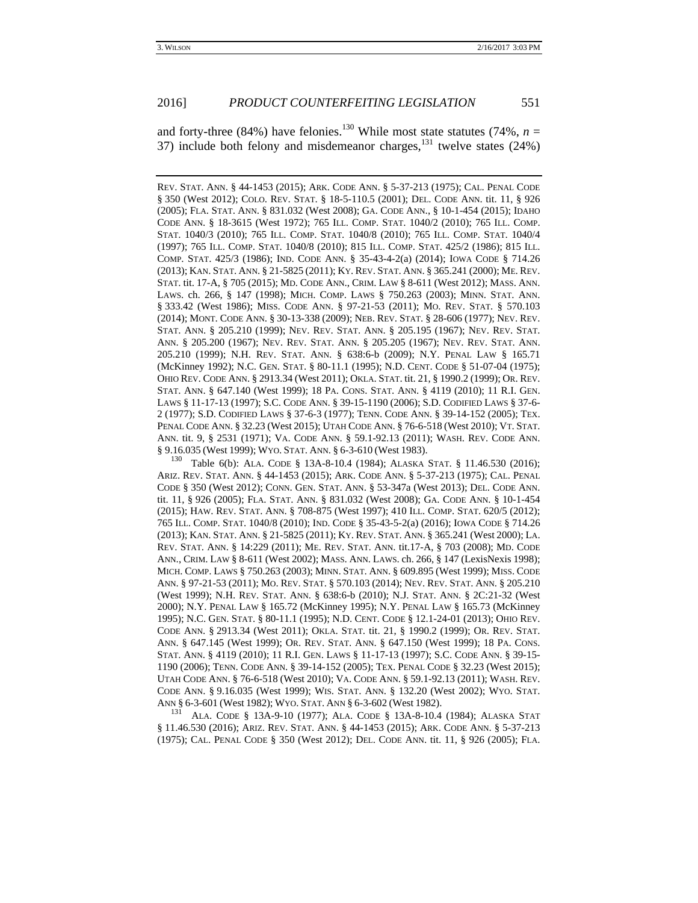and forty-three (84%) have felonies.[130] While most state statutes (74%, $n = 37$) include both felony and misdemeanor charges,[131] twelve states (24%)

---

REV. STAT. ANN. § 44-1453 (2015); ARK. CODE ANN. § 5-37-213 (1975); CAL. PENAL CODE § 350 (West 2012); COLO. REV. STAT. § 18-5-110.5 (2001); DEL. CODE ANN. tit. 11, § 926 (2005); FLA. STAT. ANN. § 831.032 (West 2008); GA. CODE ANN., § 10-1-454 (2015); IDAHO CODE ANN. § 18-3615 (West 1972); 765 ILL. COMP. STAT. 1040/2 (2010); 765 ILL. COMP. STAT. 1040/3 (2010); 765 ILL. COMP. STAT. 1040/8 (2010); 765 ILL. COMP. STAT. 1040/4 (1997); 765 ILL. COMP. STAT. 1040/8 (2010); 815 ILL. COMP. STAT. 425/2 (1986); 815 ILL. COMP. STAT. 425/3 (1986); IND. CODE ANN. § 35-43-4-2(a) (2014); IOWA CODE § 714.26 (2013); KAN. STAT. ANN. § 21-5825 (2011); KY. REV. STAT. ANN. § 365.241 (2000); ME. REV. STAT. tit. 17-A, § 705 (2015); MD. CODE ANN., CRIM. LAW § 8-611 (West 2012); MASS. ANN. LAWS. ch. 266, § 147 (1998); MICH. COMP. LAWS § 750.263 (2003); MINN. STAT. ANN. § 333.42 (West 1986); MISS. CODE ANN. § 97-21-53 (2011); MO. REV. STAT. § 570.103 (2014); MONT. CODE ANN. § 30-13-338 (2009); NEB. REV. STAT. § 28-606 (1977); NEV. REV. STAT. ANN. § 205.210 (1999); NEV. REV. STAT. ANN. § 205.195 (1967); NEV. REV. STAT. ANN. § 205.200 (1967); NEV. REV. STAT. ANN. § 205.205 (1967); NEV. REV. STAT. ANN. 205.210 (1999); N.H. REV. STAT. ANN. § 638:6-b (2009); N.Y. PENAL LAW § 165.71 (McKinney 1992); N.C. GEN. STAT. § 80-11.1 (1995); N.D. CENT. CODE § 51-07-04 (1975); OHIO REV. CODE ANN. § 2913.34 (West 2011); OKLA. STAT. tit. 21, § 1990.2 (1999); OR. REV. STAT. ANN. § 647.140 (West 1999); 18 PA. CONS. STAT. ANN. § 4119 (2010); 11 R.I. GEN. LAWS § 11-17-13 (1997); S.C. CODE ANN. § 39-15-1190 (2006); S.D. CODIFIED LAWS § 37-6-2 (1977); S.D. CODIFIED LAWS § 37-6-3 (1977); TENN. CODE ANN. § 39-14-152 (2005); TEX. PENAL CODE ANN. § 32.23 (West 2015); UTAH CODE ANN. § 76-6-518 (West 2010); VT. STAT. ANN. tit. 9, § 2531 (1971); VA. CODE ANN. § 59.1-92.13 (2011); WASH. REV. CODE ANN. § 9.16.035 (West 1999); WYO. STAT. ANN. § 6-3-610 (West 1983).

[130] Table 6(b): ALA. CODE § 13A-8-10.4 (1984); ALASKA STAT. § 11.46.530 (2016); ARIZ. REV. STAT. ANN. § 44-1453 (2015); ARK. CODE ANN. § 5-37-213 (1975); CAL. PENAL CODE § 350 (West 2012); CONN. GEN. STAT. ANN. § 53-347a (West 2013); DEL. CODE ANN. tit. 11, § 926 (2005); FLA. STAT. ANN. § 831.032 (West 2008); GA. CODE ANN. § 10-1-454 (2015); HAW. REV. STAT. ANN. § 708-875 (West 1997); 410 ILL. COMP. STAT. 620/5 (2012); 765 ILL. COMP. STAT. 1040/8 (2010); IND. CODE § 35-43-5-2(a) (2016); IOWA CODE § 714.26 (2013); KAN. STAT. ANN. § 21-5825 (2011); KY. REV. STAT. ANN. § 365.241 (West 2000); LA. REV. STAT. ANN. § 14:229 (2011); ME. REV. STAT. ANN. tit.17-A, § 703 (2008); MD. CODE ANN., CRIM. LAW § 8-611 (West 2002); MASS. ANN. LAWS. ch. 266, § 147 (LexisNexis 1998); MICH. COMP. LAWS § 750.263 (2003); MINN. STAT. ANN. § 609.895 (West 1999); MISS. CODE ANN. § 97-21-53 (2011); MO. REV. STAT. § 570.103 (2014); NEV. REV. STAT. ANN. § 205.210 (West 1999); N.H. REV. STAT. ANN. § 638:6-b (2010); N.J. STAT. ANN. § 2C:21-32 (West 2000); N.Y. PENAL LAW § 165.72 (McKinney 1995); N.Y. PENAL LAW § 165.73 (McKinney 1995); N.C. GEN. STAT. § 80-11.1 (1995); N.D. CENT. CODE § 12.1-24-01 (2013); OHIO REV. CODE ANN. § 2913.34 (West 2011); OKLA. STAT. tit. 21, § 1990.2 (1999); OR. REV. STAT. ANN. § 647.145 (West 1999); OR. REV. STAT. ANN. § 647.150 (West 1999); 18 PA. CONS. STAT. ANN. § 4119 (2010); 11 R.I. GEN. LAWS § 11-17-13 (1997); S.C. CODE ANN. § 39-15-1190 (2006); TENN. CODE ANN. § 39-14-152 (2005); TEX. PENAL CODE § 32.23 (West 2015); UTAH CODE ANN. § 76-6-518 (West 2010); VA. CODE ANN. § 59.1-92.13 (2011); WASH. REV. CODE ANN. § 9.16.035 (West 1999); WIS. STAT. ANN. § 132.20 (West 2002); WYO. STAT. ANN § 6-3-601 (West 1982); WYO. STAT. ANN § 6-3-602 (West 1982).

[131] ALA. CODE § 13A-9-10 (1977); ALA. CODE § 13A-8-10.4 (1984); ALASKA STAT § 11.46.530 (2016); ARIZ. REV. STAT. ANN. § 44-1453 (2015); ARK. CODE ANN. § 5-37-213 (1975); CAL. PENAL CODE § 350 (West 2012); DEL. CODE ANN. tit. 11, § 926 (2005); FLA.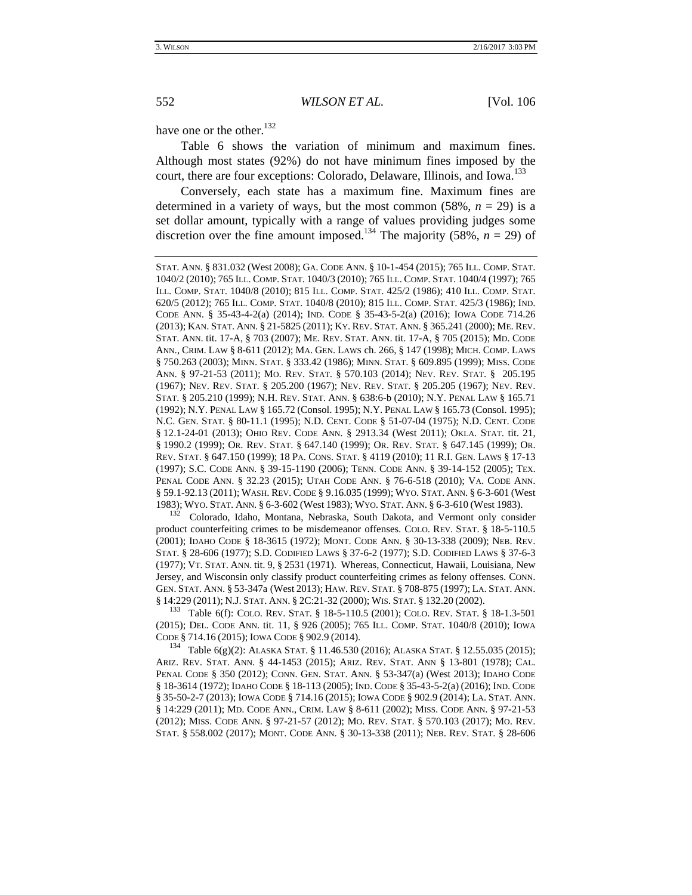have one or the other.[132]

Table 6 shows the variation of minimum and maximum fines. Although most states (92%) do not have minimum fines imposed by the court, there are four exceptions: Colorado, Delaware, Illinois, and Iowa.[133]

Conversely, each state has a maximum fine. Maximum fines are determined in a variety of ways, but the most common (58%, $n = 29$) is a set dollar amount, typically with a range of values providing judges some discretion over the fine amount imposed.[134] The majority (58%, $n = 29$) of

---

STAT. ANN. § 831.032 (West 2008); GA. CODE ANN. § 10-1-454 (2015); 765 ILL. COMP. STAT. 1040/2 (2010); 765 ILL. COMP. STAT. 1040/3 (2010); 765 ILL. COMP. STAT. 1040/4 (1997); 765 ILL. COMP. STAT. 1040/8 (2010); 815 ILL. COMP. STAT. 425/2 (1986); 410 ILL. COMP. STAT. 620/5 (2012); 765 ILL. COMP. STAT. 1040/8 (2010); 815 ILL. COMP. STAT. 425/3 (1986); IND. CODE ANN. § 35-43-4-2(a) (2014); IND. CODE § 35-43-5-2(a) (2016); IOWA CODE 714.26 (2013); KAN. STAT. ANN. § 21-5825 (2011); KY. REV. STAT. ANN. § 365.241 (2000); ME. REV. STAT. ANN. tit. 17-A, § 703 (2007); ME. REV. STAT. ANN. tit. 17-A, § 705 (2015); MD. CODE ANN., CRIM. LAW § 8-611 (2012); MA. GEN. LAWS ch. 266, § 147 (1998); MICH. COMP. LAWS § 750.263 (2003); MINN. STAT. § 333.42 (1986); MINN. STAT. § 609.895 (1999); MISS. CODE ANN. § 97-21-53 (2011); MO. REV. STAT. § 570.103 (2014); NEV. REV. STAT. § 205.195 (1967); NEV. REV. STAT. § 205.200 (1967); NEV. REV. STAT. § 205.205 (1967); NEV. REV. STAT. § 205.210 (1999); N.H. REV. STAT. ANN. § 638:6-b (2010); N.Y. PENAL LAW § 165.71 (1992); N.Y. PENAL LAW § 165.72 (Consol. 1995); N.Y. PENAL LAW § 165.73 (Consol. 1995); N.C. GEN. STAT. § 80-11.1 (1995); N.D. CENT. CODE § 51-07-04 (1975); N.D. CENT. CODE § 12.1-24-01 (2013); OHIO REV. CODE ANN. § 2913.34 (West 2011); OKLA. STAT. tit. 21, § 1990.2 (1999); OR. REV. STAT. § 647.140 (1999); OR. REV. STAT. § 647.145 (1999); OR. REV. STAT. § 647.150 (1999); 18 PA. CONS. STAT. § 4119 (2010); 11 R.I. GEN. LAWS § 17-13 (1997); S.C. CODE ANN. § 39-15-1190 (2006); TENN. CODE ANN. § 39-14-152 (2005); TEX. PENAL CODE ANN. § 32.23 (2015); UTAH CODE ANN. § 76-6-518 (2010); VA. CODE ANN. § 59.1-92.13 (2011); WASH. REV. CODE § 9.16.035 (1999); WYO. STAT. ANN. § 6-3-601 (West 1983); WYO. STAT. ANN. § 6-3-602 (West 1983); WYO. STAT. ANN. § 6-3-610 (West 1983).

[132] Colorado, Idaho, Montana, Nebraska, South Dakota, and Vermont only consider product counterfeiting crimes to be misdemeanor offenses. COLO. REV. STAT. § 18-5-110.5 (2001); IDAHO CODE § 18-3615 (1972); MONT. CODE ANN. § 30-13-338 (2009); NEB. REV. STAT. § 28-606 (1977); S.D. CODIFIED LAWS § 37-6-2 (1977); S.D. CODIFIED LAWS § 37-6-3 (1977); VT. STAT. ANN. tit. 9, § 2531 (1971). Whereas, Connecticut, Hawaii, Louisiana, New Jersey, and Wisconsin only classify product counterfeiting crimes as felony offenses. CONN. GEN. STAT. ANN. § 53-347a (West 2013); HAW. REV. STAT. § 708-875 (1997); LA. STAT. ANN. § 14:229 (2011); N.J. STAT. ANN. § 2C:21-32 (2000); WIS. STAT. § 132.20 (2002).

[133] Table 6(f): COLO. REV. STAT. § 18-5-110.5 (2001); COLO. REV. STAT. § 18-1.3-501 (2015); DEL. CODE ANN. tit. 11, § 926 (2005); 765 ILL. COMP. STAT. 1040/8 (2010); IOWA CODE § 714.16 (2015); IOWA CODE § 902.9 (2014).

[134] Table 6(g)(2): ALASKA STAT. § 11.46.530 (2016); ALASKA STAT. § 12.55.035 (2015); ARIZ. REV. STAT. ANN. § 44-1453 (2015); ARIZ. REV. STAT. ANN § 13-801 (1978); CAL. PENAL CODE § 350 (2012); CONN. GEN. STAT. ANN. § 53-347(a) (West 2013); IDAHO CODE § 18-3614 (1972); IDAHO CODE § 18-113 (2005); IND. CODE § 35-43-5-2(a) (2016); IND. CODE § 35-50-2-7 (2013); IOWA CODE § 714.16 (2015); IOWA CODE § 902.9 (2014); LA. STAT. ANN. § 14:229 (2011); MD. CODE ANN., CRIM. LAW § 8-611 (2002); MISS. CODE ANN. § 97-21-53 (2012); MISS. CODE ANN. § 97-21-57 (2012); MO. REV. STAT. § 570.103 (2017); MO. REV. STAT. § 558.002 (2017); MONT. CODE ANN. § 30-13-338 (2011); NEB. REV. STAT. § 28-606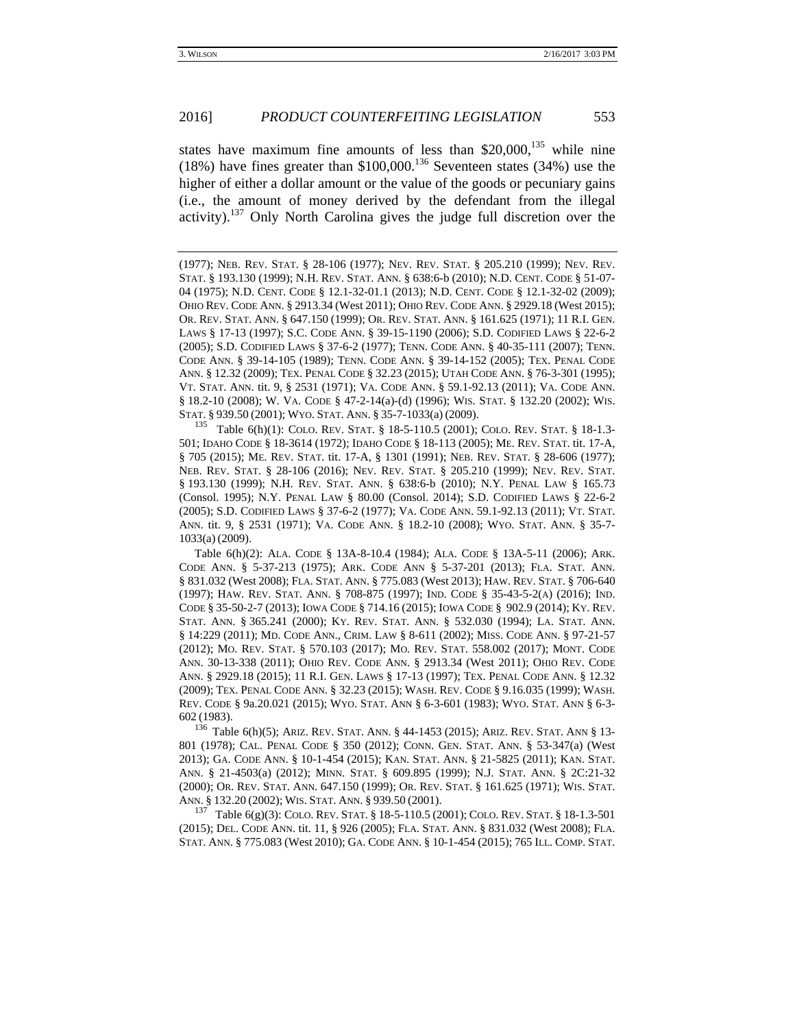states have maximum fine amounts of less than $20,000,[135] while nine (18%) have fines greater than $100,000.[136] Seventeen states (34%) use the higher of either a dollar amount or the value of the goods or pecuniary gains (i.e., the amount of money derived by the defendant from the illegal activity).[137] Only North Carolina gives the judge full discretion over the

---

(1977); NEB. REV. STAT. § 28-106 (1977); NEV. REV. STAT. § 205.210 (1999); NEV. REV. STAT. § 193.130 (1999); N.H. REV. STAT. ANN. § 638:6-b (2010); N.D. CENT. CODE § 51-07-04 (1975); N.D. CENT. CODE § 12.1-32-01.1 (2013); N.D. CENT. CODE § 12.1-32-02 (2009); OHIO REV. CODE ANN. § 2913.34 (West 2011); OHIO REV. CODE ANN. § 2929.18 (West 2015); OR. REV. STAT. ANN. § 647.150 (1999); OR. REV. STAT. ANN. § 161.625 (1971); 11 R.I. GEN. LAWS § 17-13 (1997); S.C. CODE ANN. § 39-15-1190 (2006); S.D. CODIFIED LAWS § 22-6-2 (2005); S.D. CODIFIED LAWS § 37-6-2 (1977); TENN. CODE ANN. § 40-35-111 (2007); TENN. CODE ANN. § 39-14-105 (1989); TENN. CODE ANN. § 39-14-152 (2005); TEX. PENAL CODE ANN. § 12.32 (2009); TEX. PENAL CODE § 32.23 (2015); UTAH CODE ANN. § 76-3-301 (1995); VT. STAT. ANN. tit. 9, § 2531 (1971); VA. CODE ANN. § 59.1-92.13 (2011); VA. CODE ANN. § 18.2-10 (2008); W. VA. CODE § 47-2-14(a)-(d) (1996); WIS. STAT. § 132.20 (2002); WIS. STAT. § 939.50 (2001); WYO. STAT. ANN. § 35-7-1033(a) (2009).

[135] Table 6(h)(1): COLO. REV. STAT. § 18-5-110.5 (2001); COLO. REV. STAT. § 18-1.3-501; IDAHO CODE § 18-3614 (1972); IDAHO CODE § 18-113 (2005); ME. REV. STAT. tit. 17-A, § 705 (2015); ME. REV. STAT. tit. 17-A, § 1301 (1991); NEB. REV. STAT. § 28-606 (1977); NEB. REV. STAT. § 28-106 (2016); NEV. REV. STAT. § 205.210 (1999); NEV. REV. STAT. § 193.130 (1999); N.H. REV. STAT. ANN. § 638:6-b (2010); N.Y. PENAL LAW § 165.73 (Consol. 1995); N.Y. PENAL LAW § 80.00 (Consol. 2014); S.D. CODIFIED LAWS § 22-6-2 (2005); S.D. CODIFIED LAWS § 37-6-2 (1977); VA. CODE ANN. 59.1-92.13 (2011); VT. STAT. ANN. tit. 9, § 2531 (1971); VA. CODE ANN. § 18.2-10 (2008); WYO. STAT. ANN. § 35-7-1033(a) (2009).

Table 6(h)(2): ALA. CODE § 13A-8-10.4 (1984); ALA. CODE § 13A-5-11 (2006); ARK. CODE ANN. § 5-37-213 (1975); ARK. CODE ANN § 5-37-201 (2013); FLA. STAT. ANN. § 831.032 (West 2008); FLA. STAT. ANN. § 775.083 (West 2013); HAW. REV. STAT. § 706-640 (1997); HAW. REV. STAT. ANN. § 708-875 (1997); IND. CODE § 35-43-5-2(A) (2016); IND. CODE § 35-50-2-7 (2013); IOWA CODE § 714.16 (2015); IOWA CODE § 902.9 (2014); KY. REV. STAT. ANN. § 365.241 (2000); KY. REV. STAT. ANN. § 532.030 (1994); LA. STAT. ANN. § 14:229 (2011); MD. CODE ANN., CRIM. LAW § 8-611 (2002); MISS. CODE ANN. § 97-21-57 (2012); MO. REV. STAT. § 570.103 (2017); MO. REV. STAT. 558.002 (2017); MONT. CODE ANN. 30-13-338 (2011); OHIO REV. CODE ANN. § 2913.34 (West 2011); OHIO REV. CODE ANN. § 2929.18 (2015); 11 R.I. GEN. LAWS § 17-13 (1997); TEX. PENAL CODE ANN. § 12.32 (2009); TEX. PENAL CODE ANN. § 32.23 (2015); WASH. REV. CODE § 9.16.035 (1999); WASH. REV. CODE § 9a.20.021 (2015); WYO. STAT. ANN § 6-3-601 (1983); WYO. STAT. ANN § 6-3-602 (1983).

[136] Table 6(h)(5); ARIZ. REV. STAT. ANN. § 44-1453 (2015); ARIZ. REV. STAT. ANN § 13-801 (1978); CAL. PENAL CODE § 350 (2012); CONN. GEN. STAT. ANN. § 53-347(a) (West 2013); GA. CODE ANN. § 10-1-454 (2015); KAN. STAT. ANN. § 21-5825 (2011); KAN. STAT. ANN. § 21-4503(a) (2012); MINN. STAT. § 609.895 (1999); N.J. STAT. ANN. § 2C:21-32 (2000); OR. REV. STAT. ANN. 647.150 (1999); OR. REV. STAT. § 161.625 (1971); WIS. STAT. ANN. § 132.20 (2002); WIS. STAT. ANN. § 939.50 (2001).

[137] Table 6(g)(3): COLO. REV. STAT. § 18-5-110.5 (2001); COLO. REV. STAT. § 18-1.3-501 (2015); DEL. CODE ANN. tit. 11, § 926 (2005); FLA. STAT. ANN. § 831.032 (West 2008); FLA. STAT. ANN. § 775.083 (West 2010); GA. CODE ANN. § 10-1-454 (2015); 765 ILL. COMP. STAT.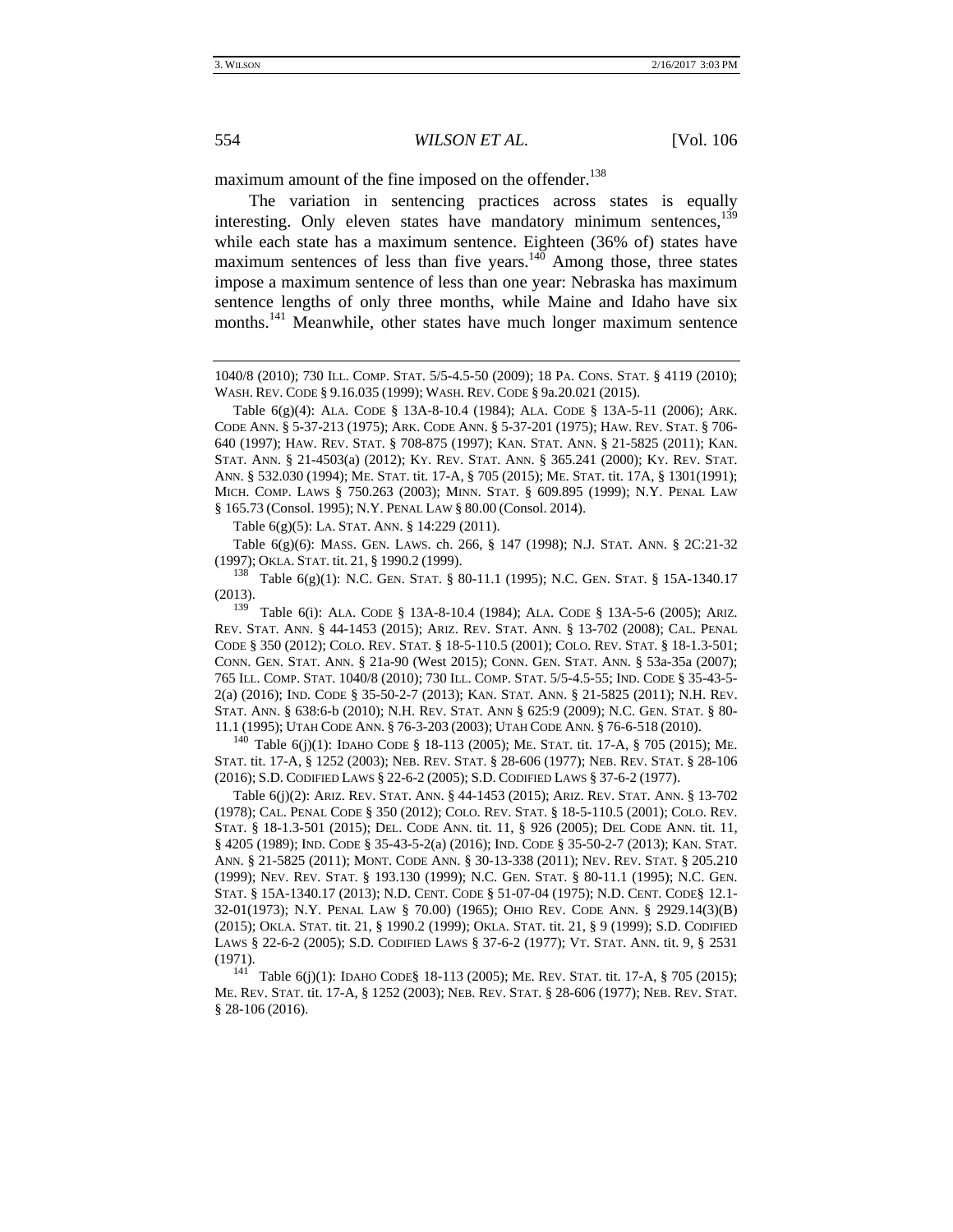maximum amount of the fine imposed on the offender.[138]

The variation in sentencing practices across states is equally interesting. Only eleven states have mandatory minimum sentences,[139] while each state has a maximum sentence. Eighteen (36% of) states have maximum sentences of less than five years.[140] Among those, three states impose a maximum sentence of less than one year: Nebraska has maximum sentence lengths of only three months, while Maine and Idaho have six months.[141] Meanwhile, other states have much longer maximum sentence

---

1040/8 (2010); 730 ILL. COMP. STAT. 5/5-4.5-50 (2009); 18 PA. CONS. STAT. § 4119 (2010); WASH. REV. CODE § 9.16.035 (1999); WASH. REV. CODE § 9a.20.021 (2015).

Table 6(g)(4): ALA. CODE § 13A-8-10.4 (1984); ALA. CODE § 13A-5-11 (2006); ARK. CODE ANN. § 5-37-213 (1975); ARK. CODE ANN. § 5-37-201 (1975); HAW. REV. STAT. § 706-640 (1997); HAW. REV. STAT. § 708-875 (1997); KAN. STAT. ANN. § 21-5825 (2011); KAN. STAT. ANN. § 21-4503(a) (2012); KY. REV. STAT. ANN. § 365.241 (2000); KY. REV. STAT. ANN. § 532.030 (1994); ME. STAT. tit. 17-A, § 705 (2015); ME. STAT. tit. 17A, § 1301(1991); MICH. COMP. LAWS § 750.263 (2003); MINN. STAT. § 609.895 (1999); N.Y. PENAL LAW § 165.73 (Consol. 1995); N.Y. PENAL LAW § 80.00 (Consol. 2014).

Table 6(g)(5): LA. STAT. ANN. § 14:229 (2011).

Table 6(g)(6): MASS. GEN. LAWS. ch. 266, § 147 (1998); N.J. STAT. ANN. § 2C:21-32 (1997); OKLA. STAT. tit. 21, § 1990.2 (1999).

[138] Table 6(g)(1): N.C. GEN. STAT. § 80-11.1 (1995); N.C. GEN. STAT. § 15A-1340.17 (2013).

[139] Table 6(i): ALA. CODE § 13A-8-10.4 (1984); ALA. CODE § 13A-5-6 (2005); ARIZ. REV. STAT. ANN. § 44-1453 (2015); ARIZ. REV. STAT. ANN. § 13-702 (2008); CAL. PENAL CODE § 350 (2012); COLO. REV. STAT. § 18-5-110.5 (2001); COLO. REV. STAT. § 18-1.3-501; CONN. GEN. STAT. ANN. § 21a-90 (West 2015); CONN. GEN. STAT. ANN. § 53a-35a (2007); 765 ILL. COMP. STAT. 1040/8 (2010); 730 ILL. COMP. STAT. 5/5-4.5-55; IND. CODE § 35-43-5-2(a) (2016); IND. CODE § 35-50-2-7 (2013); KAN. STAT. ANN. § 21-5825 (2011); N.H. REV. STAT. ANN. § 638:6-b (2010); N.H. REV. STAT. ANN § 625:9 (2009); N.C. GEN. STAT. § 80-11.1 (1995); UTAH CODE ANN. § 76-3-203 (2003); UTAH CODE ANN. § 76-6-518 (2010).

[140] Table 6(j)(1): IDAHO CODE § 18-113 (2005); ME. STAT. tit. 17-A, § 705 (2015); ME. STAT. tit. 17-A, § 1252 (2003); NEB. REV. STAT. § 28-606 (1977); NEB. REV. STAT. § 28-106 (2016); S.D. CODIFIED LAWS § 22-6-2 (2005); S.D. CODIFIED LAWS § 37-6-2 (1977).

Table 6(j)(2): ARIZ. REV. STAT. ANN. § 44-1453 (2015); ARIZ. REV. STAT. ANN. § 13-702 (1978); CAL. PENAL CODE § 350 (2012); COLO. REV. STAT. § 18-5-110.5 (2001); COLO. REV. STAT. § 18-1.3-501 (2015); DEL. CODE ANN. tit. 11, § 926 (2005); DEL CODE ANN. tit. 11, § 4205 (1989); IND. CODE § 35-43-5-2(a) (2016); IND. CODE § 35-50-2-7 (2013); KAN. STAT. ANN. § 21-5825 (2011); MONT. CODE ANN. § 30-13-338 (2011); NEV. REV. STAT. § 205.210 (1999); NEV. REV. STAT. § 193.130 (1999); N.C. GEN. STAT. § 80-11.1 (1995); N.C. GEN. STAT. § 15A-1340.17 (2013); N.D. CENT. CODE § 51-07-04 (1975); N.D. CENT. CODE§ 12.1-32-01(1973); N.Y. PENAL LAW § 70.00) (1965); OHIO REV. CODE ANN. § 2929.14(3)(B) (2015); OKLA. STAT. tit. 21, § 1990.2 (1999); OKLA. STAT. tit. 21, § 9 (1999); S.D. CODIFIED LAWS § 22-6-2 (2005); S.D. CODIFIED LAWS § 37-6-2 (1977); VT. STAT. ANN. tit. 9, § 2531 (1971).

[141] Table 6(j)(1): IDAHO CODE§ 18-113 (2005); ME. REV. STAT. tit. 17-A, § 705 (2015); ME. REV. STAT. tit. 17-A, § 1252 (2003); NEB. REV. STAT. § 28-606 (1977); NEB. REV. STAT. § 28-106 (2016).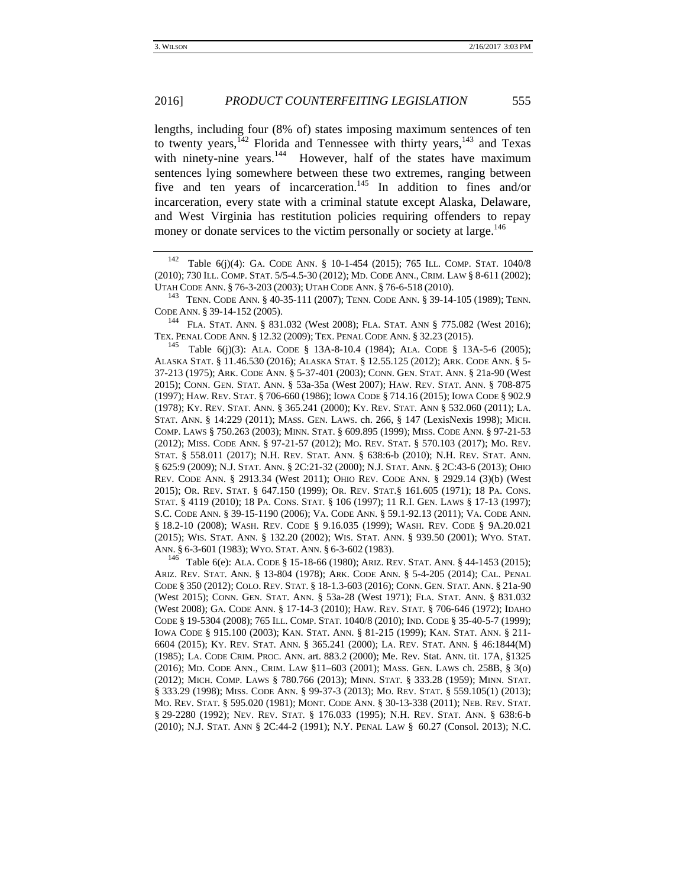lengths, including four (8% of) states imposing maximum sentences of ten to twenty years,[142] Florida and Tennessee with thirty years,[143] and Texas with ninety-nine years.[144] However, half of the states have maximum sentences lying somewhere between these two extremes, ranging between five and ten years of incarceration.[145] In addition to fines and/or incarceration, every state with a criminal statute except Alaska, Delaware, and West Virginia has restitution policies requiring offenders to repay money or donate services to the victim personally or society at large.[146]

---

[142] Table 6(j)(4): GA. CODE ANN. § 10-1-454 (2015); 765 ILL. COMP. STAT. 1040/8 (2010); 730 ILL. COMP. STAT. 5/5-4.5-30 (2012); MD. CODE ANN., CRIM. LAW § 8-611 (2002); UTAH CODE ANN. § 76-3-203 (2003); UTAH CODE ANN. § 76-6-518 (2010).

[143] TENN. CODE ANN. § 40-35-111 (2007); TENN. CODE ANN. § 39-14-105 (1989); TENN. CODE ANN. § 39-14-152 (2005).

[144] FLA. STAT. ANN. § 831.032 (West 2008); FLA. STAT. ANN § 775.082 (West 2016); TEX. PENAL CODE ANN. § 12.32 (2009); TEX. PENAL CODE ANN. § 32.23 (2015).

[145] Table 6(j)(3): ALA. CODE § 13A-8-10.4 (1984); ALA. CODE § 13A-5-6 (2005); ALASKA STAT. § 11.46.530 (2016); ALASKA STAT. § 12.55.125 (2012); ARK. CODE ANN. § 5-37-213 (1975); ARK. CODE ANN. § 5-37-401 (2003); CONN. GEN. STAT. ANN. § 21a-90 (West 2015); CONN. GEN. STAT. ANN. § 53a-35a (West 2007); HAW. REV. STAT. ANN. § 708-875 (1997); HAW. REV. STAT. § 706-660 (1986); IOWA CODE § 714.16 (2015); IOWA CODE § 902.9 (1978); KY. REV. STAT. ANN. § 365.241 (2000); KY. REV. STAT. ANN § 532.060 (2011); LA. STAT. ANN. § 14:229 (2011); MASS. GEN. LAWS. ch. 266, § 147 (LexisNexis 1998); MICH. COMP. LAWS § 750.263 (2003); MINN. STAT. § 609.895 (1999); MISS. CODE ANN. § 97-21-53 (2012); MISS. CODE ANN. § 97-21-57 (2012); MO. REV. STAT. § 570.103 (2017); MO. REV. STAT. § 558.011 (2017); N.H. REV. STAT. ANN. § 638:6-b (2010); N.H. REV. STAT. ANN. § 625:9 (2009); N.J. STAT. ANN. § 2C:21-32 (2000); N.J. STAT. ANN. § 2C:43-6 (2013); OHIO REV. CODE ANN. § 2913.34 (West 2011); OHIO REV. CODE ANN. § 2929.14 (3)(b) (West 2015); OR. REV. STAT. § 647.150 (1999); OR. REV. STAT.§ 161.605 (1971); 18 PA. CONS. STAT. § 4119 (2010); 18 PA. CONS. STAT. § 106 (1997); 11 R.I. GEN. LAWS § 17-13 (1997); S.C. CODE ANN. § 39-15-1190 (2006); VA. CODE ANN. § 59.1-92.13 (2011); VA. CODE ANN. § 18.2-10 (2008); WASH. REV. CODE § 9.16.035 (1999); WASH. REV. CODE § 9A.20.021 (2015); WIS. STAT. ANN. § 132.20 (2002); WIS. STAT. ANN. § 939.50 (2001); WYO. STAT. ANN. § 6-3-601 (1983); WYO. STAT. ANN. § 6-3-602 (1983).

[146] Table 6(e): ALA. CODE § 15-18-66 (1980); ARIZ. REV. STAT. ANN. § 44-1453 (2015); ARIZ. REV. STAT. ANN. § 13-804 (1978); ARK. CODE ANN. § 5-4-205 (2014); CAL. PENAL CODE § 350 (2012); COLO. REV. STAT. § 18-1.3-603 (2016); CONN. GEN. STAT. ANN. § 21a-90 (West 2015); CONN. GEN. STAT. ANN. § 53a-28 (West 1971); FLA. STAT. ANN. § 831.032 (West 2008); GA. CODE ANN. § 17-14-3 (2010); HAW. REV. STAT. § 706-646 (1972); IDAHO CODE § 19-5304 (2008); 765 ILL. COMP. STAT. 1040/8 (2010); IND. CODE § 35-40-5-7 (1999); IOWA CODE § 915.100 (2003); KAN. STAT. ANN. § 81-215 (1999); KAN. STAT. ANN. § 211-6604 (2015); KY. REV. STAT. ANN. § 365.241 (2000); LA. REV. STAT. ANN. § 46:1844(M) (1985); LA. CODE CRIM. PROC. ANN. art. 883.2 (2000); Me. Rev. Stat. ANN. tit. 17A, §1325 (2016); MD. CODE ANN., CRIM. LAW §11–603 (2001); MASS. GEN. LAWS ch. 258B, § 3(o) (2012); MICH. COMP. LAWS § 780.766 (2013); MINN. STAT. § 333.28 (1959); MINN. STAT. § 333.29 (1998); MISS. CODE ANN. § 99-37-3 (2013); MO. REV. STAT. § 559.105(1) (2013); MO. REV. STAT. § 595.020 (1981); MONT. CODE ANN. § 30-13-338 (2011); NEB. REV. STAT. § 29-2280 (1992); NEV. REV. STAT. § 176.033 (1995); N.H. REV. STAT. ANN. § 638:6-b (2010); N.J. STAT. ANN § 2C:44-2 (1991); N.Y. PENAL LAW § 60.27 (Consol. 2013); N.C.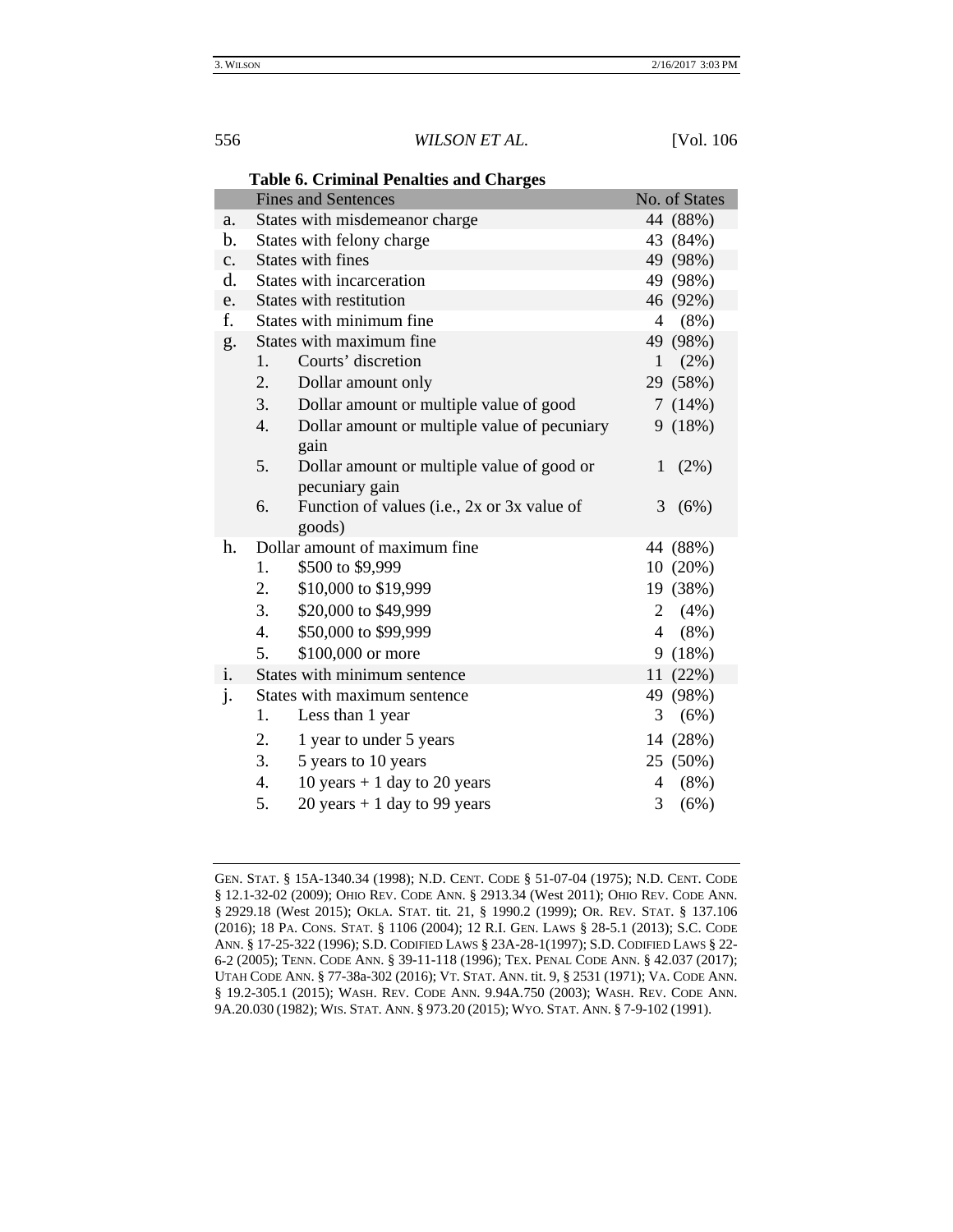**Table 6. Criminal Penalties and Charges**

| | | Fines and Sentences | No. of States |
|---|---|---|---|
| a. | | States with misdemeanor charge | 44 (88%) |
| b. | | States with felony charge | 43 (84%) |
| c. | | States with fines | 49 (98%) |
| d. | | States with incarceration | 49 (98%) |
| e. | | States with restitution | 46 (92%) |
| f. | | States with minimum fine | 4 (8%) |
| g. | | States with maximum fine | 49 (98%) |
| | 1. | Courts' discretion | 1 (2%) |
| | 2. | Dollar amount only | 29 (58%) |
| | 3. | Dollar amount or multiple value of good | 7 (14%) |
| | 4. | Dollar amount or multiple value of pecuniary gain | 9 (18%) |
| | 5. | Dollar amount or multiple value of good or pecuniary gain | 1 (2%) |
| | 6. | Function of values (i.e., 2x or 3x value of goods) | 3 (6%) |
| h. | | Dollar amount of maximum fine | 44 (88%) |
| | 1. | \$500 to \$9,999 | 10 (20%) |
| | 2. | \$10,000 to \$19,999 | 19 (38%) |
| | 3. | \$20,000 to \$49,999 | 2 (4%) |
| | 4. | \$50,000 to \$99,999 | 4 (8%) |
| | 5. | \$100,000 or more | 9 (18%) |
| i. | | States with minimum sentence | 11 (22%) |
| j. | | States with maximum sentence | 49 (98%) |
| | 1. | Less than 1 year | 3 (6%) |
| | 2. | 1 year to under 5 years | 14 (28%) |
| | 3. | 5 years to 10 years | 25 (50%) |
| | 4. | 10 years + 1 day to 20 years | 4 (8%) |
| | 5. | 20 years + 1 day to 99 years | 3 (6%) |

GEN. STAT. § 15A-1340.34 (1998); N.D. CENT. CODE § 51-07-04 (1975); N.D. CENT. CODE § 12.1-32-02 (2009); OHIO REV. CODE ANN. § 2913.34 (West 2011); OHIO REV. CODE ANN. § 2929.18 (West 2015); OKLA. STAT. tit. 21, § 1990.2 (1999); OR. REV. STAT. § 137.106 (2016); 18 PA. CONS. STAT. § 1106 (2004); 12 R.I. GEN. LAWS § 28-5.1 (2013); S.C. CODE ANN. § 17-25-322 (1996); S.D. CODIFIED LAWS § 23A-28-1(1997); S.D. CODIFIED LAWS § 22-6-2 (2005); TENN. CODE ANN. § 39-11-118 (1996); TEX. PENAL CODE ANN. § 42.037 (2017); UTAH CODE ANN. § 77-38a-302 (2016); VT. STAT. ANN. tit. 9, § 2531 (1971); VA. CODE ANN. § 19.2-305.1 (2015); WASH. REV. CODE ANN. 9.94A.750 (2003); WASH. REV. CODE ANN. 9A.20.030 (1982); WIS. STAT. ANN. § 973.20 (2015); WYO. STAT. ANN. § 7-9-102 (1991).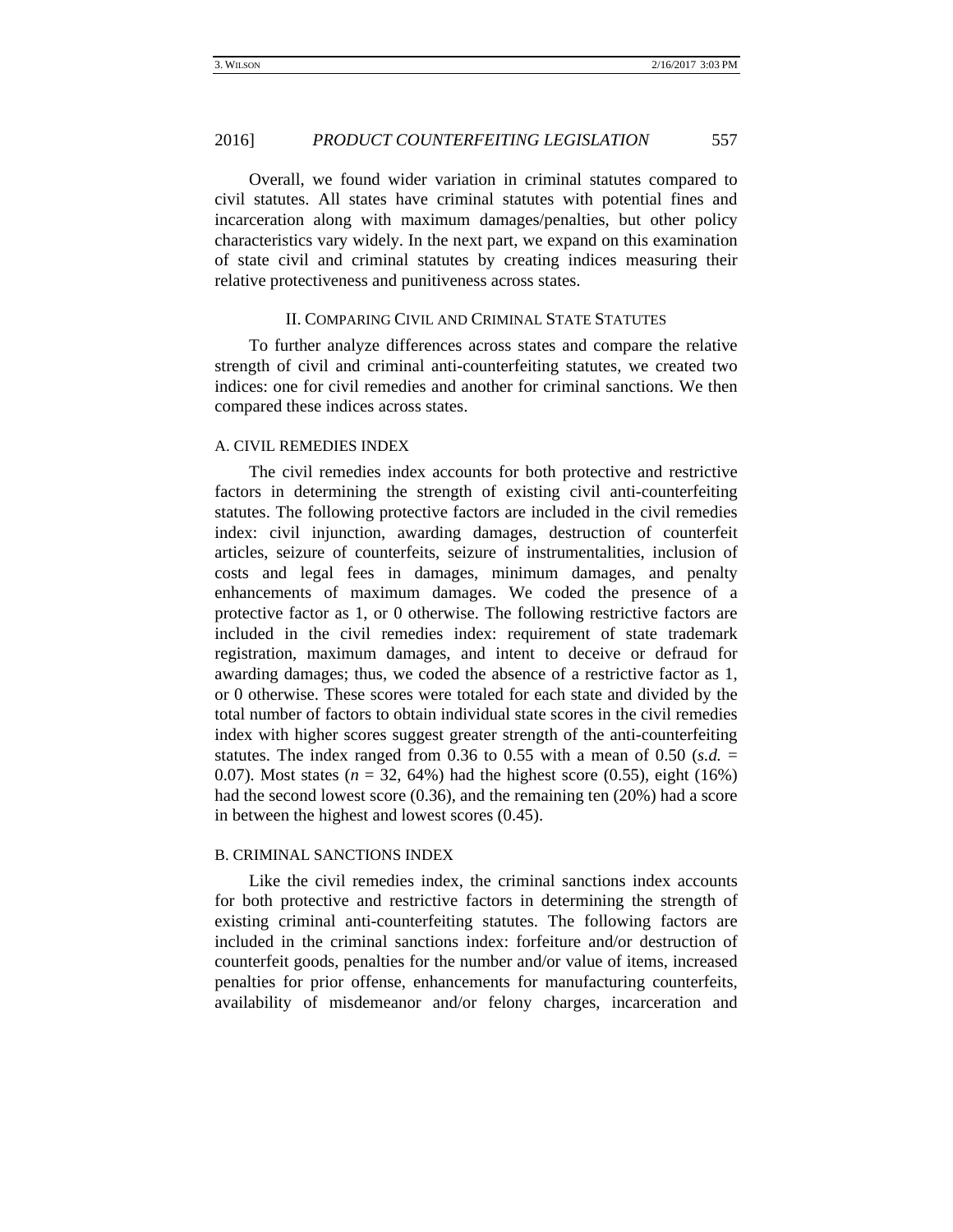Overall, we found wider variation in criminal statutes compared to civil statutes. All states have criminal statutes with potential fines and incarceration along with maximum damages/penalties, but other policy characteristics vary widely. In the next part, we expand on this examination of state civil and criminal statutes by creating indices measuring their relative protectiveness and punitiveness across states.

## II. COMPARING CIVIL AND CRIMINAL STATE STATUTES

To further analyze differences across states and compare the relative strength of civil and criminal anti-counterfeiting statutes, we created two indices: one for civil remedies and another for criminal sanctions. We then compared these indices across states.

### A. CIVIL REMEDIES INDEX

The civil remedies index accounts for both protective and restrictive factors in determining the strength of existing civil anti-counterfeiting statutes. The following protective factors are included in the civil remedies index: civil injunction, awarding damages, destruction of counterfeit articles, seizure of counterfeits, seizure of instrumentalities, inclusion of costs and legal fees in damages, minimum damages, and penalty enhancements of maximum damages. We coded the presence of a protective factor as 1, or 0 otherwise. The following restrictive factors are included in the civil remedies index: requirement of state trademark registration, maximum damages, and intent to deceive or defraud for awarding damages; thus, we coded the absence of a restrictive factor as 1, or 0 otherwise. These scores were totaled for each state and divided by the total number of factors to obtain individual state scores in the civil remedies index with higher scores suggest greater strength of the anti-counterfeiting statutes. The index ranged from 0.36 to 0.55 with a mean of 0.50 (*s.d.* = 0.07). Most states (*n* = 32, 64%) had the highest score (0.55), eight (16%) had the second lowest score (0.36), and the remaining ten (20%) had a score in between the highest and lowest scores (0.45).

### B. CRIMINAL SANCTIONS INDEX

Like the civil remedies index, the criminal sanctions index accounts for both protective and restrictive factors in determining the strength of existing criminal anti-counterfeiting statutes. The following factors are included in the criminal sanctions index: forfeiture and/or destruction of counterfeit goods, penalties for the number and/or value of items, increased penalties for prior offense, enhancements for manufacturing counterfeits, availability of misdemeanor and/or felony charges, incarceration and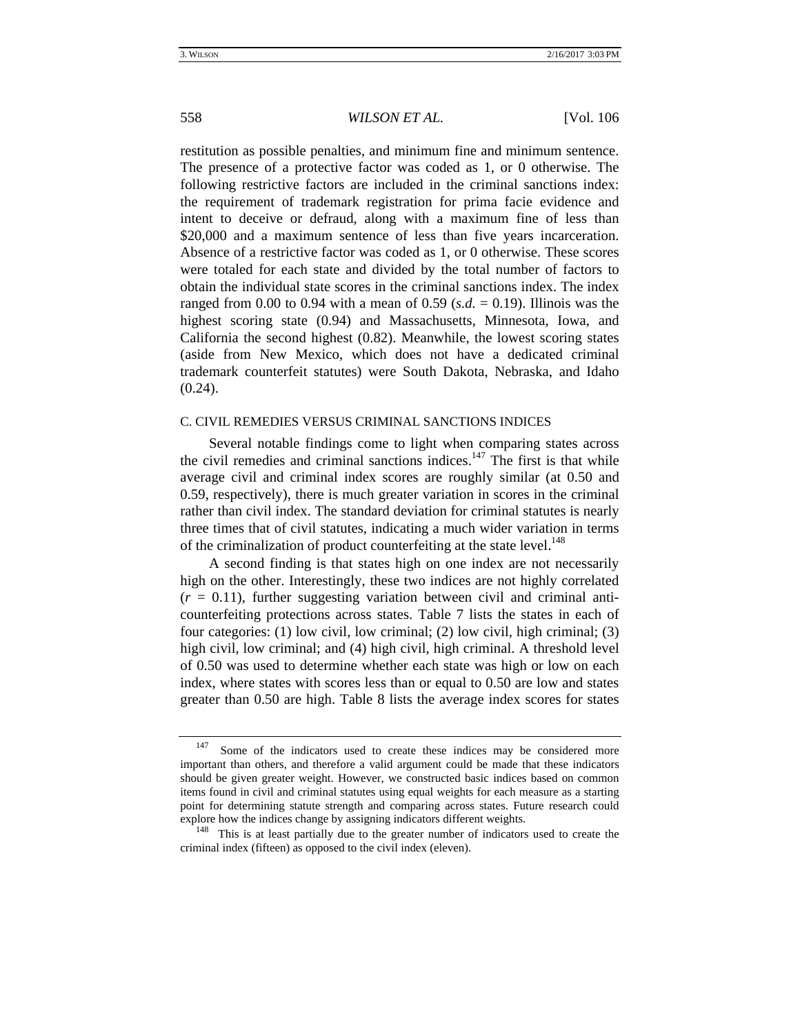restitution as possible penalties, and minimum fine and minimum sentence. The presence of a protective factor was coded as 1, or 0 otherwise. The following restrictive factors are included in the criminal sanctions index: the requirement of trademark registration for prima facie evidence and intent to deceive or defraud, along with a maximum fine of less than $20,000 and a maximum sentence of less than five years incarceration. Absence of a restrictive factor was coded as 1, or 0 otherwise. These scores were totaled for each state and divided by the total number of factors to obtain the individual state scores in the criminal sanctions index. The index ranged from 0.00 to 0.94 with a mean of 0.59 (*s.d.* = 0.19). Illinois was the highest scoring state (0.94) and Massachusetts, Minnesota, Iowa, and California the second highest (0.82). Meanwhile, the lowest scoring states (aside from New Mexico, which does not have a dedicated criminal trademark counterfeit statutes) were South Dakota, Nebraska, and Idaho (0.24).

### C. CIVIL REMEDIES VERSUS CRIMINAL SANCTIONS INDICES

Several notable findings come to light when comparing states across the civil remedies and criminal sanctions indices.[147] The first is that while average civil and criminal index scores are roughly similar (at 0.50 and 0.59, respectively), there is much greater variation in scores in the criminal rather than civil index. The standard deviation for criminal statutes is nearly three times that of civil statutes, indicating a much wider variation in terms of the criminalization of product counterfeiting at the state level.[148]

A second finding is that states high on one index are not necessarily high on the other. Interestingly, these two indices are not highly correlated ($r$ = 0.11), further suggesting variation between civil and criminal anti-counterfeiting protections across states. Table 7 lists the states in each of four categories: (1) low civil, low criminal; (2) low civil, high criminal; (3) high civil, low criminal; and (4) high civil, high criminal. A threshold level of 0.50 was used to determine whether each state was high or low on each index, where states with scores less than or equal to 0.50 are low and states greater than 0.50 are high. Table 8 lists the average index scores for states

---

[147] Some of the indicators used to create these indices may be considered more important than others, and therefore a valid argument could be made that these indicators should be given greater weight. However, we constructed basic indices based on common items found in civil and criminal statutes using equal weights for each measure as a starting point for determining statute strength and comparing across states. Future research could explore how the indices change by assigning indicators different weights.

[148] This is at least partially due to the greater number of indicators used to create the criminal index (fifteen) as opposed to the civil index (eleven).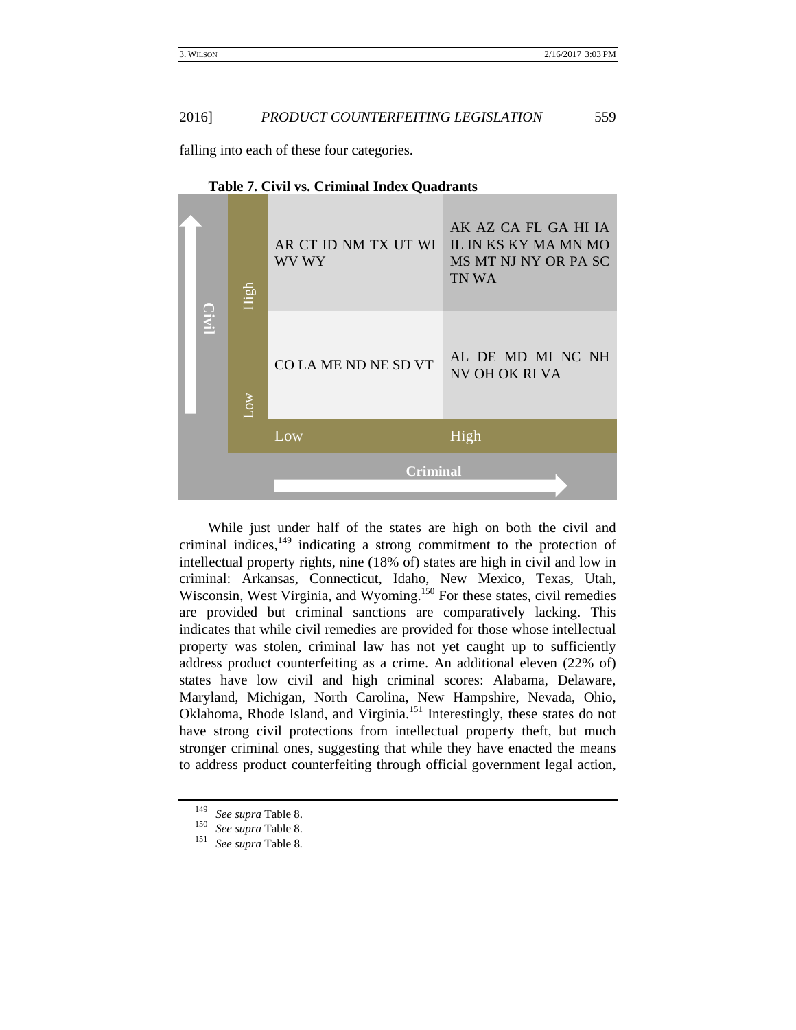falling into each of these four categories.

**Table 7. Civil vs. Criminal Index Quadrants**

| Civil | Criminal: Low | Criminal: High |
|---|---|---|
| High | AR CT ID NM TX UT WI WV WY | AK AZ CA FL GA HI IA IL IN KS KY MA MN MO MS MT NJ NY OR PA SC TN WA |
| Low | CO LA ME ND NE SD VT | AL DE MD MI NC NH NV OH OK RI VA |

While just under half of the states are high on both the civil and criminal indices,[149] indicating a strong commitment to the protection of intellectual property rights, nine (18% of) states are high in civil and low in criminal: Arkansas, Connecticut, Idaho, New Mexico, Texas, Utah, Wisconsin, West Virginia, and Wyoming.[150] For these states, civil remedies are provided but criminal sanctions are comparatively lacking. This indicates that while civil remedies are provided for those whose intellectual property was stolen, criminal law has not yet caught up to sufficiently address product counterfeiting as a crime. An additional eleven (22% of) states have low civil and high criminal scores: Alabama, Delaware, Maryland, Michigan, North Carolina, New Hampshire, Nevada, Ohio, Oklahoma, Rhode Island, and Virginia.[151] Interestingly, these states do not have strong civil protections from intellectual property theft, but much stronger criminal ones, suggesting that while they have enacted the means to address product counterfeiting through official government legal action,

---

[149] *See supra* Table 8.

[150] *See supra* Table 8.

[151] *See supra* Table 8.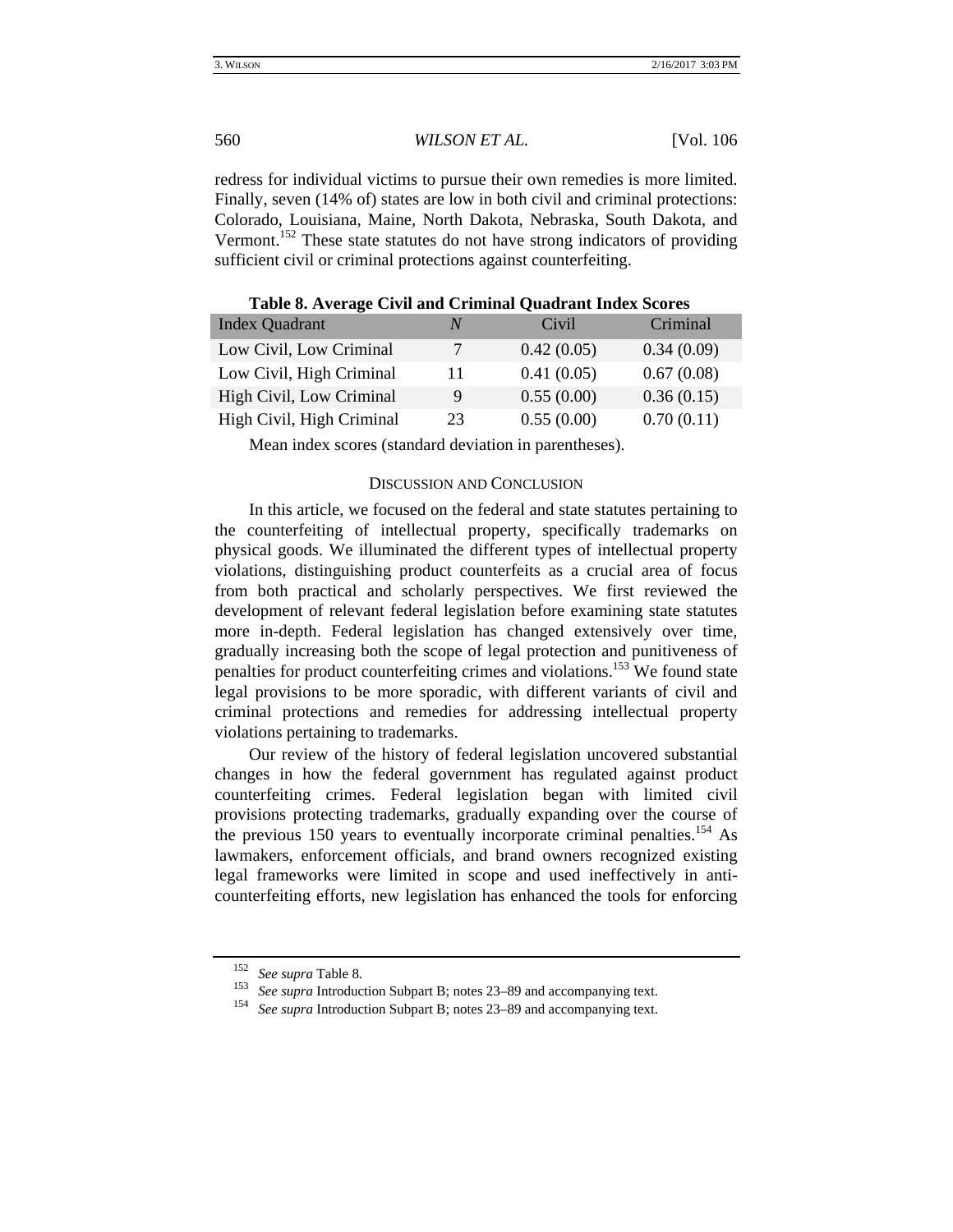redress for individual victims to pursue their own remedies is more limited. Finally, seven (14% of) states are low in both civil and criminal protections: Colorado, Louisiana, Maine, North Dakota, Nebraska, South Dakota, and Vermont.[152] These state statutes do not have strong indicators of providing sufficient civil or criminal protections against counterfeiting.

**Table 8. Average Civil and Criminal Quadrant Index Scores**

| Index Quadrant | *N* | Civil | Criminal |
|---|---|---|---|
| Low Civil, Low Criminal | 7 | 0.42 (0.05) | 0.34 (0.09) |
| Low Civil, High Criminal | 11 | 0.41 (0.05) | 0.67 (0.08) |
| High Civil, Low Criminal | 9 | 0.55 (0.00) | 0.36 (0.15) |
| High Civil, High Criminal | 23 | 0.55 (0.00) | 0.70 (0.11) |

Mean index scores (standard deviation in parentheses).

## DISCUSSION AND CONCLUSION

In this article, we focused on the federal and state statutes pertaining to the counterfeiting of intellectual property, specifically trademarks on physical goods. We illuminated the different types of intellectual property violations, distinguishing product counterfeits as a crucial area of focus from both practical and scholarly perspectives. We first reviewed the development of relevant federal legislation before examining state statutes more in-depth. Federal legislation has changed extensively over time, gradually increasing both the scope of legal protection and punitiveness of penalties for product counterfeiting crimes and violations.[153] We found state legal provisions to be more sporadic, with different variants of civil and criminal protections and remedies for addressing intellectual property violations pertaining to trademarks.

Our review of the history of federal legislation uncovered substantial changes in how the federal government has regulated against product counterfeiting crimes. Federal legislation began with limited civil provisions protecting trademarks, gradually expanding over the course of the previous 150 years to eventually incorporate criminal penalties.[154] As lawmakers, enforcement officials, and brand owners recognized existing legal frameworks were limited in scope and used ineffectively in anti-counterfeiting efforts, new legislation has enhanced the tools for enforcing

---

[152] *See supra* Table 8.

[153] *See supra* Introduction Subpart B; notes 23–89 and accompanying text.

[154] *See supra* Introduction Subpart B; notes 23–89 and accompanying text.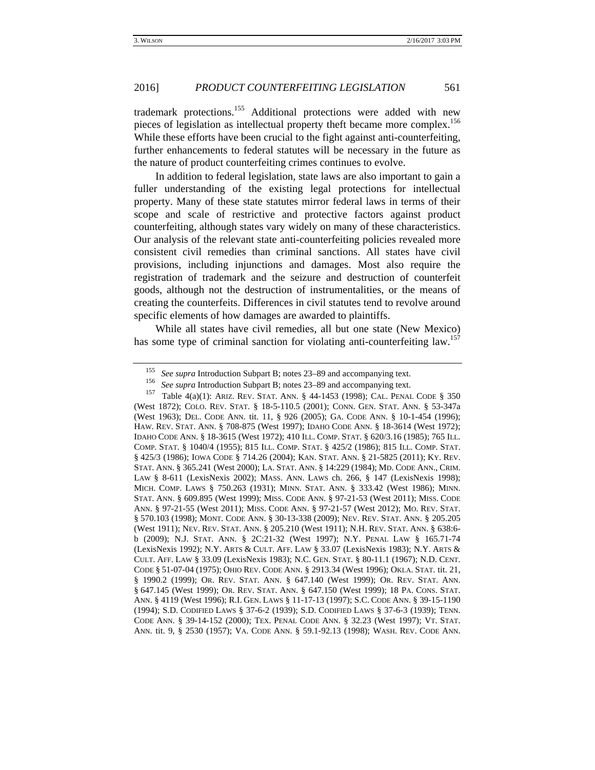trademark protections.[155] Additional protections were added with new pieces of legislation as intellectual property theft became more complex.[156] While these efforts have been crucial to the fight against anti-counterfeiting, further enhancements to federal statutes will be necessary in the future as the nature of product counterfeiting crimes continues to evolve.

In addition to federal legislation, state laws are also important to gain a fuller understanding of the existing legal protections for intellectual property. Many of these state statutes mirror federal laws in terms of their scope and scale of restrictive and protective factors against product counterfeiting, although states vary widely on many of these characteristics. Our analysis of the relevant state anti-counterfeiting policies revealed more consistent civil remedies than criminal sanctions. All states have civil provisions, including injunctions and damages. Most also require the registration of trademark and the seizure and destruction of counterfeit goods, although not the destruction of instrumentalities, or the means of creating the counterfeits. Differences in civil statutes tend to revolve around specific elements of how damages are awarded to plaintiffs.

While all states have civil remedies, all but one state (New Mexico) has some type of criminal sanction for violating anti-counterfeiting law.[157]

---

[155] *See supra* Introduction Subpart B; notes 23–89 and accompanying text.

[156] *See supra* Introduction Subpart B; notes 23–89 and accompanying text.

[157] Table 4(a)(1): ARIZ. REV. STAT. ANN. § 44-1453 (1998); CAL. PENAL CODE § 350 (West 1872); COLO. REV. STAT. § 18-5-110.5 (2001); CONN. GEN. STAT. ANN. § 53-347a (West 1963); DEL. CODE ANN. tit. 11, § 926 (2005); GA. CODE ANN. § 10-1-454 (1996); HAW. REV. STAT. ANN. § 708-875 (West 1997); IDAHO CODE ANN. § 18-3614 (West 1972); IDAHO CODE ANN. § 18-3615 (West 1972); 410 ILL. COMP. STAT. § 620/3.16 (1985); 765 ILL. COMP. STAT. § 1040/4 (1955); 815 ILL. COMP. STAT. § 425/2 (1986); 815 ILL. COMP. STAT. § 425/3 (1986); IOWA CODE § 714.26 (2004); KAN. STAT. ANN. § 21-5825 (2011); KY. REV. STAT. ANN. § 365.241 (West 2000); LA. STAT. ANN. § 14:229 (1984); MD. CODE ANN., CRIM. LAW § 8-611 (LexisNexis 2002); MASS. ANN. LAWS ch. 266, § 147 (LexisNexis 1998); MICH. COMP. LAWS § 750.263 (1931); MINN. STAT. ANN. § 333.42 (West 1986); MINN. STAT. ANN. § 609.895 (West 1999); MISS. CODE ANN. § 97-21-53 (West 2011); MISS. CODE ANN. § 97-21-55 (West 2011); MISS. CODE ANN. § 97-21-57 (West 2012); MO. REV. STAT. § 570.103 (1998); MONT. CODE ANN. § 30-13-338 (2009); NEV. REV. STAT. ANN. § 205.205 (West 1911); NEV. REV. STAT. ANN. § 205.210 (West 1911); N.H. REV. STAT. ANN. § 638:6-b (2009); N.J. STAT. ANN. § 2C:21-32 (West 1997); N.Y. PENAL LAW § 165.71-74 (LexisNexis 1992); N.Y. ARTS & CULT. AFF. LAW § 33.07 (LexisNexis 1983); N.Y. ARTS & CULT. AFF. LAW § 33.09 (LexisNexis 1983); N.C. GEN. STAT. § 80-11.1 (1967); N.D. CENT. CODE § 51-07-04 (1975); OHIO REV. CODE ANN. § 2913.34 (West 1996); OKLA. STAT. tit. 21, § 1990.2 (1999); OR. REV. STAT. ANN. § 647.140 (West 1999); OR. REV. STAT. ANN. § 647.145 (West 1999); OR. REV. STAT. ANN. § 647.150 (West 1999); 18 PA. CONS. STAT. ANN. § 4119 (West 1996); R.I. GEN. LAWS § 11-17-13 (1997); S.C. CODE ANN. § 39-15-1190 (1994); S.D. CODIFIED LAWS § 37-6-2 (1939); S.D. CODIFIED LAWS § 37-6-3 (1939); TENN. CODE ANN. § 39-14-152 (2000); TEX. PENAL CODE ANN. § 32.23 (West 1997); VT. STAT. ANN. tit. 9, § 2530 (1957); VA. CODE ANN. § 59.1-92.13 (1998); WASH. REV. CODE ANN.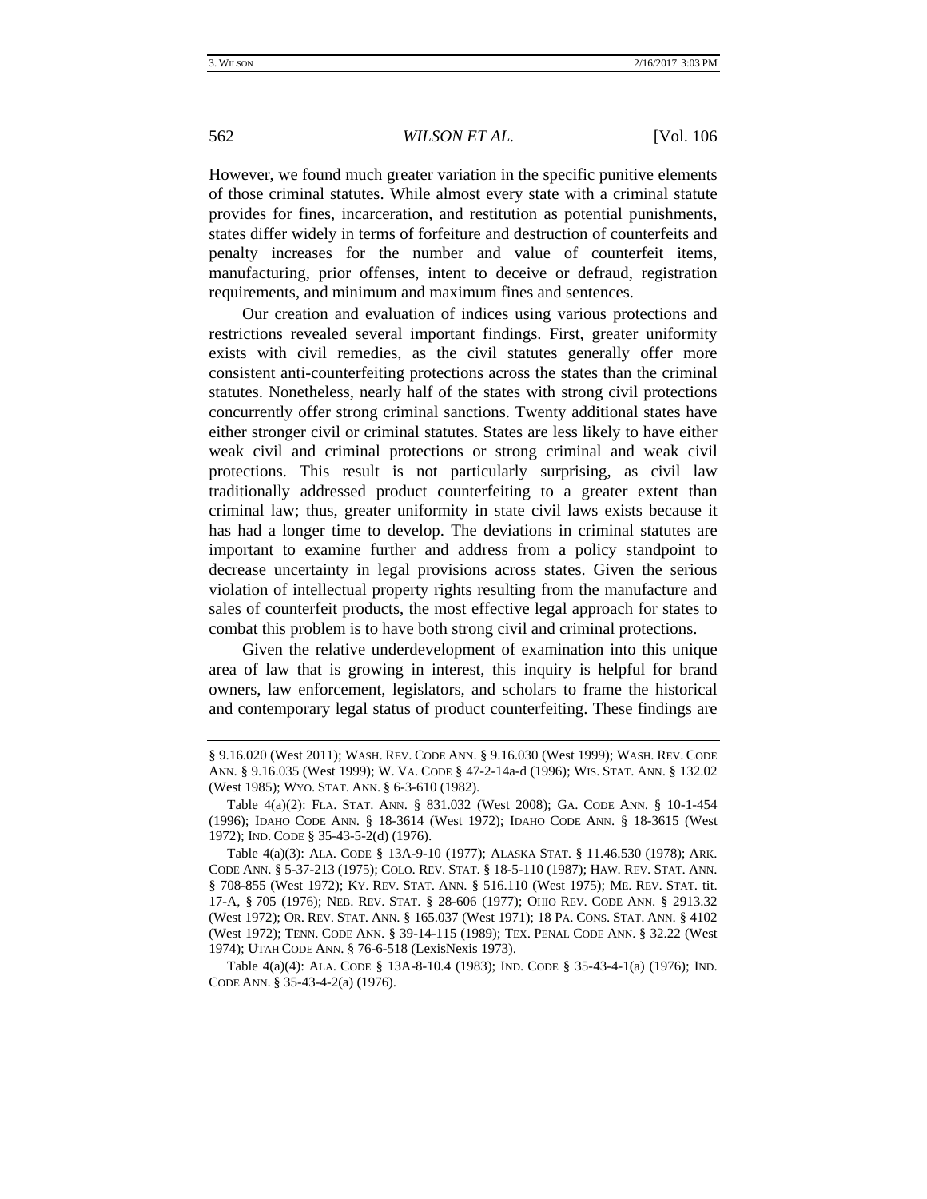However, we found much greater variation in the specific punitive elements of those criminal statutes. While almost every state with a criminal statute provides for fines, incarceration, and restitution as potential punishments, states differ widely in terms of forfeiture and destruction of counterfeits and penalty increases for the number and value of counterfeit items, manufacturing, prior offenses, intent to deceive or defraud, registration requirements, and minimum and maximum fines and sentences.

Our creation and evaluation of indices using various protections and restrictions revealed several important findings. First, greater uniformity exists with civil remedies, as the civil statutes generally offer more consistent anti-counterfeiting protections across the states than the criminal statutes. Nonetheless, nearly half of the states with strong civil protections concurrently offer strong criminal sanctions. Twenty additional states have either stronger civil or criminal statutes. States are less likely to have either weak civil and criminal protections or strong criminal and weak civil protections. This result is not particularly surprising, as civil law traditionally addressed product counterfeiting to a greater extent than criminal law; thus, greater uniformity in state civil laws exists because it has had a longer time to develop. The deviations in criminal statutes are important to examine further and address from a policy standpoint to decrease uncertainty in legal provisions across states. Given the serious violation of intellectual property rights resulting from the manufacture and sales of counterfeit products, the most effective legal approach for states to combat this problem is to have both strong civil and criminal protections.

Given the relative underdevelopment of examination into this unique area of law that is growing in interest, this inquiry is helpful for brand owners, law enforcement, legislators, and scholars to frame the historical and contemporary legal status of product counterfeiting. These findings are

---

§ 9.16.020 (West 2011); WASH. REV. CODE ANN. § 9.16.030 (West 1999); WASH. REV. CODE ANN. § 9.16.035 (West 1999); W. VA. CODE § 47-2-14a-d (1996); WIS. STAT. ANN. § 132.02 (West 1985); WYO. STAT. ANN. § 6-3-610 (1982).

Table 4(a)(2): FLA. STAT. ANN. § 831.032 (West 2008); GA. CODE ANN. § 10-1-454 (1996); IDAHO CODE ANN. § 18-3614 (West 1972); IDAHO CODE ANN. § 18-3615 (West 1972); IND. CODE § 35-43-5-2(d) (1976).

Table 4(a)(3): ALA. CODE § 13A-9-10 (1977); ALASKA STAT. § 11.46.530 (1978); ARK. CODE ANN. § 5-37-213 (1975); COLO. REV. STAT. § 18-5-110 (1987); HAW. REV. STAT. ANN. § 708-855 (West 1972); KY. REV. STAT. ANN. § 516.110 (West 1975); ME. REV. STAT. tit. 17-A, § 705 (1976); NEB. REV. STAT. § 28-606 (1977); OHIO REV. CODE ANN. § 2913.32 (West 1972); OR. REV. STAT. ANN. § 165.037 (West 1971); 18 PA. CONS. STAT. ANN. § 4102 (West 1972); TENN. CODE ANN. § 39-14-115 (1989); TEX. PENAL CODE ANN. § 32.22 (West 1974); UTAH CODE ANN. § 76-6-518 (LexisNexis 1973).

Table 4(a)(4): ALA. CODE § 13A-8-10.4 (1983); IND. CODE § 35-43-4-1(a) (1976); IND. CODE ANN. § 35-43-4-2(a) (1976).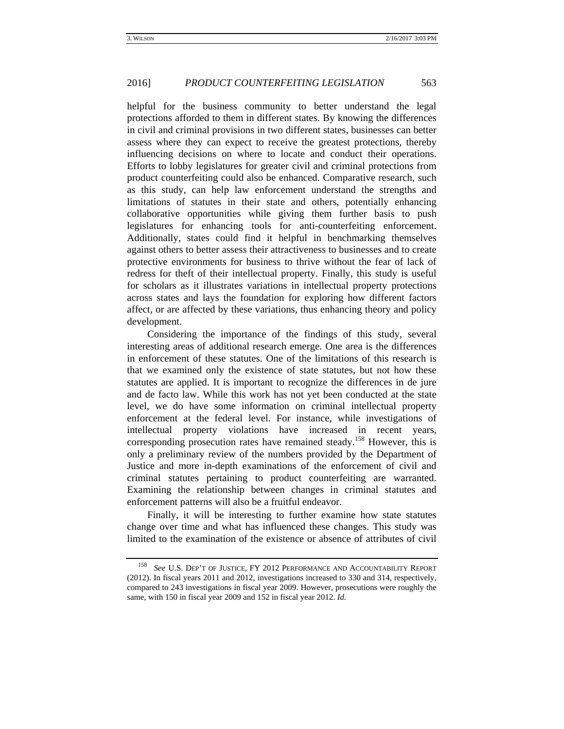helpful for the business community to better understand the legal protections afforded to them in different states. By knowing the differences in civil and criminal provisions in two different states, businesses can better assess where they can expect to receive the greatest protections, thereby influencing decisions on where to locate and conduct their operations. Efforts to lobby legislatures for greater civil and criminal protections from product counterfeiting could also be enhanced. Comparative research, such as this study, can help law enforcement understand the strengths and limitations of statutes in their state and others, potentially enhancing collaborative opportunities while giving them further basis to push legislatures for enhancing tools for anti-counterfeiting enforcement. Additionally, states could find it helpful in benchmarking themselves against others to better assess their attractiveness to businesses and to create protective environments for business to thrive without the fear of lack of redress for theft of their intellectual property. Finally, this study is useful for scholars as it illustrates variations in intellectual property protections across states and lays the foundation for exploring how different factors affect, or are affected by these variations, thus enhancing theory and policy development.

Considering the importance of the findings of this study, several interesting areas of additional research emerge. One area is the differences in enforcement of these statutes. One of the limitations of this research is that we examined only the existence of state statutes, but not how these statutes are applied. It is important to recognize the differences in de jure and de facto law. While this work has not yet been conducted at the state level, we do have some information on criminal intellectual property enforcement at the federal level. For instance, while investigations of intellectual property violations have increased in recent years, corresponding prosecution rates have remained steady.[158] However, this is only a preliminary review of the numbers provided by the Department of Justice and more in-depth examinations of the enforcement of civil and criminal statutes pertaining to product counterfeiting are warranted. Examining the relationship between changes in criminal statutes and enforcement patterns will also be a fruitful endeavor.

Finally, it will be interesting to further examine how state statutes change over time and what has influenced these changes. This study was limited to the examination of the existence or absence of attributes of civil

---

[158] *See* U.S. DEP'T OF JUSTICE, FY 2012 PERFORMANCE AND ACCOUNTABILITY REPORT (2012). In fiscal years 2011 and 2012, investigations increased to 330 and 314, respectively, compared to 243 investigations in fiscal year 2009. However, prosecutions were roughly the same, with 150 in fiscal year 2009 and 152 in fiscal year 2012. *Id.*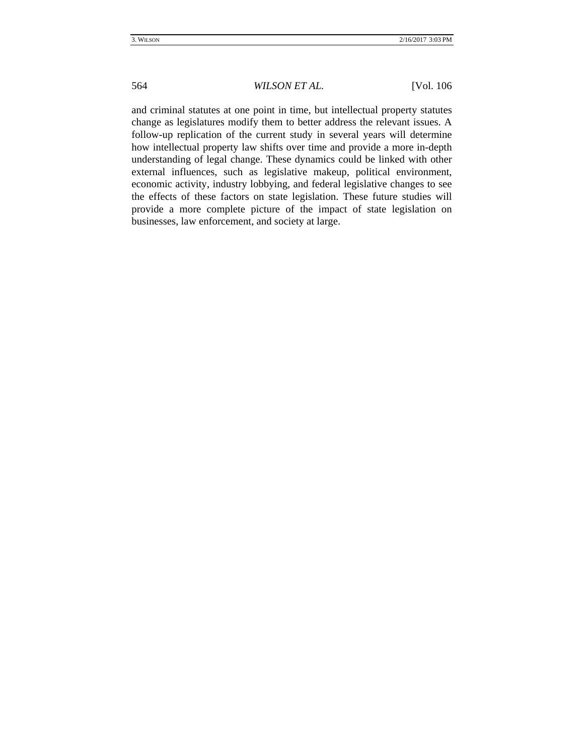and criminal statutes at one point in time, but intellectual property statutes change as legislatures modify them to better address the relevant issues. A follow-up replication of the current study in several years will determine how intellectual property law shifts over time and provide a more in-depth understanding of legal change. These dynamics could be linked with other external influences, such as legislative makeup, political environment, economic activity, industry lobbying, and federal legislative changes to see the effects of these factors on state legislation. These future studies will provide a more complete picture of the impact of state legislation on businesses, law enforcement, and society at large.